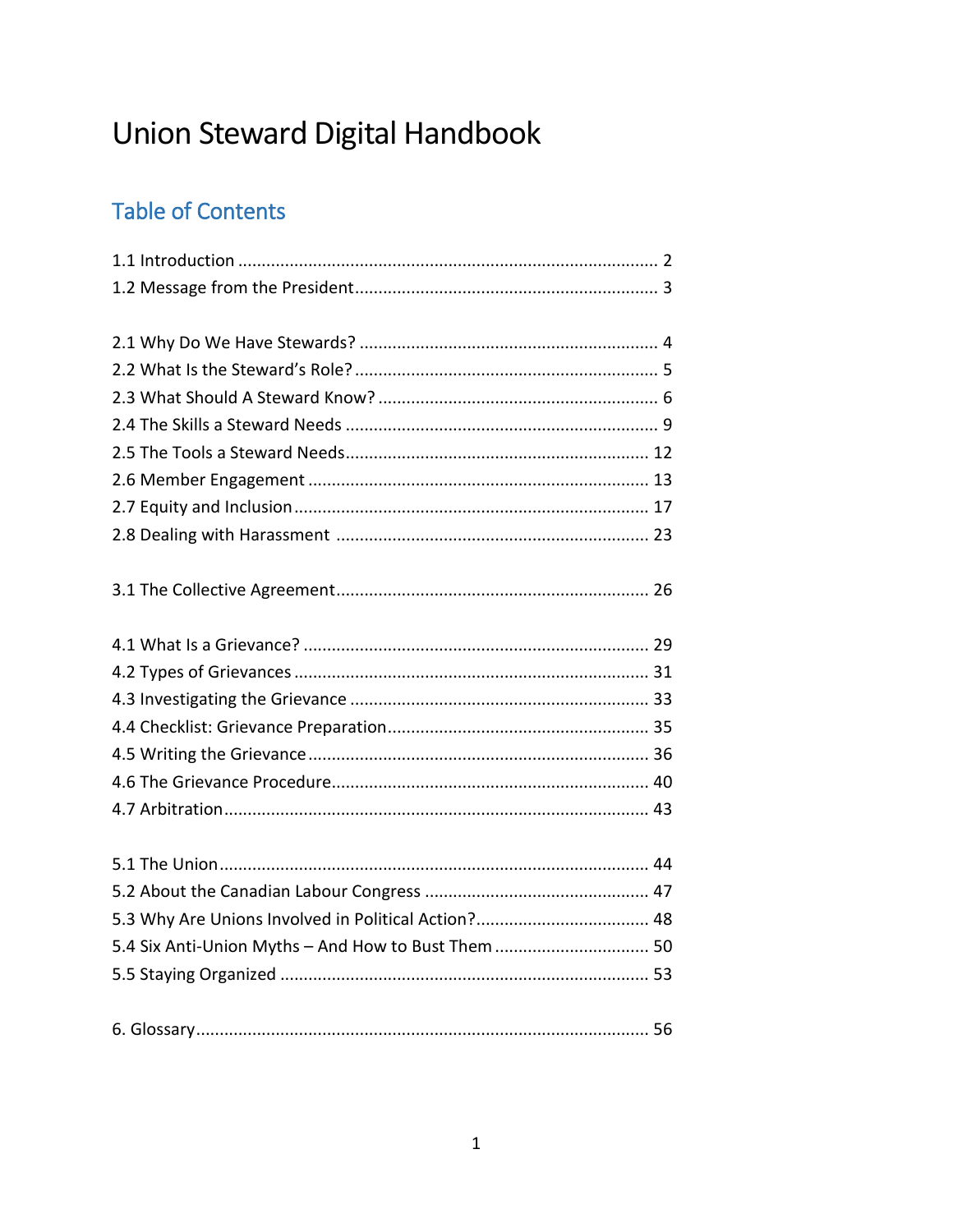# Union Steward Digital Handbook

## Table of Contents

1.1 Introduction ........................................................................................ 2
1.2 Message from the President............................................................... 3

2.1 Why Do We Have Stewards? .............................................................. 4
2.2 What Is the Steward's Role? ............................................................... 5
2.3 What Should A Steward Know? .......................................................... 6
2.4 The Skills a Steward Needs ................................................................. 9
2.5 The Tools a Steward Needs............................................................... 12
2.6 Member Engagement ....................................................................... 13
2.7 Equity and Inclusion .......................................................................... 17
2.8 Dealing with Harassment ................................................................. 23

3.1 The Collective Agreement................................................................. 26

4.1 What Is a Grievance? ........................................................................ 29
4.2 Types of Grievances .......................................................................... 31
4.3 Investigating the Grievance .............................................................. 33
4.4 Checklist: Grievance Preparation...................................................... 35
4.5 Writing the Grievance ....................................................................... 36
4.6 The Grievance Procedure.................................................................. 40
4.7 Arbitration........................................................................................ 43

5.1 The Union......................................................................................... 44
5.2 About the Canadian Labour Congress ............................................... 47
5.3 Why Are Unions Involved in Political Action?.................................... 48
5.4 Six Anti-Union Myths – And How to Bust Them ................................ 50
5.5 Staying Organized ............................................................................. 53

6. Glossary............................................................................................... 56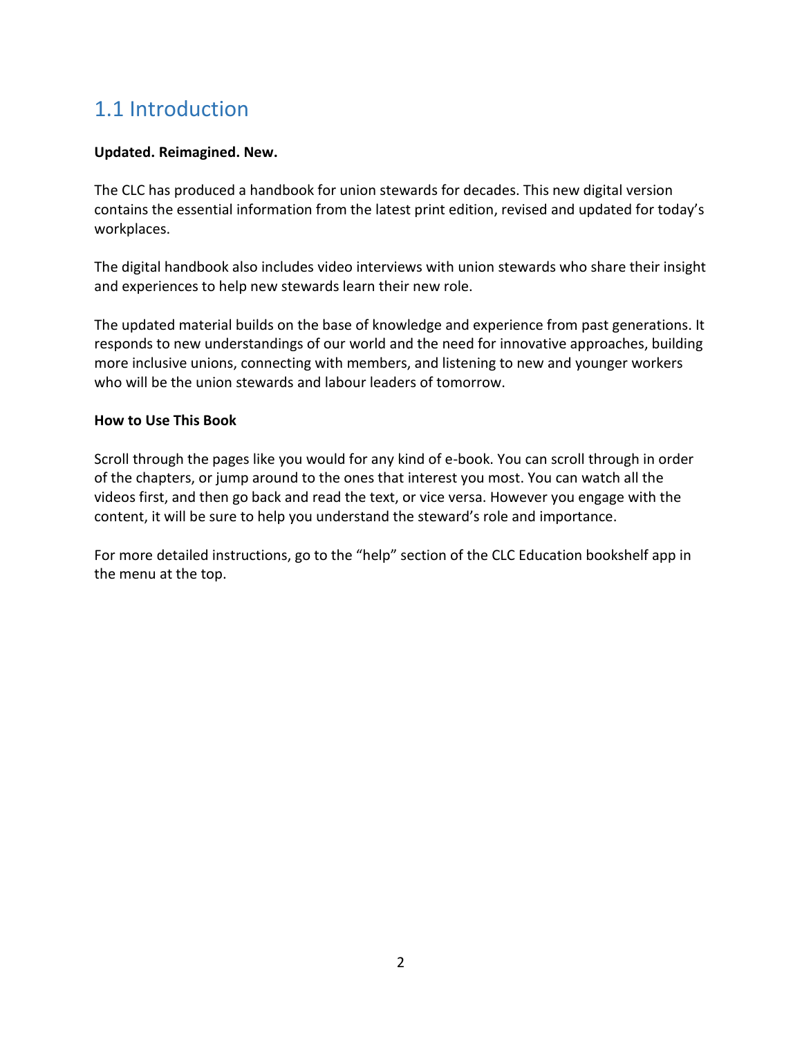## 1.1 Introduction

**Updated. Reimagined. New.**

The CLC has produced a handbook for union stewards for decades. This new digital version contains the essential information from the latest print edition, revised and updated for today's workplaces.

The digital handbook also includes video interviews with union stewards who share their insight and experiences to help new stewards learn their new role.

The updated material builds on the base of knowledge and experience from past generations. It responds to new understandings of our world and the need for innovative approaches, building more inclusive unions, connecting with members, and listening to new and younger workers who will be the union stewards and labour leaders of tomorrow.

**How to Use This Book**

Scroll through the pages like you would for any kind of e-book. You can scroll through in order of the chapters, or jump around to the ones that interest you most. You can watch all the videos first, and then go back and read the text, or vice versa. However you engage with the content, it will be sure to help you understand the steward's role and importance.

For more detailed instructions, go to the "help" section of the CLC Education bookshelf app in the menu at the top.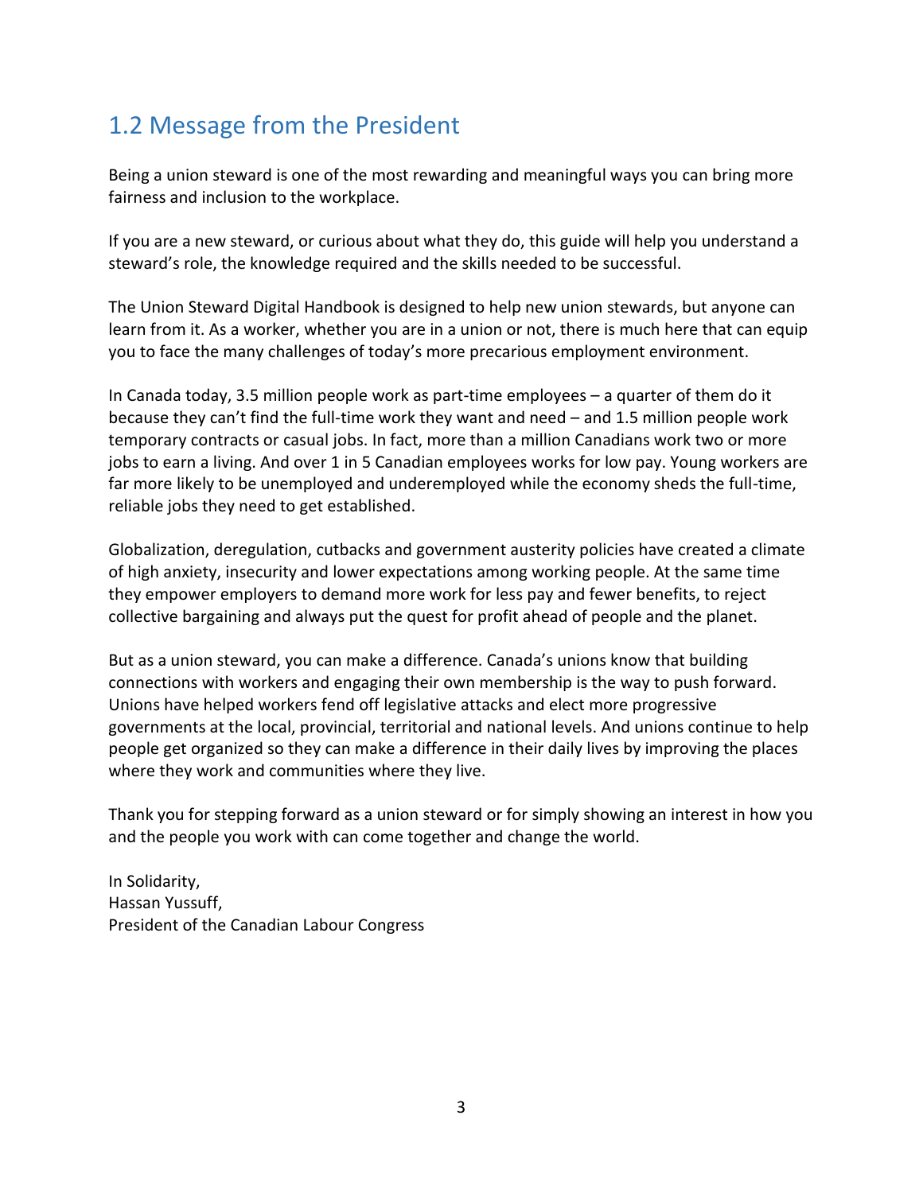## 1.2 Message from the President

Being a union steward is one of the most rewarding and meaningful ways you can bring more fairness and inclusion to the workplace.

If you are a new steward, or curious about what they do, this guide will help you understand a steward's role, the knowledge required and the skills needed to be successful.

The Union Steward Digital Handbook is designed to help new union stewards, but anyone can learn from it. As a worker, whether you are in a union or not, there is much here that can equip you to face the many challenges of today's more precarious employment environment.

In Canada today, 3.5 million people work as part-time employees – a quarter of them do it because they can't find the full-time work they want and need – and 1.5 million people work temporary contracts or casual jobs. In fact, more than a million Canadians work two or more jobs to earn a living. And over 1 in 5 Canadian employees works for low pay. Young workers are far more likely to be unemployed and underemployed while the economy sheds the full-time, reliable jobs they need to get established.

Globalization, deregulation, cutbacks and government austerity policies have created a climate of high anxiety, insecurity and lower expectations among working people. At the same time they empower employers to demand more work for less pay and fewer benefits, to reject collective bargaining and always put the quest for profit ahead of people and the planet.

But as a union steward, you can make a difference. Canada's unions know that building connections with workers and engaging their own membership is the way to push forward. Unions have helped workers fend off legislative attacks and elect more progressive governments at the local, provincial, territorial and national levels. And unions continue to help people get organized so they can make a difference in their daily lives by improving the places where they work and communities where they live.

Thank you for stepping forward as a union steward or for simply showing an interest in how you and the people you work with can come together and change the world.

In Solidarity,
Hassan Yussuff,
President of the Canadian Labour Congress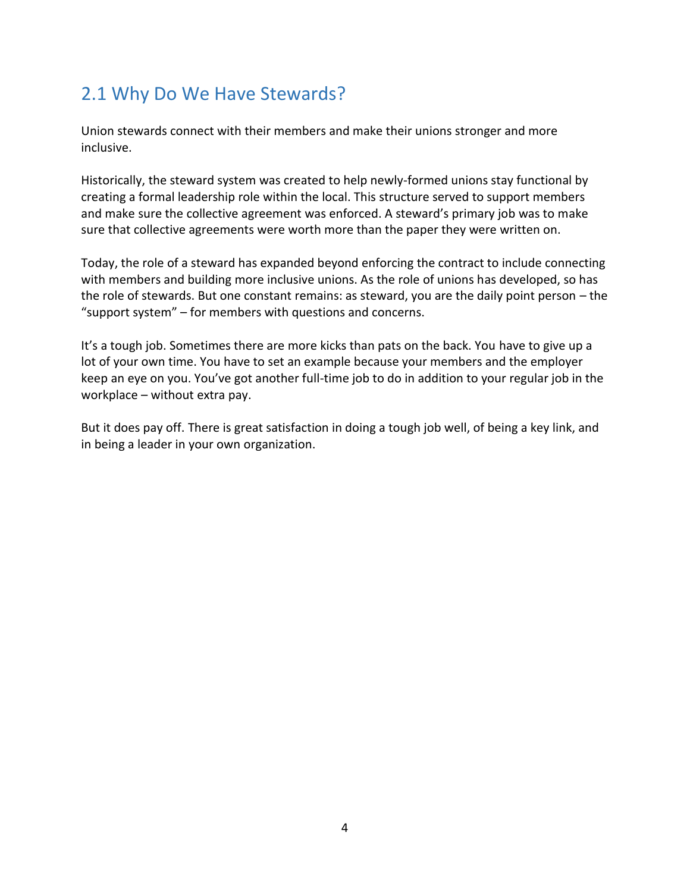## 2.1 Why Do We Have Stewards?

Union stewards connect with their members and make their unions stronger and more inclusive.

Historically, the steward system was created to help newly-formed unions stay functional by creating a formal leadership role within the local. This structure served to support members and make sure the collective agreement was enforced. A steward's primary job was to make sure that collective agreements were worth more than the paper they were written on.

Today, the role of a steward has expanded beyond enforcing the contract to include connecting with members and building more inclusive unions. As the role of unions has developed, so has the role of stewards. But one constant remains: as steward, you are the daily point person – the "support system" – for members with questions and concerns.

It's a tough job. Sometimes there are more kicks than pats on the back. You have to give up a lot of your own time. You have to set an example because your members and the employer keep an eye on you. You've got another full-time job to do in addition to your regular job in the workplace – without extra pay.

But it does pay off. There is great satisfaction in doing a tough job well, of being a key link, and in being a leader in your own organization.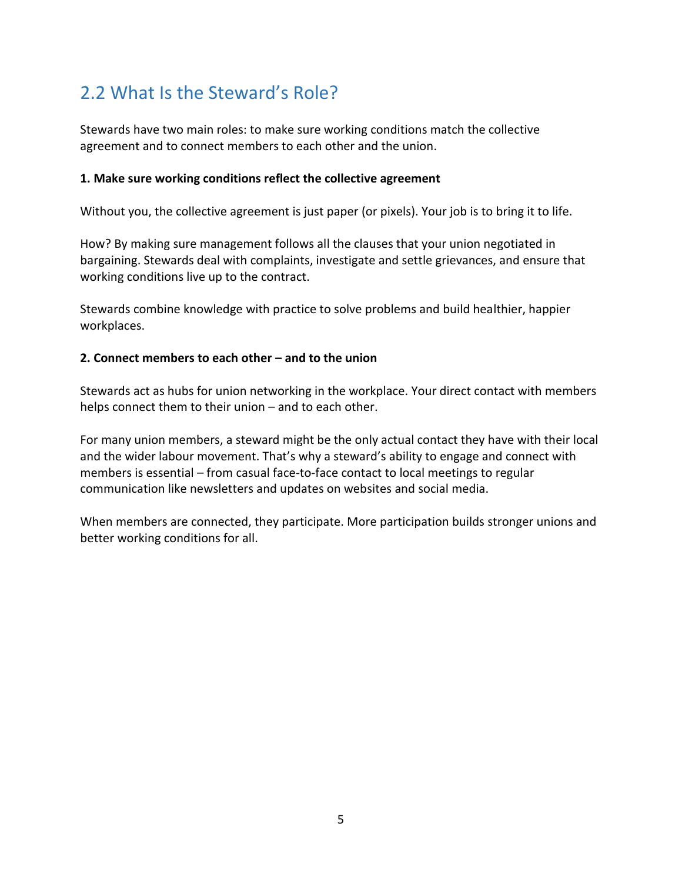## 2.2 What Is the Steward's Role?

Stewards have two main roles: to make sure working conditions match the collective agreement and to connect members to each other and the union.

**1. Make sure working conditions reflect the collective agreement**

Without you, the collective agreement is just paper (or pixels). Your job is to bring it to life.

How? By making sure management follows all the clauses that your union negotiated in bargaining. Stewards deal with complaints, investigate and settle grievances, and ensure that working conditions live up to the contract.

Stewards combine knowledge with practice to solve problems and build healthier, happier workplaces.

**2. Connect members to each other – and to the union**

Stewards act as hubs for union networking in the workplace. Your direct contact with members helps connect them to their union – and to each other.

For many union members, a steward might be the only actual contact they have with their local and the wider labour movement. That's why a steward's ability to engage and connect with members is essential – from casual face-to-face contact to local meetings to regular communication like newsletters and updates on websites and social media.

When members are connected, they participate. More participation builds stronger unions and better working conditions for all.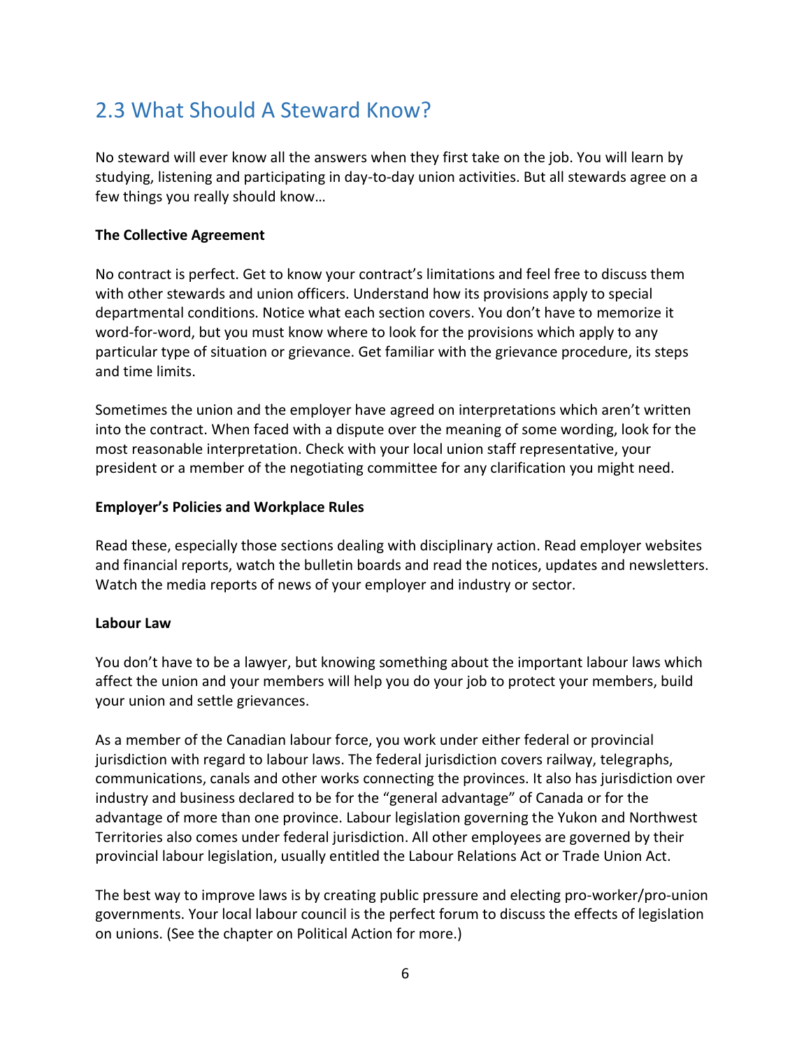## 2.3 What Should A Steward Know?

No steward will ever know all the answers when they first take on the job. You will learn by studying, listening and participating in day-to-day union activities. But all stewards agree on a few things you really should know…

**The Collective Agreement**

No contract is perfect. Get to know your contract's limitations and feel free to discuss them with other stewards and union officers. Understand how its provisions apply to special departmental conditions. Notice what each section covers. You don't have to memorize it word-for-word, but you must know where to look for the provisions which apply to any particular type of situation or grievance. Get familiar with the grievance procedure, its steps and time limits.

Sometimes the union and the employer have agreed on interpretations which aren't written into the contract. When faced with a dispute over the meaning of some wording, look for the most reasonable interpretation. Check with your local union staff representative, your president or a member of the negotiating committee for any clarification you might need.

**Employer's Policies and Workplace Rules**

Read these, especially those sections dealing with disciplinary action. Read employer websites and financial reports, watch the bulletin boards and read the notices, updates and newsletters. Watch the media reports of news of your employer and industry or sector.

**Labour Law**

You don't have to be a lawyer, but knowing something about the important labour laws which affect the union and your members will help you do your job to protect your members, build your union and settle grievances.

As a member of the Canadian labour force, you work under either federal or provincial jurisdiction with regard to labour laws. The federal jurisdiction covers railway, telegraphs, communications, canals and other works connecting the provinces. It also has jurisdiction over industry and business declared to be for the "general advantage" of Canada or for the advantage of more than one province. Labour legislation governing the Yukon and Northwest Territories also comes under federal jurisdiction. All other employees are governed by their provincial labour legislation, usually entitled the Labour Relations Act or Trade Union Act.

The best way to improve laws is by creating public pressure and electing pro-worker/pro-union governments. Your local labour council is the perfect forum to discuss the effects of legislation on unions. (See the chapter on Political Action for more.)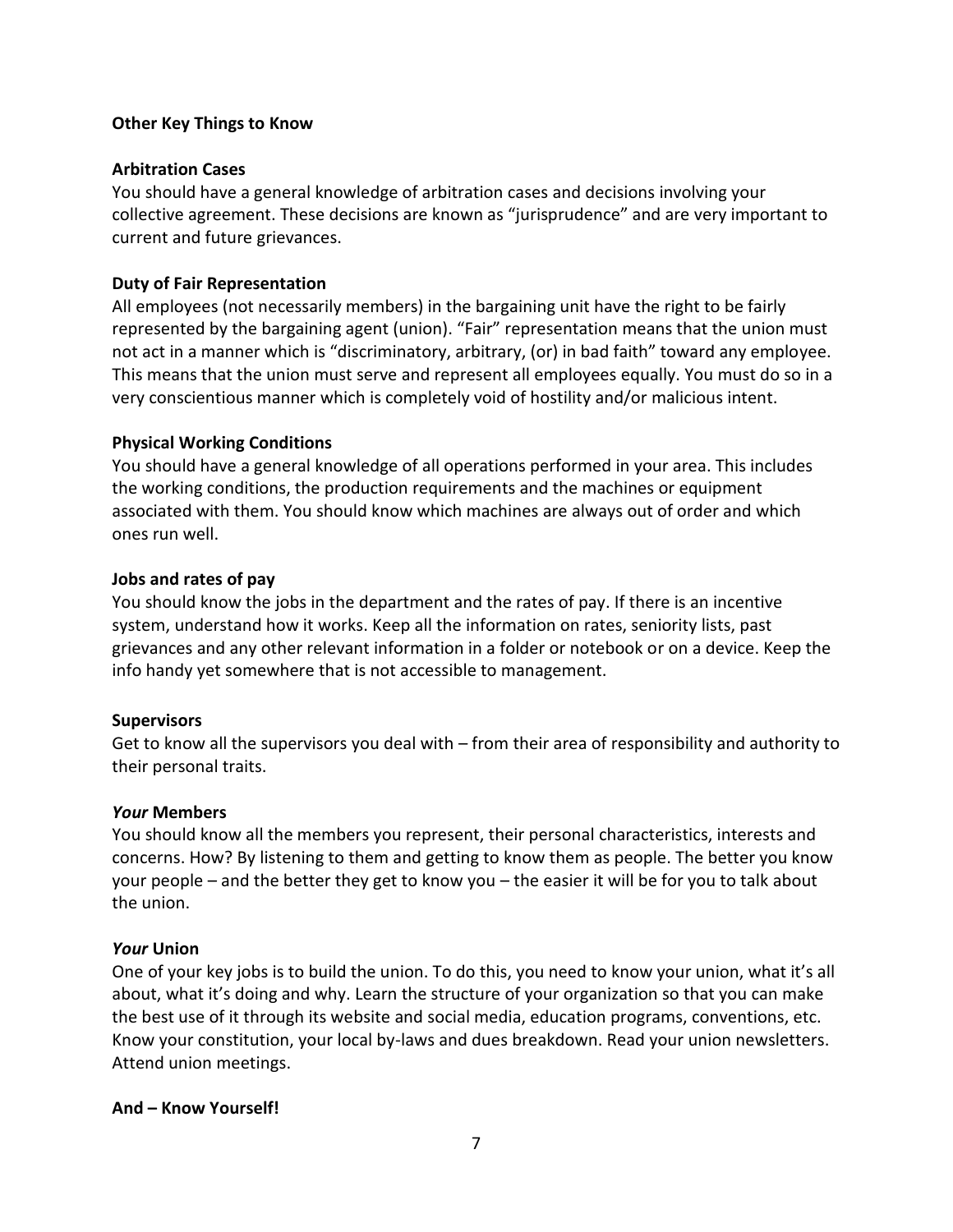## Other Key Things to Know

### Arbitration Cases

You should have a general knowledge of arbitration cases and decisions involving your collective agreement. These decisions are known as "jurisprudence" and are very important to current and future grievances.

### Duty of Fair Representation

All employees (not necessarily members) in the bargaining unit have the right to be fairly represented by the bargaining agent (union). "Fair" representation means that the union must not act in a manner which is "discriminatory, arbitrary, (or) in bad faith" toward any employee. This means that the union must serve and represent all employees equally. You must do so in a very conscientious manner which is completely void of hostility and/or malicious intent.

### Physical Working Conditions

You should have a general knowledge of all operations performed in your area. This includes the working conditions, the production requirements and the machines or equipment associated with them. You should know which machines are always out of order and which ones run well.

### Jobs and rates of pay

You should know the jobs in the department and the rates of pay. If there is an incentive system, understand how it works. Keep all the information on rates, seniority lists, past grievances and any other relevant information in a folder or notebook or on a device. Keep the info handy yet somewhere that is not accessible to management.

### Supervisors

Get to know all the supervisors you deal with – from their area of responsibility and authority to their personal traits.

### *Your* Members

You should know all the members you represent, their personal characteristics, interests and concerns. How? By listening to them and getting to know them as people. The better you know your people – and the better they get to know you – the easier it will be for you to talk about the union.

### *Your* Union

One of your key jobs is to build the union. To do this, you need to know your union, what it's all about, what it's doing and why. Learn the structure of your organization so that you can make the best use of it through its website and social media, education programs, conventions, etc. Know your constitution, your local by-laws and dues breakdown. Read your union newsletters. Attend union meetings.

### And – Know Yourself!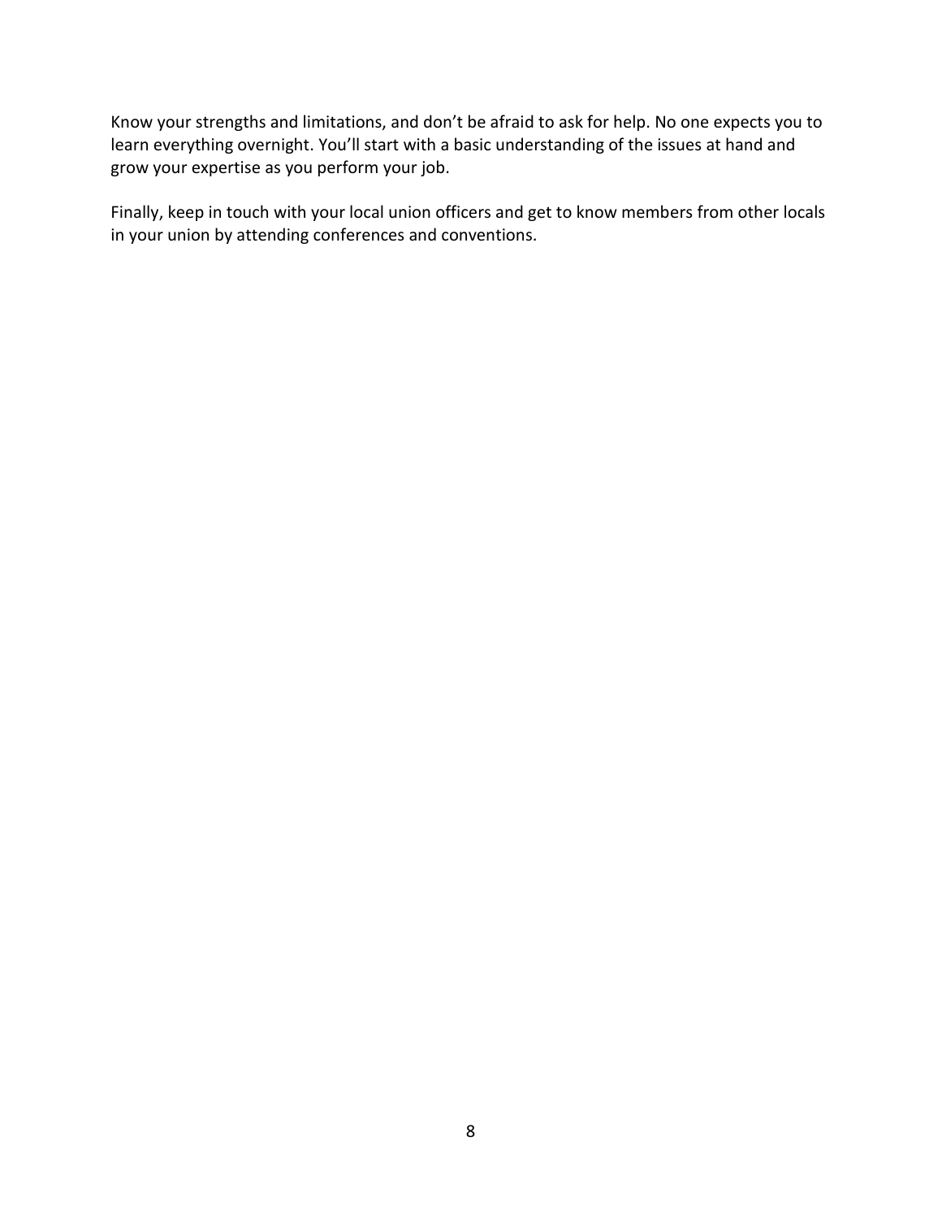Know your strengths and limitations, and don't be afraid to ask for help. No one expects you to learn everything overnight. You'll start with a basic understanding of the issues at hand and grow your expertise as you perform your job.

Finally, keep in touch with your local union officers and get to know members from other locals in your union by attending conferences and conventions.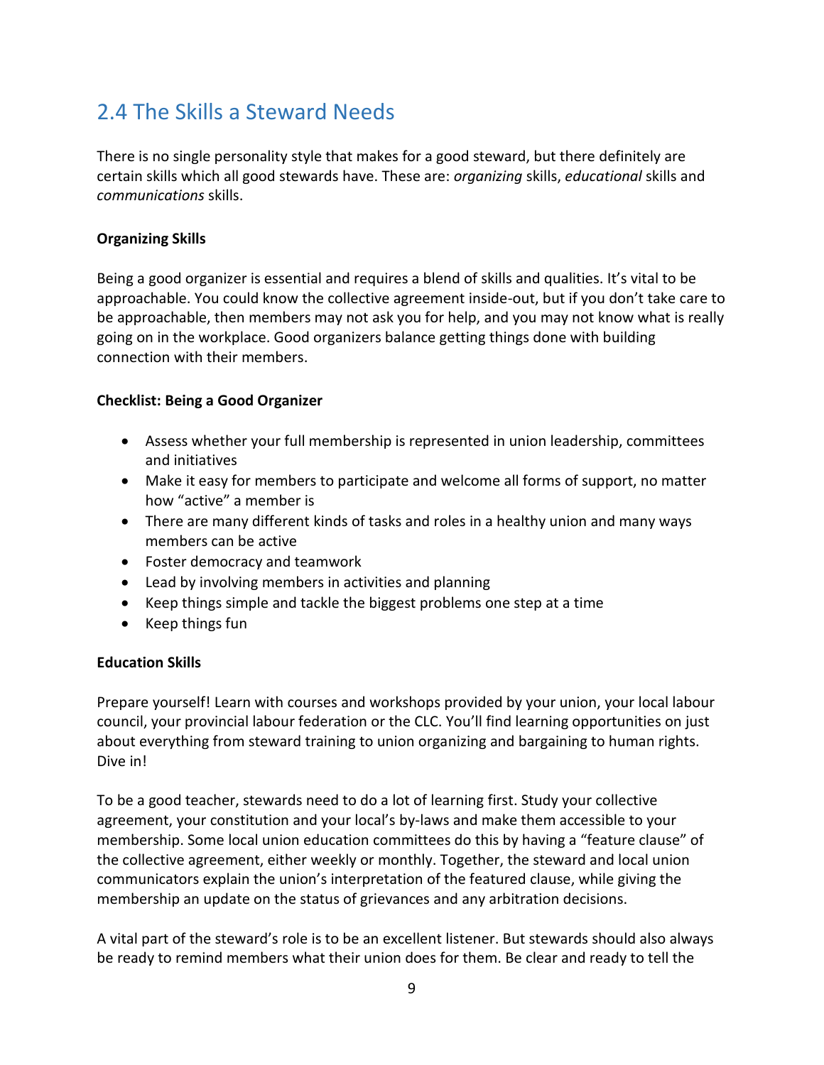## 2.4 The Skills a Steward Needs

There is no single personality style that makes for a good steward, but there definitely are certain skills which all good stewards have. These are: *organizing* skills, *educational* skills and *communications* skills.

**Organizing Skills**

Being a good organizer is essential and requires a blend of skills and qualities. It's vital to be approachable. You could know the collective agreement inside-out, but if you don't take care to be approachable, then members may not ask you for help, and you may not know what is really going on in the workplace. Good organizers balance getting things done with building connection with their members.

**Checklist: Being a Good Organizer**

- Assess whether your full membership is represented in union leadership, committees and initiatives
- Make it easy for members to participate and welcome all forms of support, no matter how "active" a member is
- There are many different kinds of tasks and roles in a healthy union and many ways members can be active
- Foster democracy and teamwork
- Lead by involving members in activities and planning
- Keep things simple and tackle the biggest problems one step at a time
- Keep things fun

**Education Skills**

Prepare yourself! Learn with courses and workshops provided by your union, your local labour council, your provincial labour federation or the CLC. You'll find learning opportunities on just about everything from steward training to union organizing and bargaining to human rights. Dive in!

To be a good teacher, stewards need to do a lot of learning first. Study your collective agreement, your constitution and your local's by-laws and make them accessible to your membership. Some local union education committees do this by having a "feature clause" of the collective agreement, either weekly or monthly. Together, the steward and local union communicators explain the union's interpretation of the featured clause, while giving the membership an update on the status of grievances and any arbitration decisions.

A vital part of the steward's role is to be an excellent listener. But stewards should also always be ready to remind members what their union does for them. Be clear and ready to tell the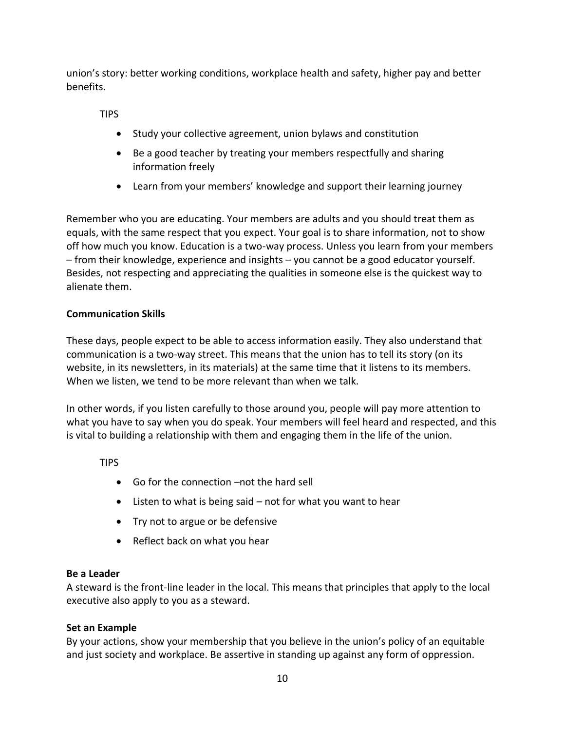union's story: better working conditions, workplace health and safety, higher pay and better benefits.

TIPS

- Study your collective agreement, union bylaws and constitution
- Be a good teacher by treating your members respectfully and sharing information freely
- Learn from your members' knowledge and support their learning journey

Remember who you are educating. Your members are adults and you should treat them as equals, with the same respect that you expect. Your goal is to share information, not to show off how much you know. Education is a two-way process. Unless you learn from your members – from their knowledge, experience and insights – you cannot be a good educator yourself. Besides, not respecting and appreciating the qualities in someone else is the quickest way to alienate them.

**Communication Skills**

These days, people expect to be able to access information easily. They also understand that communication is a two-way street. This means that the union has to tell its story (on its website, in its newsletters, in its materials) at the same time that it listens to its members. When we listen, we tend to be more relevant than when we talk.

In other words, if you listen carefully to those around you, people will pay more attention to what you have to say when you do speak. Your members will feel heard and respected, and this is vital to building a relationship with them and engaging them in the life of the union.

TIPS

- Go for the connection –not the hard sell
- Listen to what is being said – not for what you want to hear
- Try not to argue or be defensive
- Reflect back on what you hear

**Be a Leader**

A steward is the front-line leader in the local. This means that principles that apply to the local executive also apply to you as a steward.

**Set an Example**

By your actions, show your membership that you believe in the union's policy of an equitable and just society and workplace. Be assertive in standing up against any form of oppression.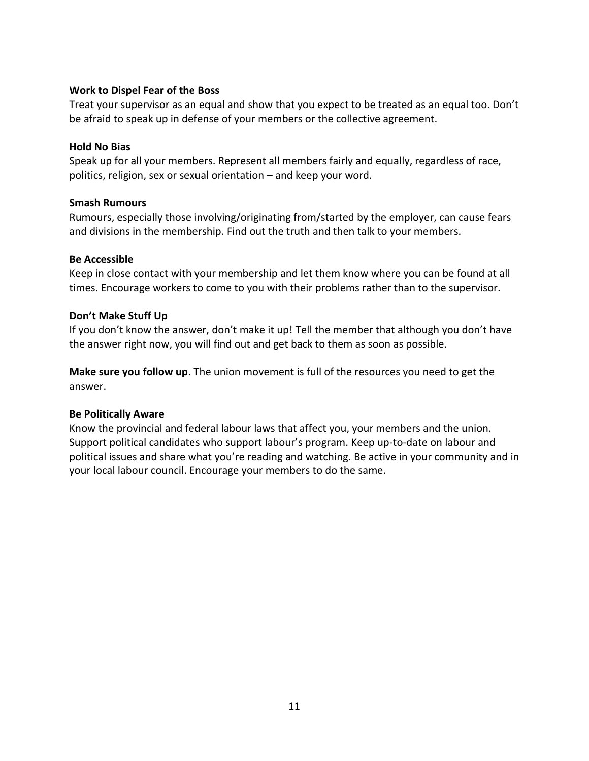### Work to Dispel Fear of the Boss

Treat your supervisor as an equal and show that you expect to be treated as an equal too. Don't be afraid to speak up in defense of your members or the collective agreement.

### Hold No Bias

Speak up for all your members. Represent all members fairly and equally, regardless of race, politics, religion, sex or sexual orientation – and keep your word.

### Smash Rumours

Rumours, especially those involving/originating from/started by the employer, can cause fears and divisions in the membership. Find out the truth and then talk to your members.

### Be Accessible

Keep in close contact with your membership and let them know where you can be found at all times. Encourage workers to come to you with their problems rather than to the supervisor.

### Don't Make Stuff Up

If you don't know the answer, don't make it up! Tell the member that although you don't have the answer right now, you will find out and get back to them as soon as possible.

**Make sure you follow up**. The union movement is full of the resources you need to get the answer.

### Be Politically Aware

Know the provincial and federal labour laws that affect you, your members and the union. Support political candidates who support labour's program. Keep up-to-date on labour and political issues and share what you're reading and watching. Be active in your community and in your local labour council. Encourage your members to do the same.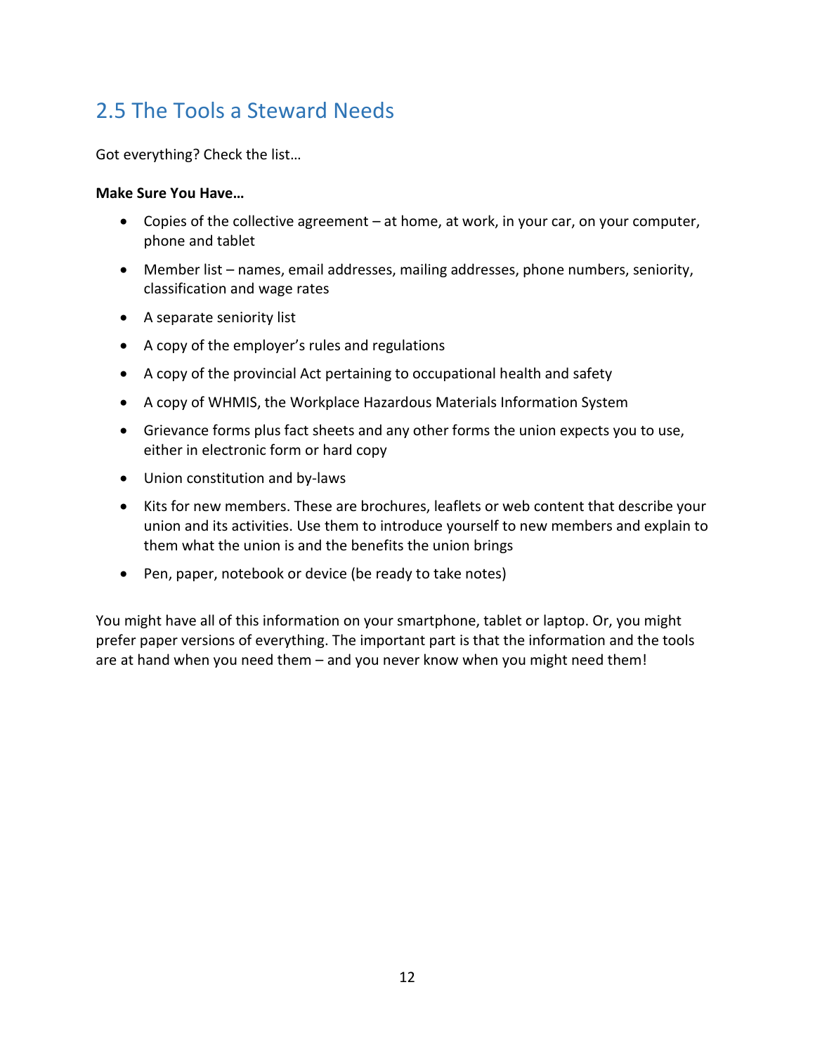## 2.5 The Tools a Steward Needs

Got everything? Check the list…

**Make Sure You Have…**

- Copies of the collective agreement – at home, at work, in your car, on your computer, phone and tablet
- Member list – names, email addresses, mailing addresses, phone numbers, seniority, classification and wage rates
- A separate seniority list
- A copy of the employer's rules and regulations
- A copy of the provincial Act pertaining to occupational health and safety
- A copy of WHMIS, the Workplace Hazardous Materials Information System
- Grievance forms plus fact sheets and any other forms the union expects you to use, either in electronic form or hard copy
- Union constitution and by-laws
- Kits for new members. These are brochures, leaflets or web content that describe your union and its activities. Use them to introduce yourself to new members and explain to them what the union is and the benefits the union brings
- Pen, paper, notebook or device (be ready to take notes)

You might have all of this information on your smartphone, tablet or laptop. Or, you might prefer paper versions of everything. The important part is that the information and the tools are at hand when you need them – and you never know when you might need them!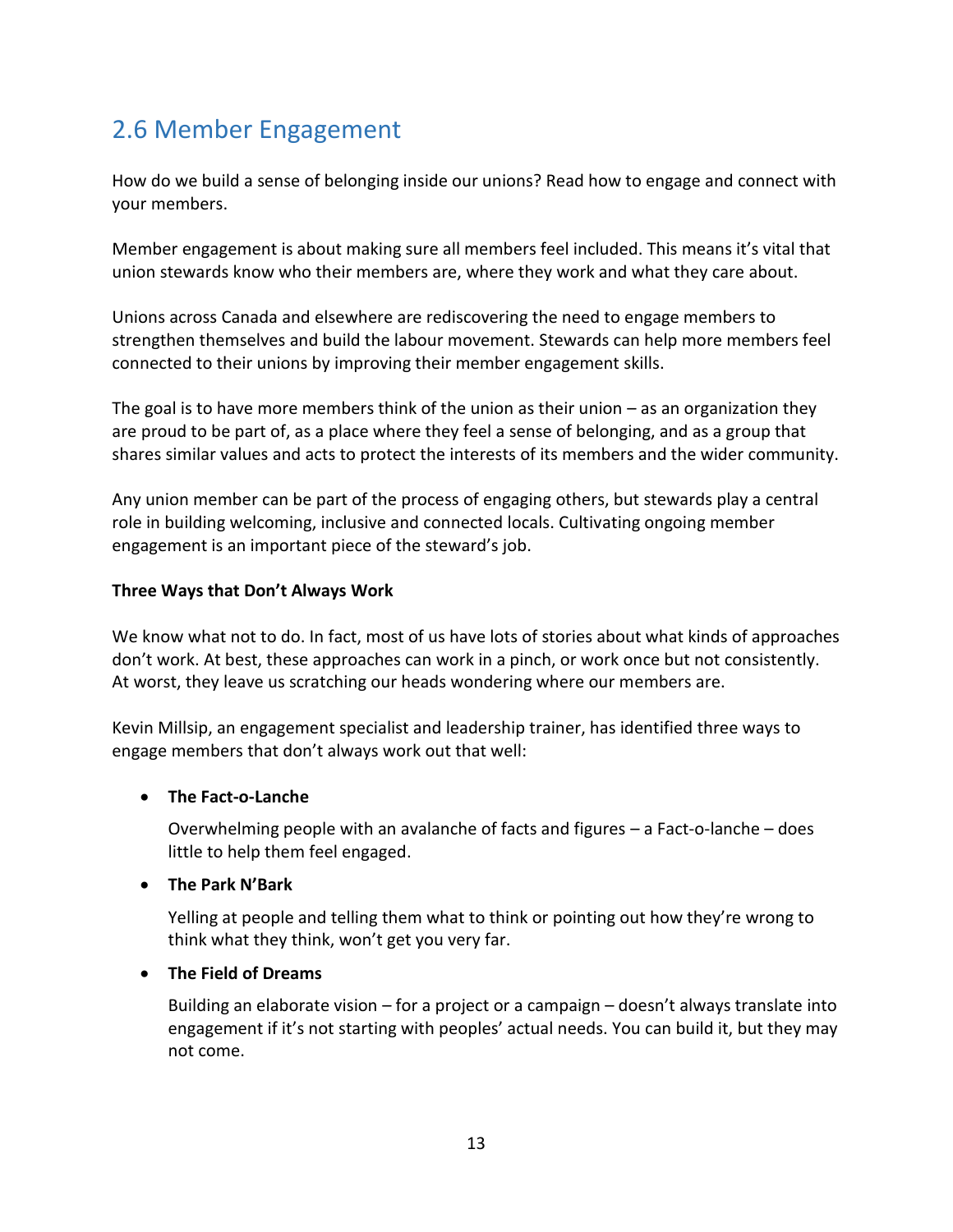## 2.6 Member Engagement

How do we build a sense of belonging inside our unions? Read how to engage and connect with your members.

Member engagement is about making sure all members feel included. This means it's vital that union stewards know who their members are, where they work and what they care about.

Unions across Canada and elsewhere are rediscovering the need to engage members to strengthen themselves and build the labour movement. Stewards can help more members feel connected to their unions by improving their member engagement skills.

The goal is to have more members think of the union as their union – as an organization they are proud to be part of, as a place where they feel a sense of belonging, and as a group that shares similar values and acts to protect the interests of its members and the wider community.

Any union member can be part of the process of engaging others, but stewards play a central role in building welcoming, inclusive and connected locals. Cultivating ongoing member engagement is an important piece of the steward's job.

**Three Ways that Don't Always Work**

We know what not to do. In fact, most of us have lots of stories about what kinds of approaches don't work. At best, these approaches can work in a pinch, or work once but not consistently. At worst, they leave us scratching our heads wondering where our members are.

Kevin Millsip, an engagement specialist and leadership trainer, has identified three ways to engage members that don't always work out that well:

- **The Fact-o-Lanche**

  Overwhelming people with an avalanche of facts and figures – a Fact-o-lanche – does little to help them feel engaged.

- **The Park N'Bark**

  Yelling at people and telling them what to think or pointing out how they're wrong to think what they think, won't get you very far.

- **The Field of Dreams**

  Building an elaborate vision – for a project or a campaign – doesn't always translate into engagement if it's not starting with peoples' actual needs. You can build it, but they may not come.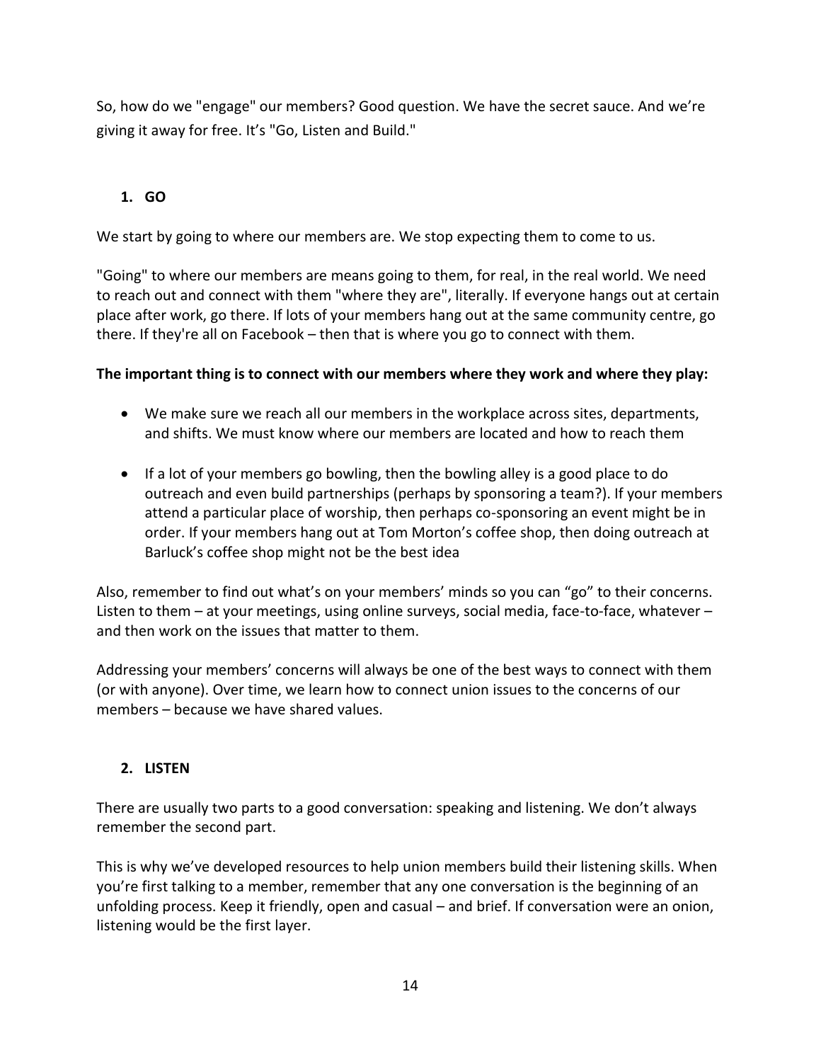So, how do we "engage" our members? Good question. We have the secret sauce. And we're giving it away for free. It's "Go, Listen and Build."

1. **GO**

We start by going to where our members are. We stop expecting them to come to us.

"Going" to where our members are means going to them, for real, in the real world. We need to reach out and connect with them "where they are", literally. If everyone hangs out at certain place after work, go there. If lots of your members hang out at the same community centre, go there. If they're all on Facebook – then that is where you go to connect with them.

**The important thing is to connect with our members where they work and where they play:**

- We make sure we reach all our members in the workplace across sites, departments, and shifts. We must know where our members are located and how to reach them
- If a lot of your members go bowling, then the bowling alley is a good place to do outreach and even build partnerships (perhaps by sponsoring a team?). If your members attend a particular place of worship, then perhaps co-sponsoring an event might be in order. If your members hang out at Tom Morton's coffee shop, then doing outreach at Barluck's coffee shop might not be the best idea

Also, remember to find out what's on your members' minds so you can "go" to their concerns. Listen to them – at your meetings, using online surveys, social media, face-to-face, whatever – and then work on the issues that matter to them.

Addressing your members' concerns will always be one of the best ways to connect with them (or with anyone). Over time, we learn how to connect union issues to the concerns of our members – because we have shared values.

2. **LISTEN**

There are usually two parts to a good conversation: speaking and listening. We don't always remember the second part.

This is why we've developed resources to help union members build their listening skills. When you're first talking to a member, remember that any one conversation is the beginning of an unfolding process. Keep it friendly, open and casual – and brief. If conversation were an onion, listening would be the first layer.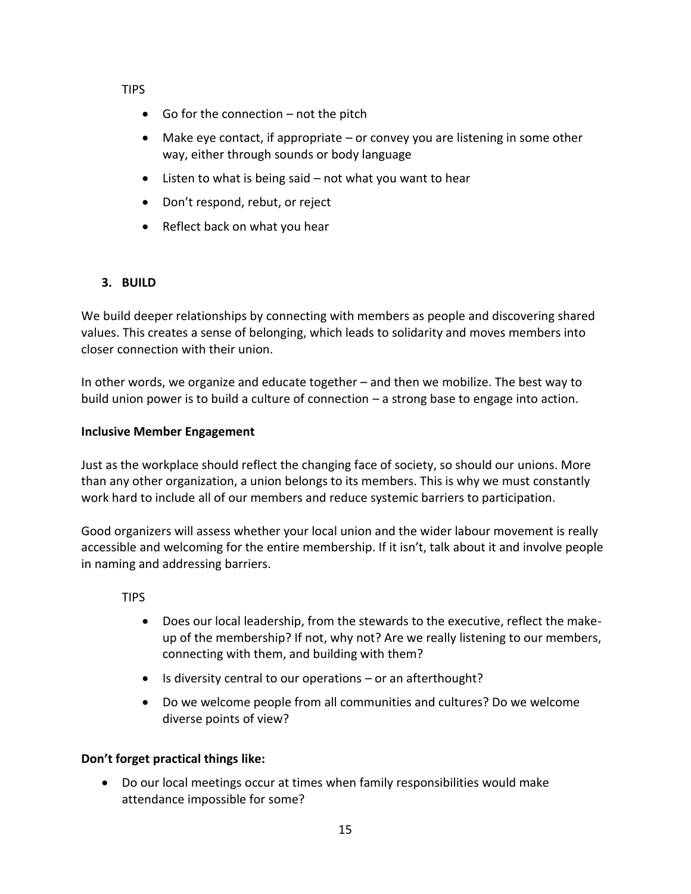TIPS

- Go for the connection – not the pitch
- Make eye contact, if appropriate – or convey you are listening in some other way, either through sounds or body language
- Listen to what is being said – not what you want to hear
- Don't respond, rebut, or reject
- Reflect back on what you hear

## 3. BUILD

We build deeper relationships by connecting with members as people and discovering shared values. This creates a sense of belonging, which leads to solidarity and moves members into closer connection with their union.

In other words, we organize and educate together – and then we mobilize. The best way to build union power is to build a culture of connection – a strong base to engage into action.

**Inclusive Member Engagement**

Just as the workplace should reflect the changing face of society, so should our unions. More than any other organization, a union belongs to its members. This is why we must constantly work hard to include all of our members and reduce systemic barriers to participation.

Good organizers will assess whether your local union and the wider labour movement is really accessible and welcoming for the entire membership. If it isn't, talk about it and involve people in naming and addressing barriers.

TIPS

- Does our local leadership, from the stewards to the executive, reflect the make-up of the membership? If not, why not? Are we really listening to our members, connecting with them, and building with them?
- Is diversity central to our operations – or an afterthought?
- Do we welcome people from all communities and cultures? Do we welcome diverse points of view?

**Don't forget practical things like:**

- Do our local meetings occur at times when family responsibilities would make attendance impossible for some?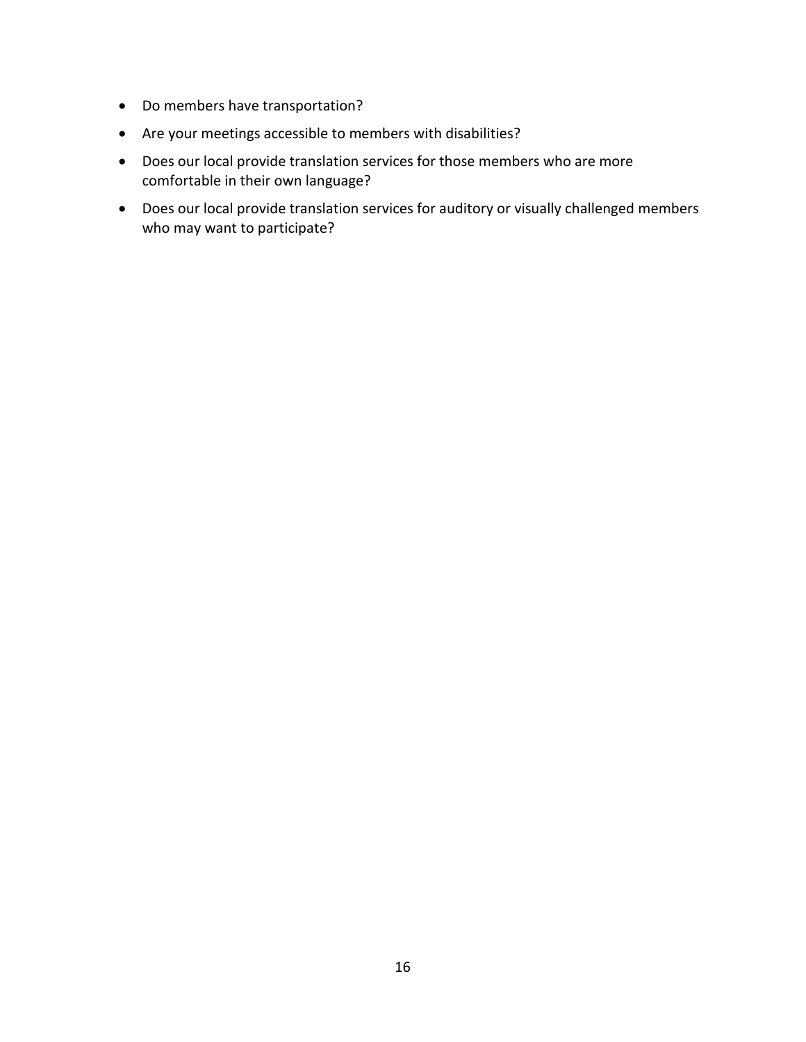- Do members have transportation?
- Are your meetings accessible to members with disabilities?
- Does our local provide translation services for those members who are more comfortable in their own language?
- Does our local provide translation services for auditory or visually challenged members who may want to participate?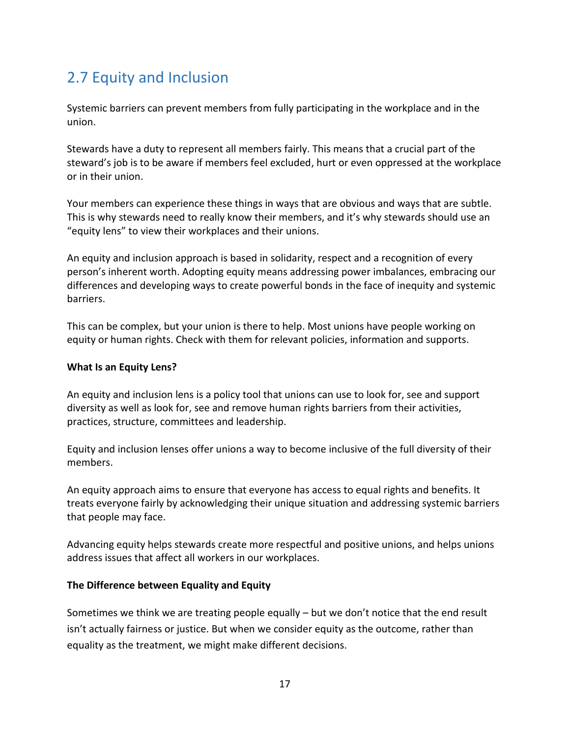## 2.7 Equity and Inclusion

Systemic barriers can prevent members from fully participating in the workplace and in the union.

Stewards have a duty to represent all members fairly. This means that a crucial part of the steward's job is to be aware if members feel excluded, hurt or even oppressed at the workplace or in their union.

Your members can experience these things in ways that are obvious and ways that are subtle. This is why stewards need to really know their members, and it's why stewards should use an "equity lens" to view their workplaces and their unions.

An equity and inclusion approach is based in solidarity, respect and a recognition of every person's inherent worth. Adopting equity means addressing power imbalances, embracing our differences and developing ways to create powerful bonds in the face of inequity and systemic barriers.

This can be complex, but your union is there to help. Most unions have people working on equity or human rights. Check with them for relevant policies, information and supports.

**What Is an Equity Lens?**

An equity and inclusion lens is a policy tool that unions can use to look for, see and support diversity as well as look for, see and remove human rights barriers from their activities, practices, structure, committees and leadership.

Equity and inclusion lenses offer unions a way to become inclusive of the full diversity of their members.

An equity approach aims to ensure that everyone has access to equal rights and benefits. It treats everyone fairly by acknowledging their unique situation and addressing systemic barriers that people may face.

Advancing equity helps stewards create more respectful and positive unions, and helps unions address issues that affect all workers in our workplaces.

**The Difference between Equality and Equity**

Sometimes we think we are treating people equally – but we don't notice that the end result isn't actually fairness or justice. But when we consider equity as the outcome, rather than equality as the treatment, we might make different decisions.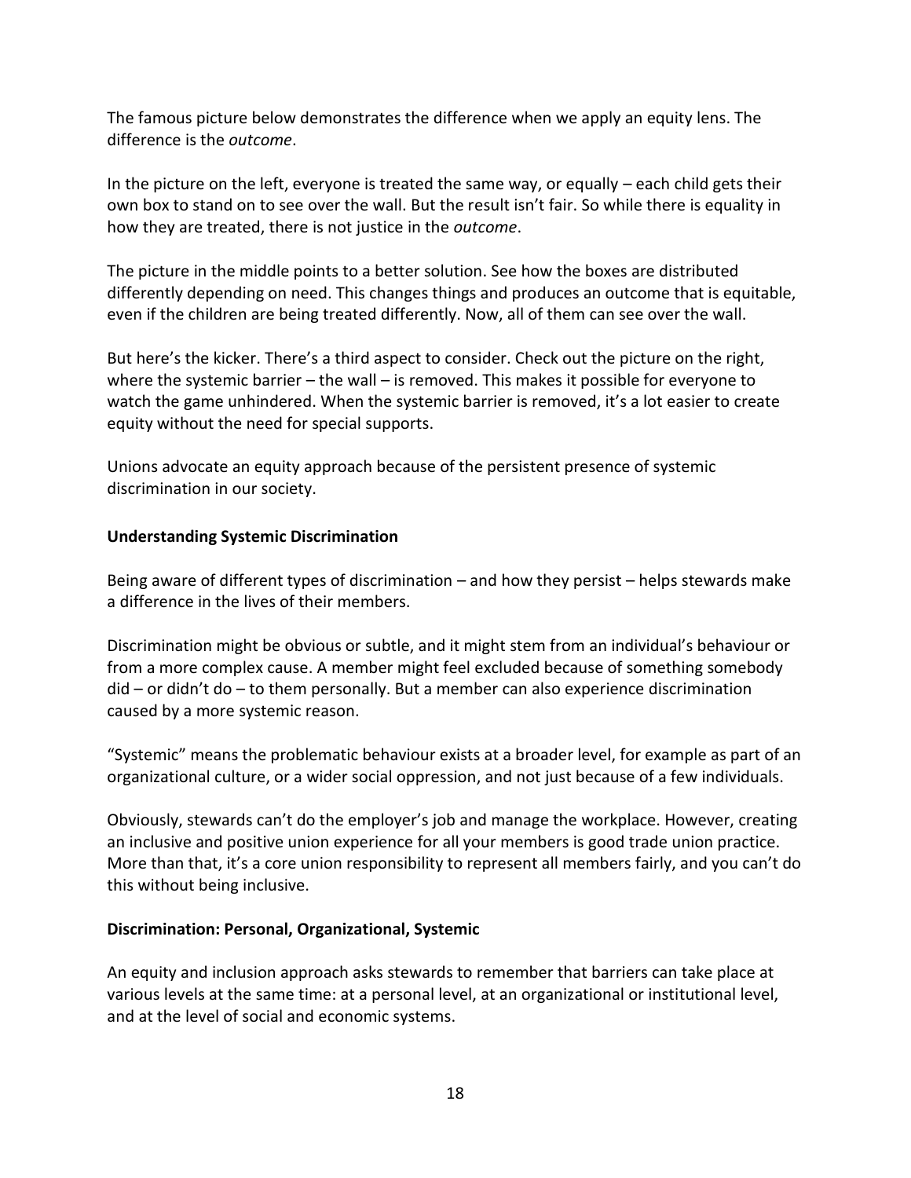The famous picture below demonstrates the difference when we apply an equity lens. The difference is the *outcome*.

In the picture on the left, everyone is treated the same way, or equally – each child gets their own box to stand on to see over the wall. But the result isn't fair. So while there is equality in how they are treated, there is not justice in the *outcome*.

The picture in the middle points to a better solution. See how the boxes are distributed differently depending on need. This changes things and produces an outcome that is equitable, even if the children are being treated differently. Now, all of them can see over the wall.

But here's the kicker. There's a third aspect to consider. Check out the picture on the right, where the systemic barrier – the wall – is removed. This makes it possible for everyone to watch the game unhindered. When the systemic barrier is removed, it's a lot easier to create equity without the need for special supports.

Unions advocate an equity approach because of the persistent presence of systemic discrimination in our society.

**Understanding Systemic Discrimination**

Being aware of different types of discrimination – and how they persist – helps stewards make a difference in the lives of their members.

Discrimination might be obvious or subtle, and it might stem from an individual's behaviour or from a more complex cause. A member might feel excluded because of something somebody did – or didn't do – to them personally. But a member can also experience discrimination caused by a more systemic reason.

"Systemic" means the problematic behaviour exists at a broader level, for example as part of an organizational culture, or a wider social oppression, and not just because of a few individuals.

Obviously, stewards can't do the employer's job and manage the workplace. However, creating an inclusive and positive union experience for all your members is good trade union practice. More than that, it's a core union responsibility to represent all members fairly, and you can't do this without being inclusive.

**Discrimination: Personal, Organizational, Systemic**

An equity and inclusion approach asks stewards to remember that barriers can take place at various levels at the same time: at a personal level, at an organizational or institutional level, and at the level of social and economic systems.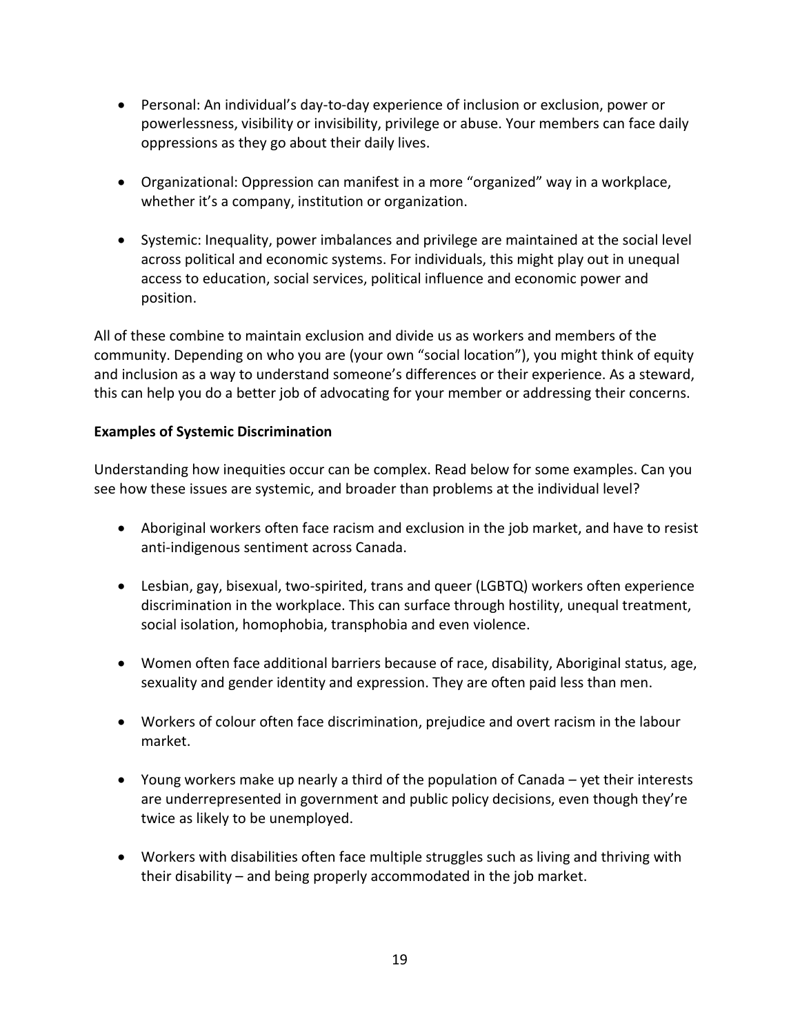- Personal: An individual's day-to-day experience of inclusion or exclusion, power or powerlessness, visibility or invisibility, privilege or abuse. Your members can face daily oppressions as they go about their daily lives.

- Organizational: Oppression can manifest in a more "organized" way in a workplace, whether it's a company, institution or organization.

- Systemic: Inequality, power imbalances and privilege are maintained at the social level across political and economic systems. For individuals, this might play out in unequal access to education, social services, political influence and economic power and position.

All of these combine to maintain exclusion and divide us as workers and members of the community. Depending on who you are (your own "social location"), you might think of equity and inclusion as a way to understand someone's differences or their experience. As a steward, this can help you do a better job of advocating for your member or addressing their concerns.

**Examples of Systemic Discrimination**

Understanding how inequities occur can be complex. Read below for some examples. Can you see how these issues are systemic, and broader than problems at the individual level?

- Aboriginal workers often face racism and exclusion in the job market, and have to resist anti-indigenous sentiment across Canada.

- Lesbian, gay, bisexual, two-spirited, trans and queer (LGBTQ) workers often experience discrimination in the workplace. This can surface through hostility, unequal treatment, social isolation, homophobia, transphobia and even violence.

- Women often face additional barriers because of race, disability, Aboriginal status, age, sexuality and gender identity and expression. They are often paid less than men.

- Workers of colour often face discrimination, prejudice and overt racism in the labour market.

- Young workers make up nearly a third of the population of Canada – yet their interests are underrepresented in government and public policy decisions, even though they're twice as likely to be unemployed.

- Workers with disabilities often face multiple struggles such as living and thriving with their disability – and being properly accommodated in the job market.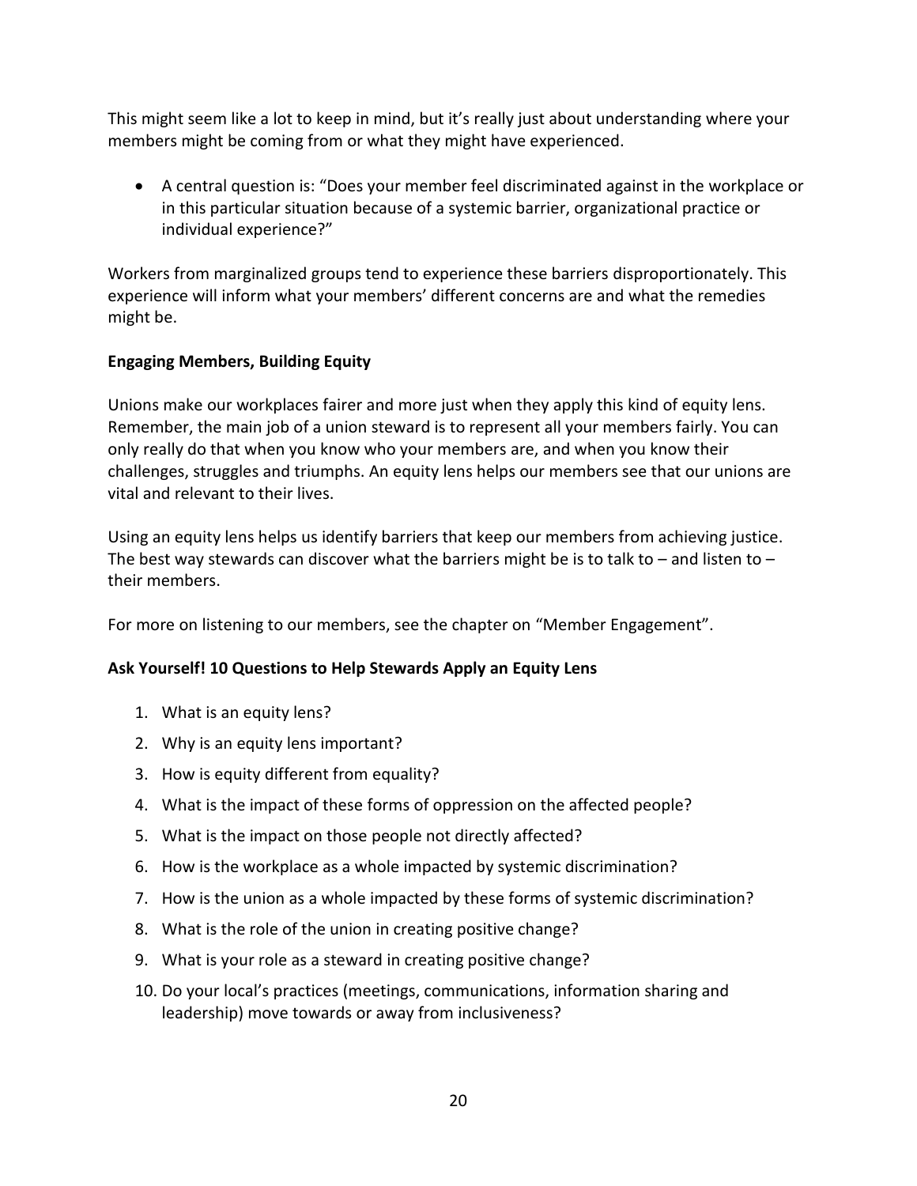This might seem like a lot to keep in mind, but it's really just about understanding where your members might be coming from or what they might have experienced.

- A central question is: "Does your member feel discriminated against in the workplace or in this particular situation because of a systemic barrier, organizational practice or individual experience?"

Workers from marginalized groups tend to experience these barriers disproportionately. This experience will inform what your members' different concerns are and what the remedies might be.

**Engaging Members, Building Equity**

Unions make our workplaces fairer and more just when they apply this kind of equity lens. Remember, the main job of a union steward is to represent all your members fairly. You can only really do that when you know who your members are, and when you know their challenges, struggles and triumphs. An equity lens helps our members see that our unions are vital and relevant to their lives.

Using an equity lens helps us identify barriers that keep our members from achieving justice. The best way stewards can discover what the barriers might be is to talk to – and listen to – their members.

For more on listening to our members, see the chapter on "Member Engagement".

**Ask Yourself! 10 Questions to Help Stewards Apply an Equity Lens**

1. What is an equity lens?
2. Why is an equity lens important?
3. How is equity different from equality?
4. What is the impact of these forms of oppression on the affected people?
5. What is the impact on those people not directly affected?
6. How is the workplace as a whole impacted by systemic discrimination?
7. How is the union as a whole impacted by these forms of systemic discrimination?
8. What is the role of the union in creating positive change?
9. What is your role as a steward in creating positive change?
10. Do your local's practices (meetings, communications, information sharing and leadership) move towards or away from inclusiveness?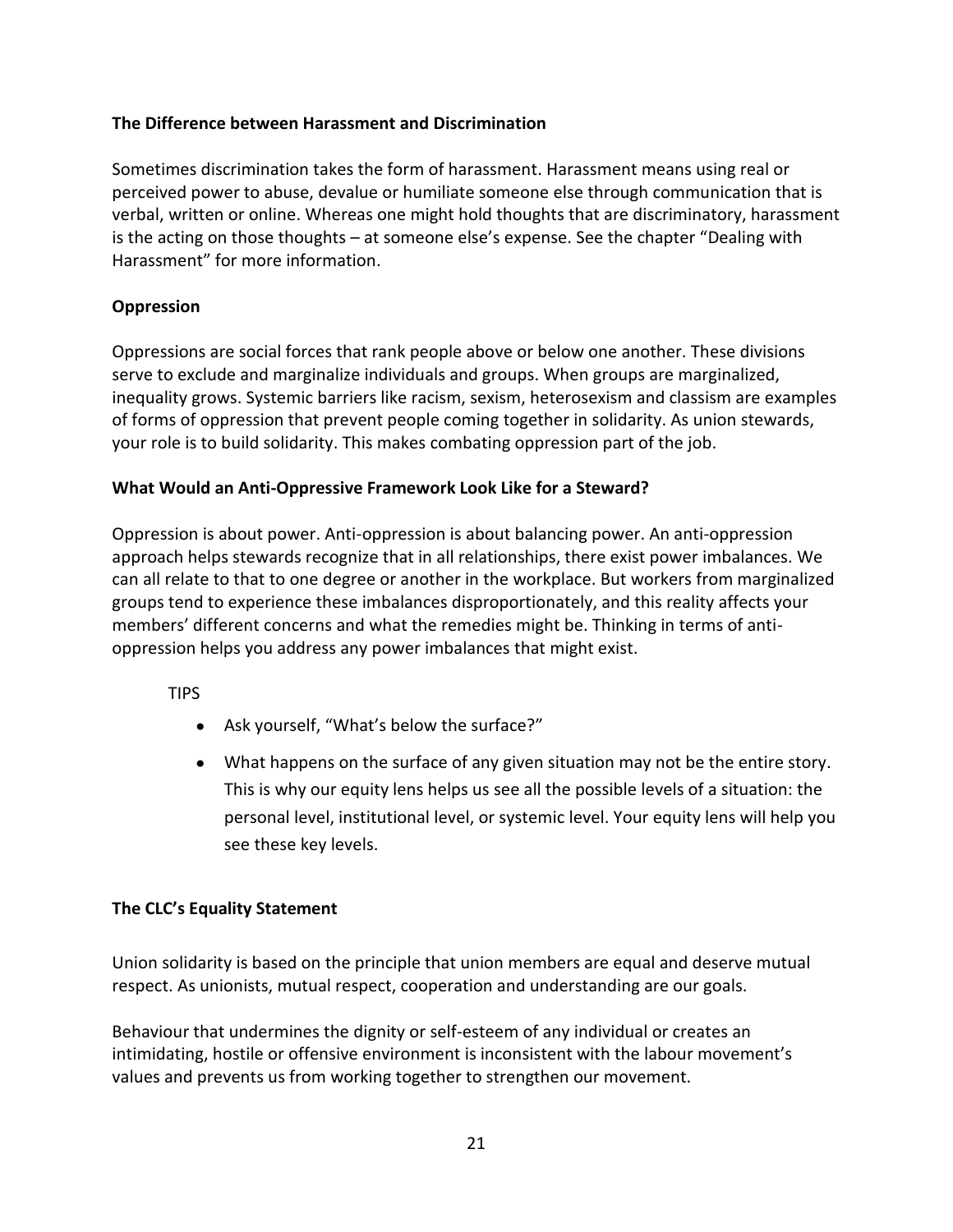### The Difference between Harassment and Discrimination

Sometimes discrimination takes the form of harassment. Harassment means using real or perceived power to abuse, devalue or humiliate someone else through communication that is verbal, written or online. Whereas one might hold thoughts that are discriminatory, harassment is the acting on those thoughts – at someone else's expense. See the chapter "Dealing with Harassment" for more information.

### Oppression

Oppressions are social forces that rank people above or below one another. These divisions serve to exclude and marginalize individuals and groups. When groups are marginalized, inequality grows. Systemic barriers like racism, sexism, heterosexism and classism are examples of forms of oppression that prevent people coming together in solidarity. As union stewards, your role is to build solidarity. This makes combating oppression part of the job.

### What Would an Anti-Oppressive Framework Look Like for a Steward?

Oppression is about power. Anti-oppression is about balancing power. An anti-oppression approach helps stewards recognize that in all relationships, there exist power imbalances. We can all relate to that to one degree or another in the workplace. But workers from marginalized groups tend to experience these imbalances disproportionately, and this reality affects your members' different concerns and what the remedies might be. Thinking in terms of anti-oppression helps you address any power imbalances that might exist.

TIPS

- Ask yourself, "What's below the surface?"
- What happens on the surface of any given situation may not be the entire story. This is why our equity lens helps us see all the possible levels of a situation: the personal level, institutional level, or systemic level. Your equity lens will help you see these key levels.

### The CLC's Equality Statement

Union solidarity is based on the principle that union members are equal and deserve mutual respect. As unionists, mutual respect, cooperation and understanding are our goals.

Behaviour that undermines the dignity or self-esteem of any individual or creates an intimidating, hostile or offensive environment is inconsistent with the labour movement's values and prevents us from working together to strengthen our movement.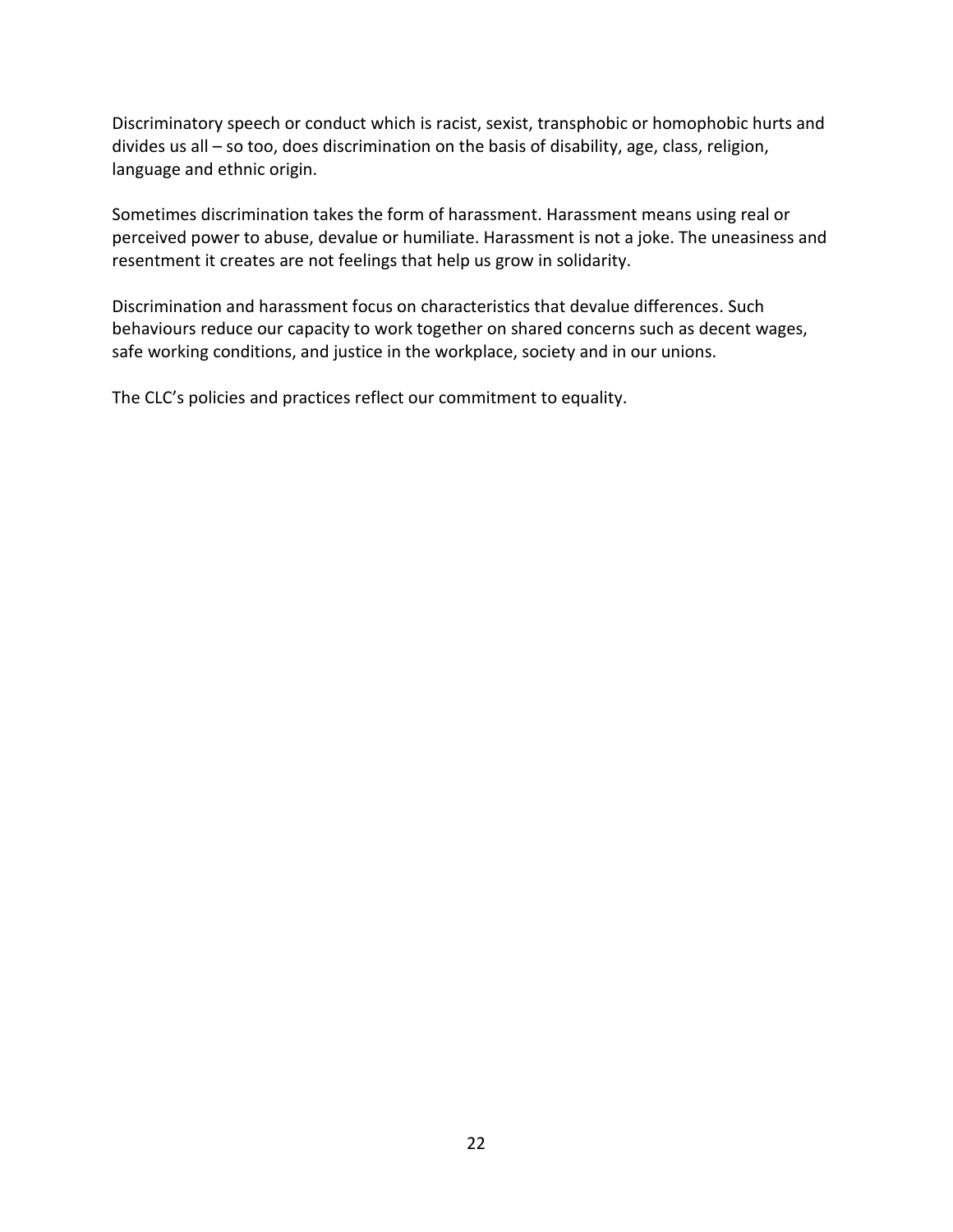Discriminatory speech or conduct which is racist, sexist, transphobic or homophobic hurts and divides us all – so too, does discrimination on the basis of disability, age, class, religion, language and ethnic origin.

Sometimes discrimination takes the form of harassment. Harassment means using real or perceived power to abuse, devalue or humiliate. Harassment is not a joke. The uneasiness and resentment it creates are not feelings that help us grow in solidarity.

Discrimination and harassment focus on characteristics that devalue differences. Such behaviours reduce our capacity to work together on shared concerns such as decent wages, safe working conditions, and justice in the workplace, society and in our unions.

The CLC's policies and practices reflect our commitment to equality.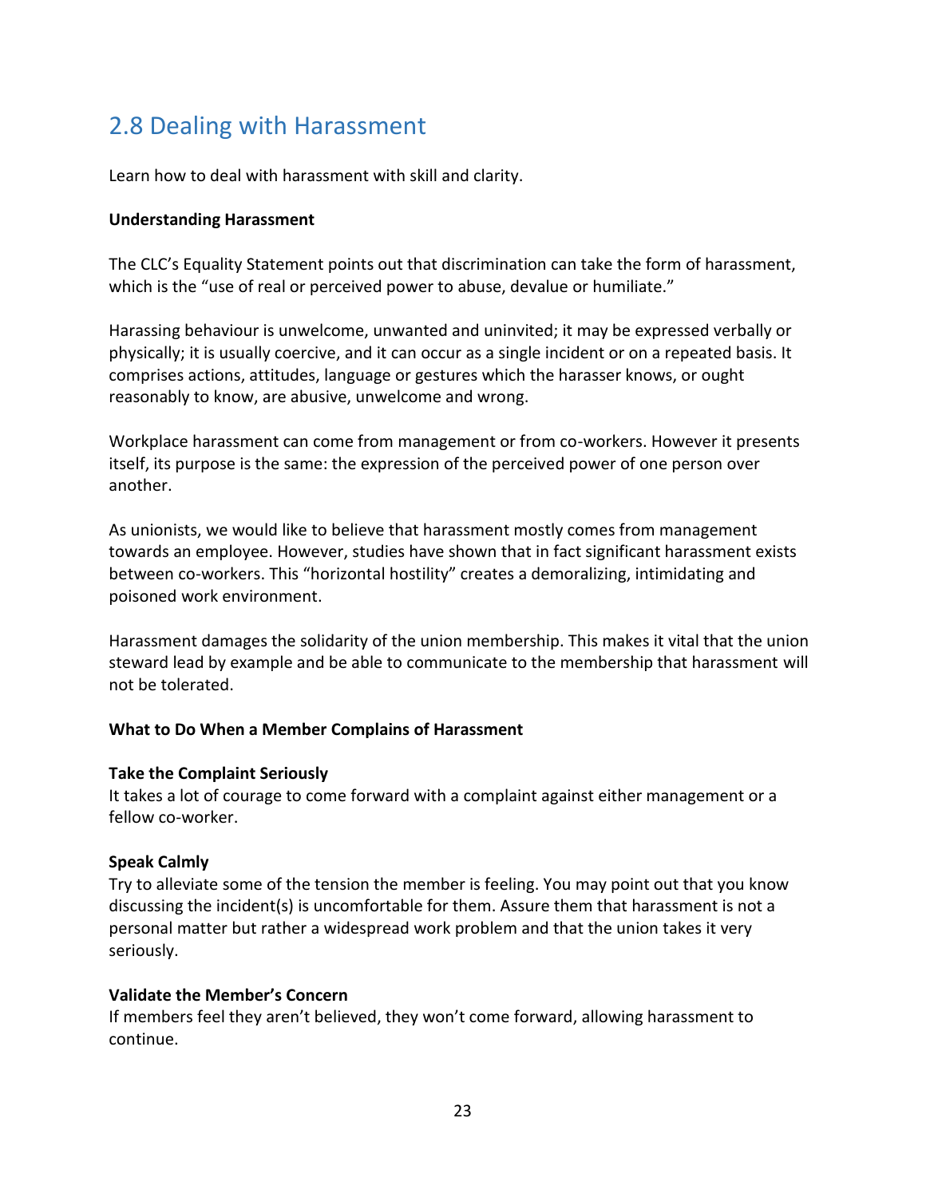## 2.8 Dealing with Harassment

Learn how to deal with harassment with skill and clarity.

**Understanding Harassment**

The CLC's Equality Statement points out that discrimination can take the form of harassment, which is the "use of real or perceived power to abuse, devalue or humiliate."

Harassing behaviour is unwelcome, unwanted and uninvited; it may be expressed verbally or physically; it is usually coercive, and it can occur as a single incident or on a repeated basis. It comprises actions, attitudes, language or gestures which the harasser knows, or ought reasonably to know, are abusive, unwelcome and wrong.

Workplace harassment can come from management or from co-workers. However it presents itself, its purpose is the same: the expression of the perceived power of one person over another.

As unionists, we would like to believe that harassment mostly comes from management towards an employee. However, studies have shown that in fact significant harassment exists between co-workers. This "horizontal hostility" creates a demoralizing, intimidating and poisoned work environment.

Harassment damages the solidarity of the union membership. This makes it vital that the union steward lead by example and be able to communicate to the membership that harassment will not be tolerated.

**What to Do When a Member Complains of Harassment**

**Take the Complaint Seriously**
It takes a lot of courage to come forward with a complaint against either management or a fellow co-worker.

**Speak Calmly**
Try to alleviate some of the tension the member is feeling. You may point out that you know discussing the incident(s) is uncomfortable for them. Assure them that harassment is not a personal matter but rather a widespread work problem and that the union takes it very seriously.

**Validate the Member's Concern**
If members feel they aren't believed, they won't come forward, allowing harassment to continue.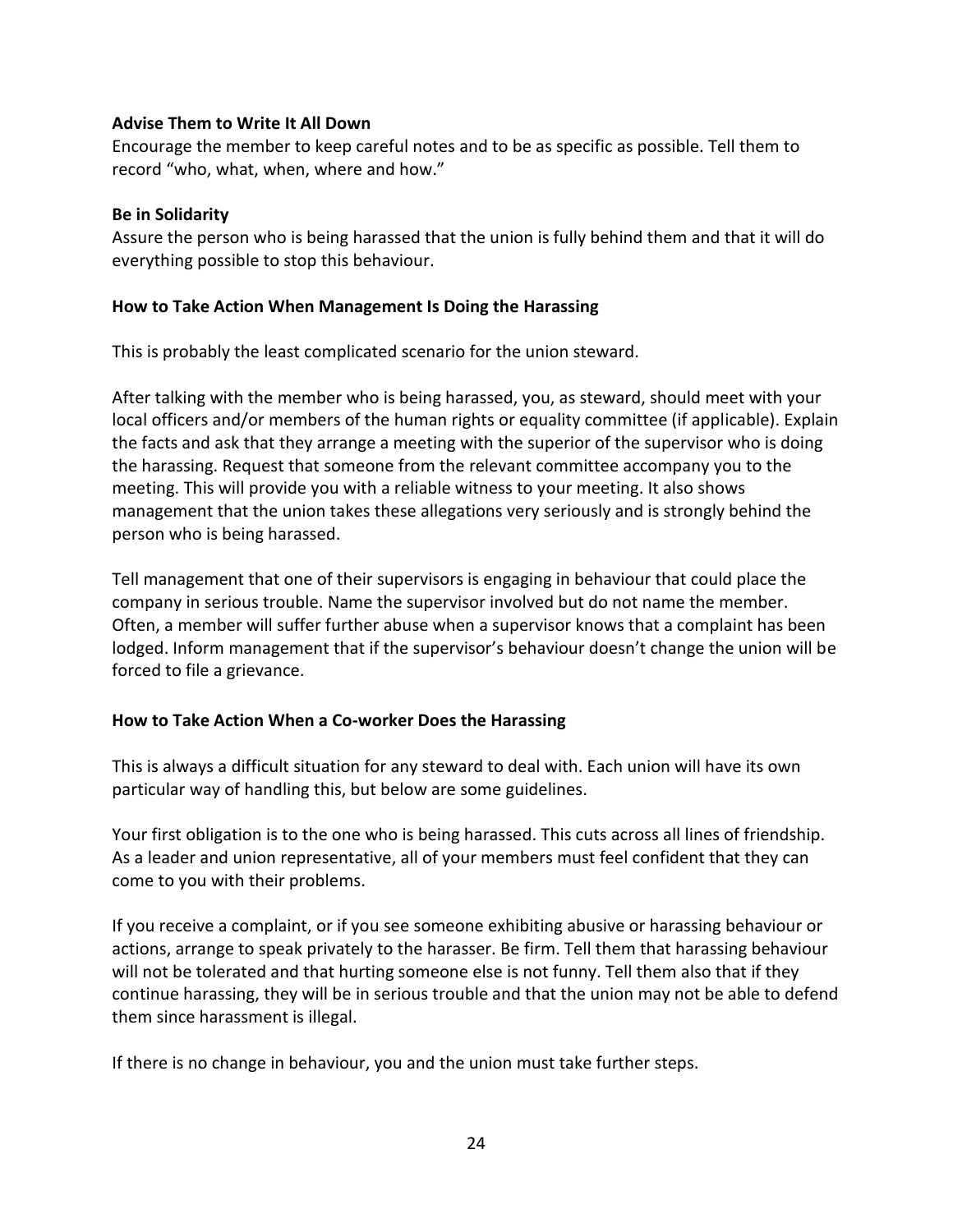**Advise Them to Write It All Down**

Encourage the member to keep careful notes and to be as specific as possible. Tell them to record "who, what, when, where and how."

**Be in Solidarity**

Assure the person who is being harassed that the union is fully behind them and that it will do everything possible to stop this behaviour.

**How to Take Action When Management Is Doing the Harassing**

This is probably the least complicated scenario for the union steward.

After talking with the member who is being harassed, you, as steward, should meet with your local officers and/or members of the human rights or equality committee (if applicable). Explain the facts and ask that they arrange a meeting with the superior of the supervisor who is doing the harassing. Request that someone from the relevant committee accompany you to the meeting. This will provide you with a reliable witness to your meeting. It also shows management that the union takes these allegations very seriously and is strongly behind the person who is being harassed.

Tell management that one of their supervisors is engaging in behaviour that could place the company in serious trouble. Name the supervisor involved but do not name the member. Often, a member will suffer further abuse when a supervisor knows that a complaint has been lodged. Inform management that if the supervisor's behaviour doesn't change the union will be forced to file a grievance.

**How to Take Action When a Co-worker Does the Harassing**

This is always a difficult situation for any steward to deal with. Each union will have its own particular way of handling this, but below are some guidelines.

Your first obligation is to the one who is being harassed. This cuts across all lines of friendship. As a leader and union representative, all of your members must feel confident that they can come to you with their problems.

If you receive a complaint, or if you see someone exhibiting abusive or harassing behaviour or actions, arrange to speak privately to the harasser. Be firm. Tell them that harassing behaviour will not be tolerated and that hurting someone else is not funny. Tell them also that if they continue harassing, they will be in serious trouble and that the union may not be able to defend them since harassment is illegal.

If there is no change in behaviour, you and the union must take further steps.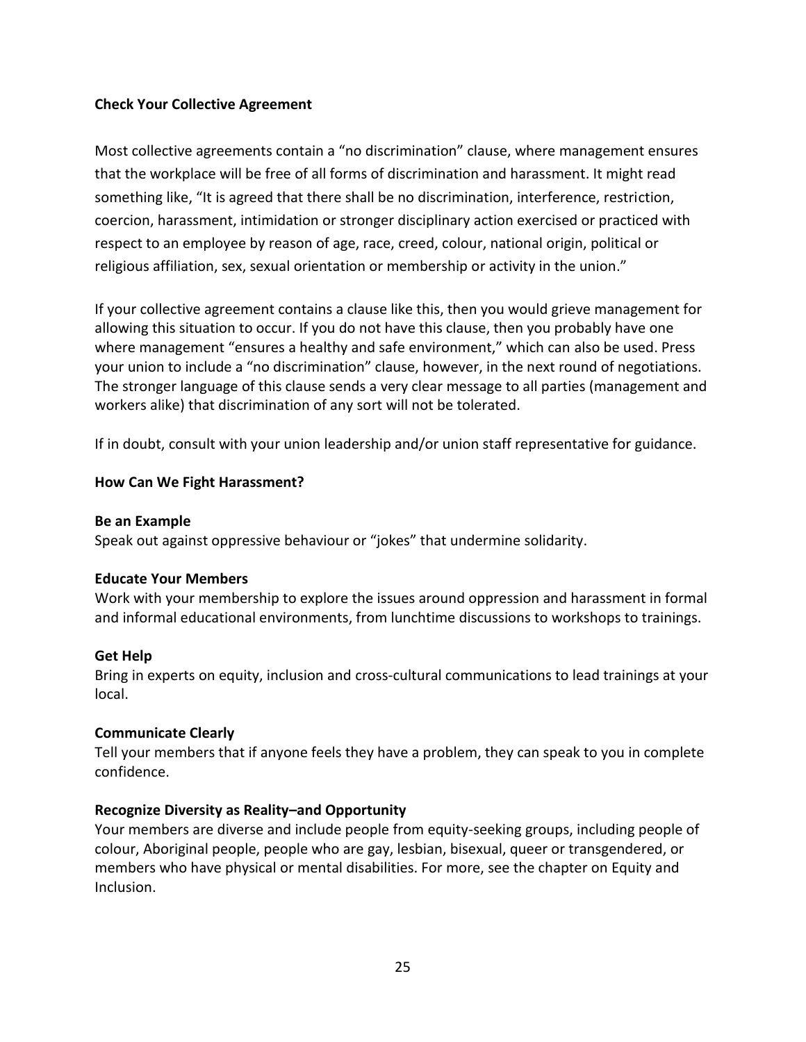**Check Your Collective Agreement**

Most collective agreements contain a "no discrimination" clause, where management ensures that the workplace will be free of all forms of discrimination and harassment. It might read something like, "It is agreed that there shall be no discrimination, interference, restriction, coercion, harassment, intimidation or stronger disciplinary action exercised or practiced with respect to an employee by reason of age, race, creed, colour, national origin, political or religious affiliation, sex, sexual orientation or membership or activity in the union."

If your collective agreement contains a clause like this, then you would grieve management for allowing this situation to occur. If you do not have this clause, then you probably have one where management "ensures a healthy and safe environment," which can also be used. Press your union to include a "no discrimination" clause, however, in the next round of negotiations. The stronger language of this clause sends a very clear message to all parties (management and workers alike) that discrimination of any sort will not be tolerated.

If in doubt, consult with your union leadership and/or union staff representative for guidance.

**How Can We Fight Harassment?**

**Be an Example**
Speak out against oppressive behaviour or "jokes" that undermine solidarity.

**Educate Your Members**
Work with your membership to explore the issues around oppression and harassment in formal and informal educational environments, from lunchtime discussions to workshops to trainings.

**Get Help**
Bring in experts on equity, inclusion and cross-cultural communications to lead trainings at your local.

**Communicate Clearly**
Tell your members that if anyone feels they have a problem, they can speak to you in complete confidence.

**Recognize Diversity as Reality–and Opportunity**
Your members are diverse and include people from equity-seeking groups, including people of colour, Aboriginal people, people who are gay, lesbian, bisexual, queer or transgendered, or members who have physical or mental disabilities. For more, see the chapter on Equity and Inclusion.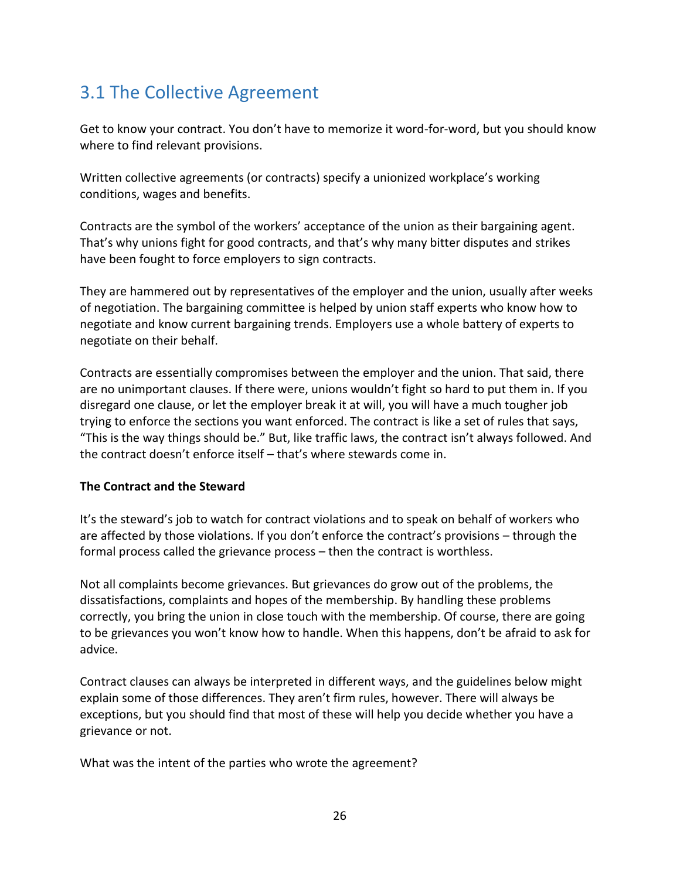## 3.1 The Collective Agreement

Get to know your contract. You don't have to memorize it word-for-word, but you should know where to find relevant provisions.

Written collective agreements (or contracts) specify a unionized workplace's working conditions, wages and benefits.

Contracts are the symbol of the workers' acceptance of the union as their bargaining agent. That's why unions fight for good contracts, and that's why many bitter disputes and strikes have been fought to force employers to sign contracts.

They are hammered out by representatives of the employer and the union, usually after weeks of negotiation. The bargaining committee is helped by union staff experts who know how to negotiate and know current bargaining trends. Employers use a whole battery of experts to negotiate on their behalf.

Contracts are essentially compromises between the employer and the union. That said, there are no unimportant clauses. If there were, unions wouldn't fight so hard to put them in. If you disregard one clause, or let the employer break it at will, you will have a much tougher job trying to enforce the sections you want enforced. The contract is like a set of rules that says, "This is the way things should be." But, like traffic laws, the contract isn't always followed. And the contract doesn't enforce itself – that's where stewards come in.

**The Contract and the Steward**

It's the steward's job to watch for contract violations and to speak on behalf of workers who are affected by those violations. If you don't enforce the contract's provisions – through the formal process called the grievance process – then the contract is worthless.

Not all complaints become grievances. But grievances do grow out of the problems, the dissatisfactions, complaints and hopes of the membership. By handling these problems correctly, you bring the union in close touch with the membership. Of course, there are going to be grievances you won't know how to handle. When this happens, don't be afraid to ask for advice.

Contract clauses can always be interpreted in different ways, and the guidelines below might explain some of those differences. They aren't firm rules, however. There will always be exceptions, but you should find that most of these will help you decide whether you have a grievance or not.

What was the intent of the parties who wrote the agreement?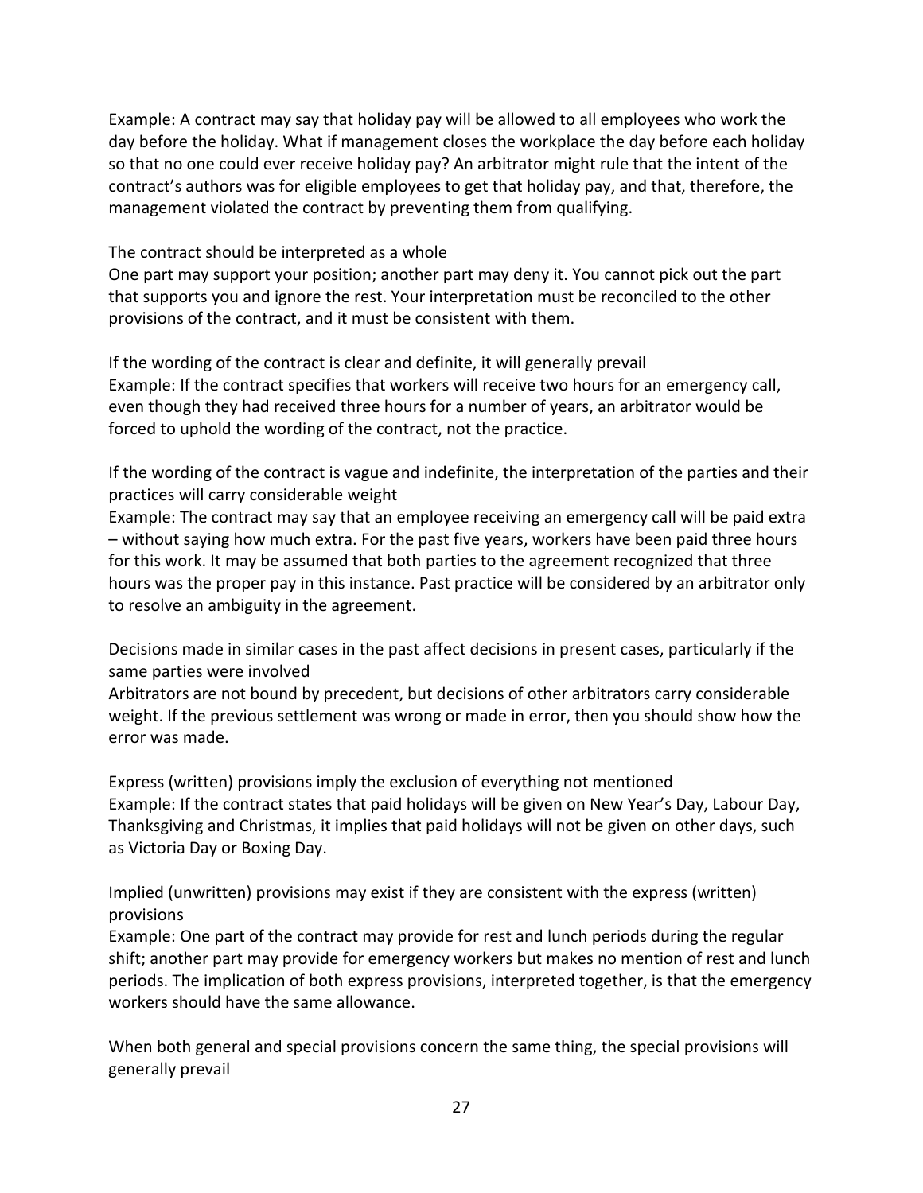Example: A contract may say that holiday pay will be allowed to all employees who work the day before the holiday. What if management closes the workplace the day before each holiday so that no one could ever receive holiday pay? An arbitrator might rule that the intent of the contract's authors was for eligible employees to get that holiday pay, and that, therefore, the management violated the contract by preventing them from qualifying.

### The contract should be interpreted as a whole

One part may support your position; another part may deny it. You cannot pick out the part that supports you and ignore the rest. Your interpretation must be reconciled to the other provisions of the contract, and it must be consistent with them.

### If the wording of the contract is clear and definite, it will generally prevail

Example: If the contract specifies that workers will receive two hours for an emergency call, even though they had received three hours for a number of years, an arbitrator would be forced to uphold the wording of the contract, not the practice.

### If the wording of the contract is vague and indefinite, the interpretation of the parties and their practices will carry considerable weight

Example: The contract may say that an employee receiving an emergency call will be paid extra – without saying how much extra. For the past five years, workers have been paid three hours for this work. It may be assumed that both parties to the agreement recognized that three hours was the proper pay in this instance. Past practice will be considered by an arbitrator only to resolve an ambiguity in the agreement.

### Decisions made in similar cases in the past affect decisions in present cases, particularly if the same parties were involved

Arbitrators are not bound by precedent, but decisions of other arbitrators carry considerable weight. If the previous settlement was wrong or made in error, then you should show how the error was made.

### Express (written) provisions imply the exclusion of everything not mentioned

Example: If the contract states that paid holidays will be given on New Year's Day, Labour Day, Thanksgiving and Christmas, it implies that paid holidays will not be given on other days, such as Victoria Day or Boxing Day.

### Implied (unwritten) provisions may exist if they are consistent with the express (written) provisions

Example: One part of the contract may provide for rest and lunch periods during the regular shift; another part may provide for emergency workers but makes no mention of rest and lunch periods. The implication of both express provisions, interpreted together, is that the emergency workers should have the same allowance.

### When both general and special provisions concern the same thing, the special provisions will generally prevail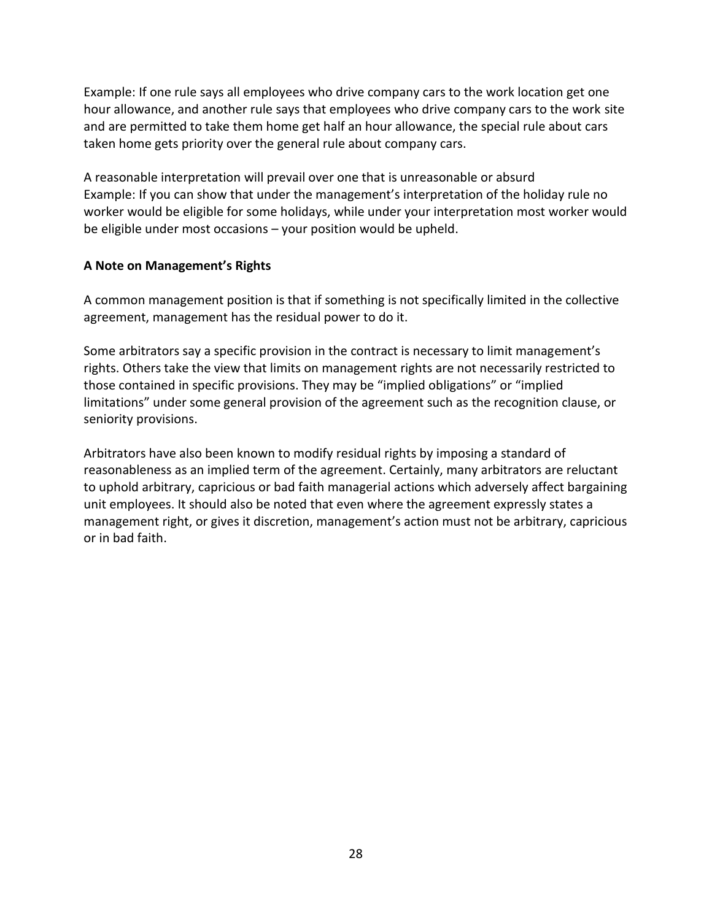Example: If one rule says all employees who drive company cars to the work location get one hour allowance, and another rule says that employees who drive company cars to the work site and are permitted to take them home get half an hour allowance, the special rule about cars taken home gets priority over the general rule about company cars.

A reasonable interpretation will prevail over one that is unreasonable or absurd
Example: If you can show that under the management's interpretation of the holiday rule no worker would be eligible for some holidays, while under your interpretation most worker would be eligible under most occasions – your position would be upheld.

**A Note on Management's Rights**

A common management position is that if something is not specifically limited in the collective agreement, management has the residual power to do it.

Some arbitrators say a specific provision in the contract is necessary to limit management's rights. Others take the view that limits on management rights are not necessarily restricted to those contained in specific provisions. They may be "implied obligations" or "implied limitations" under some general provision of the agreement such as the recognition clause, or seniority provisions.

Arbitrators have also been known to modify residual rights by imposing a standard of reasonableness as an implied term of the agreement. Certainly, many arbitrators are reluctant to uphold arbitrary, capricious or bad faith managerial actions which adversely affect bargaining unit employees. It should also be noted that even where the agreement expressly states a management right, or gives it discretion, management's action must not be arbitrary, capricious or in bad faith.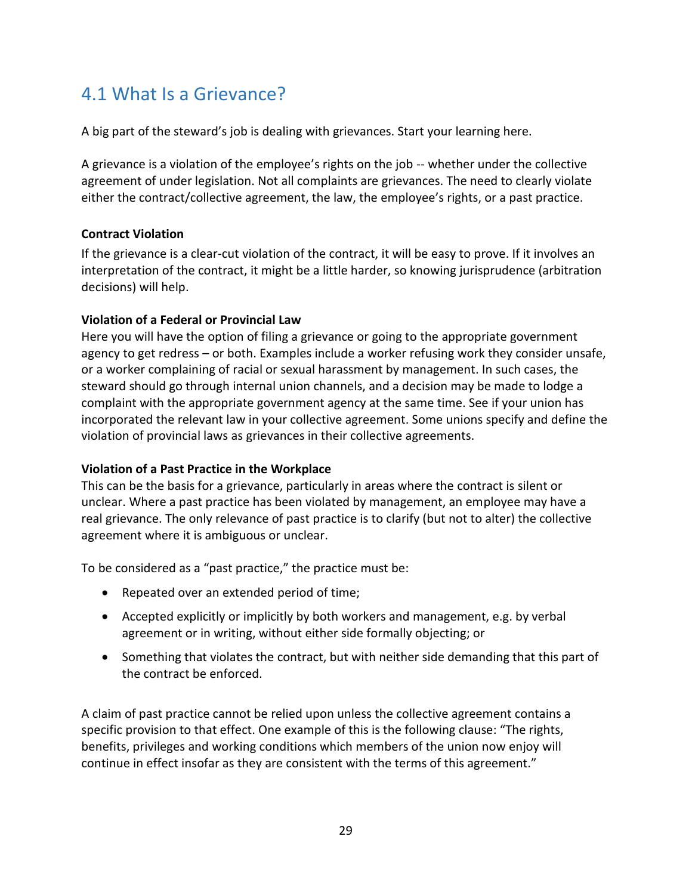## 4.1 What Is a Grievance?

A big part of the steward's job is dealing with grievances. Start your learning here.

A grievance is a violation of the employee's rights on the job -- whether under the collective agreement of under legislation. Not all complaints are grievances. The need to clearly violate either the contract/collective agreement, the law, the employee's rights, or a past practice.

**Contract Violation**

If the grievance is a clear-cut violation of the contract, it will be easy to prove. If it involves an interpretation of the contract, it might be a little harder, so knowing jurisprudence (arbitration decisions) will help.

**Violation of a Federal or Provincial Law**

Here you will have the option of filing a grievance or going to the appropriate government agency to get redress – or both. Examples include a worker refusing work they consider unsafe, or a worker complaining of racial or sexual harassment by management. In such cases, the steward should go through internal union channels, and a decision may be made to lodge a complaint with the appropriate government agency at the same time. See if your union has incorporated the relevant law in your collective agreement. Some unions specify and define the violation of provincial laws as grievances in their collective agreements.

**Violation of a Past Practice in the Workplace**

This can be the basis for a grievance, particularly in areas where the contract is silent or unclear. Where a past practice has been violated by management, an employee may have a real grievance. The only relevance of past practice is to clarify (but not to alter) the collective agreement where it is ambiguous or unclear.

To be considered as a "past practice," the practice must be:

- Repeated over an extended period of time;
- Accepted explicitly or implicitly by both workers and management, e.g. by verbal agreement or in writing, without either side formally objecting; or
- Something that violates the contract, but with neither side demanding that this part of the contract be enforced.

A claim of past practice cannot be relied upon unless the collective agreement contains a specific provision to that effect. One example of this is the following clause: "The rights, benefits, privileges and working conditions which members of the union now enjoy will continue in effect insofar as they are consistent with the terms of this agreement."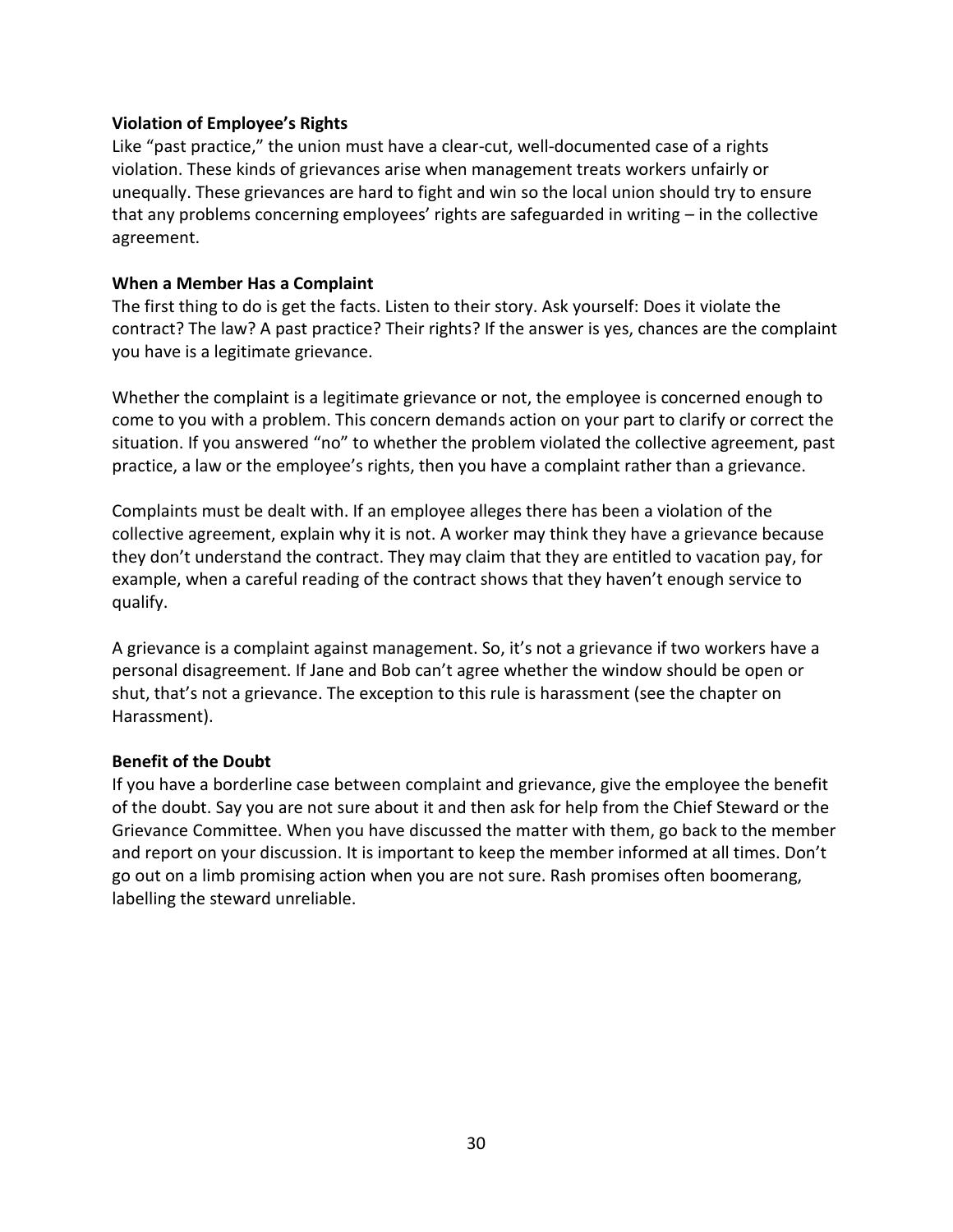### Violation of Employee's Rights

Like "past practice," the union must have a clear-cut, well-documented case of a rights violation. These kinds of grievances arise when management treats workers unfairly or unequally. These grievances are hard to fight and win so the local union should try to ensure that any problems concerning employees' rights are safeguarded in writing – in the collective agreement.

### When a Member Has a Complaint

The first thing to do is get the facts. Listen to their story. Ask yourself: Does it violate the contract? The law? A past practice? Their rights? If the answer is yes, chances are the complaint you have is a legitimate grievance.

Whether the complaint is a legitimate grievance or not, the employee is concerned enough to come to you with a problem. This concern demands action on your part to clarify or correct the situation. If you answered "no" to whether the problem violated the collective agreement, past practice, a law or the employee's rights, then you have a complaint rather than a grievance.

Complaints must be dealt with. If an employee alleges there has been a violation of the collective agreement, explain why it is not. A worker may think they have a grievance because they don't understand the contract. They may claim that they are entitled to vacation pay, for example, when a careful reading of the contract shows that they haven't enough service to qualify.

A grievance is a complaint against management. So, it's not a grievance if two workers have a personal disagreement. If Jane and Bob can't agree whether the window should be open or shut, that's not a grievance. The exception to this rule is harassment (see the chapter on Harassment).

### Benefit of the Doubt

If you have a borderline case between complaint and grievance, give the employee the benefit of the doubt. Say you are not sure about it and then ask for help from the Chief Steward or the Grievance Committee. When you have discussed the matter with them, go back to the member and report on your discussion. It is important to keep the member informed at all times. Don't go out on a limb promising action when you are not sure. Rash promises often boomerang, labelling the steward unreliable.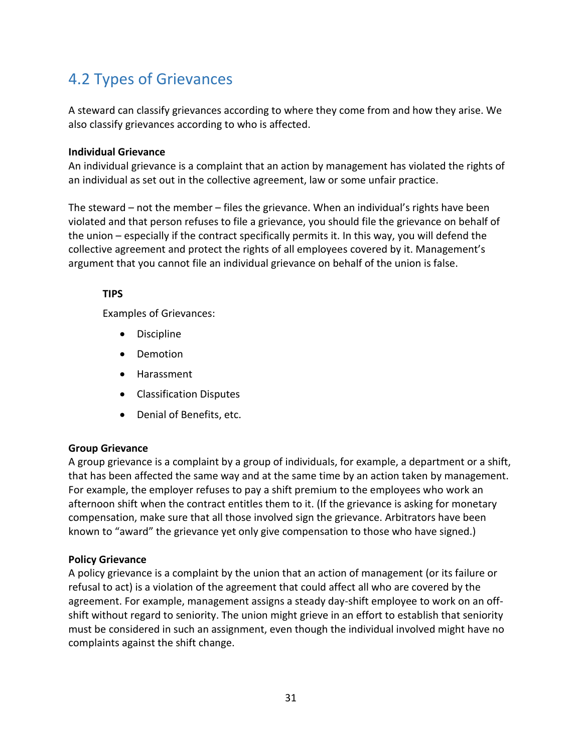## 4.2 Types of Grievances

A steward can classify grievances according to where they come from and how they arise. We also classify grievances according to who is affected.

**Individual Grievance**
An individual grievance is a complaint that an action by management has violated the rights of an individual as set out in the collective agreement, law or some unfair practice.

The steward – not the member – files the grievance. When an individual's rights have been violated and that person refuses to file a grievance, you should file the grievance on behalf of the union – especially if the contract specifically permits it. In this way, you will defend the collective agreement and protect the rights of all employees covered by it. Management's argument that you cannot file an individual grievance on behalf of the union is false.

> **TIPS**
>
> Examples of Grievances:
>
> - Discipline
> - Demotion
> - Harassment
> - Classification Disputes
> - Denial of Benefits, etc.

**Group Grievance**
A group grievance is a complaint by a group of individuals, for example, a department or a shift, that has been affected the same way and at the same time by an action taken by management. For example, the employer refuses to pay a shift premium to the employees who work an afternoon shift when the contract entitles them to it. (If the grievance is asking for monetary compensation, make sure that all those involved sign the grievance. Arbitrators have been known to "award" the grievance yet only give compensation to those who have signed.)

**Policy Grievance**
A policy grievance is a complaint by the union that an action of management (or its failure or refusal to act) is a violation of the agreement that could affect all who are covered by the agreement. For example, management assigns a steady day-shift employee to work on an off-shift without regard to seniority. The union might grieve in an effort to establish that seniority must be considered in such an assignment, even though the individual involved might have no complaints against the shift change.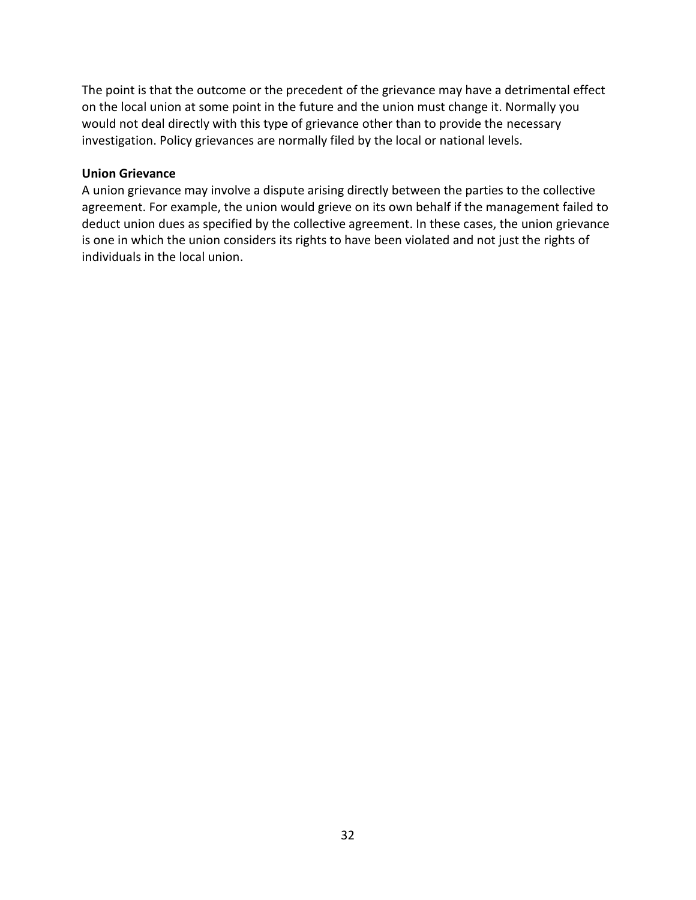The point is that the outcome or the precedent of the grievance may have a detrimental effect on the local union at some point in the future and the union must change it. Normally you would not deal directly with this type of grievance other than to provide the necessary investigation. Policy grievances are normally filed by the local or national levels.

**Union Grievance**

A union grievance may involve a dispute arising directly between the parties to the collective agreement. For example, the union would grieve on its own behalf if the management failed to deduct union dues as specified by the collective agreement. In these cases, the union grievance is one in which the union considers its rights to have been violated and not just the rights of individuals in the local union.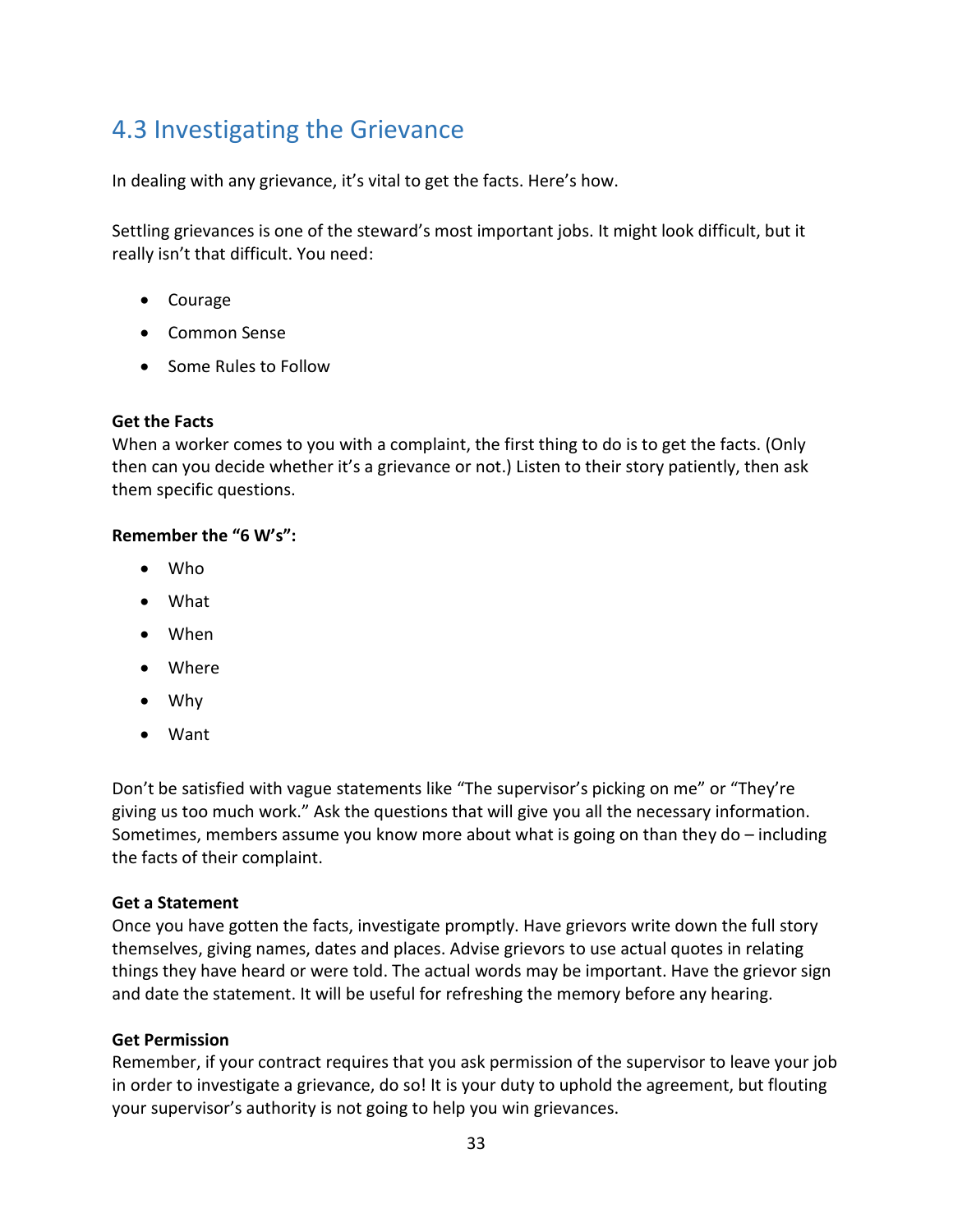## 4.3 Investigating the Grievance

In dealing with any grievance, it's vital to get the facts. Here's how.

Settling grievances is one of the steward's most important jobs. It might look difficult, but it really isn't that difficult. You need:

- Courage
- Common Sense
- Some Rules to Follow

**Get the Facts**
When a worker comes to you with a complaint, the first thing to do is to get the facts. (Only then can you decide whether it's a grievance or not.) Listen to their story patiently, then ask them specific questions.

**Remember the "6 W's":**

- Who
- What
- When
- Where
- Why
- Want

Don't be satisfied with vague statements like "The supervisor's picking on me" or "They're giving us too much work." Ask the questions that will give you all the necessary information. Sometimes, members assume you know more about what is going on than they do – including the facts of their complaint.

**Get a Statement**
Once you have gotten the facts, investigate promptly. Have grievors write down the full story themselves, giving names, dates and places. Advise grievors to use actual quotes in relating things they have heard or were told. The actual words may be important. Have the grievor sign and date the statement. It will be useful for refreshing the memory before any hearing.

**Get Permission**
Remember, if your contract requires that you ask permission of the supervisor to leave your job in order to investigate a grievance, do so! It is your duty to uphold the agreement, but flouting your supervisor's authority is not going to help you win grievances.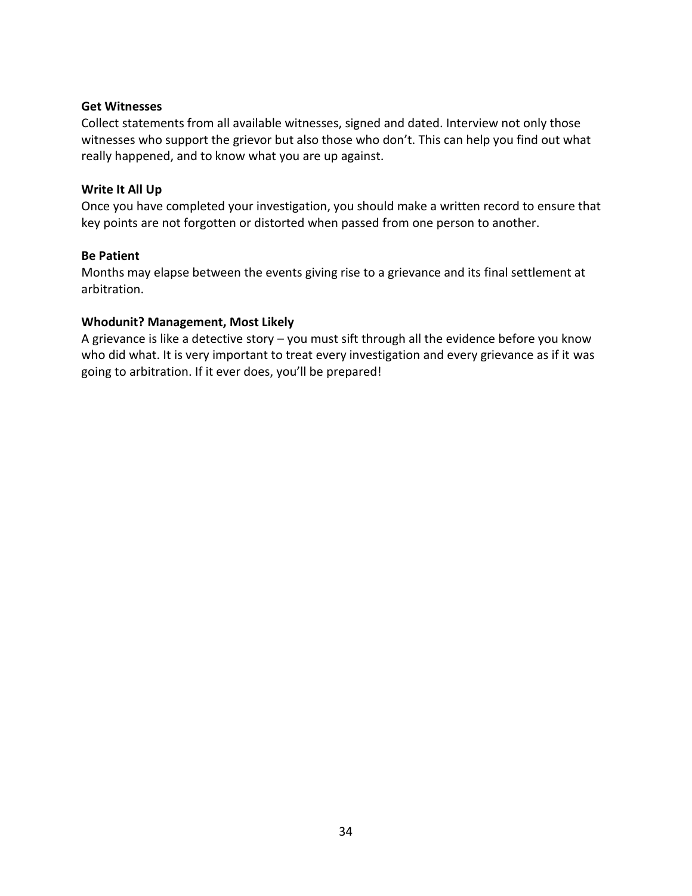**Get Witnesses**

Collect statements from all available witnesses, signed and dated. Interview not only those witnesses who support the grievor but also those who don't. This can help you find out what really happened, and to know what you are up against.

**Write It All Up**

Once you have completed your investigation, you should make a written record to ensure that key points are not forgotten or distorted when passed from one person to another.

**Be Patient**

Months may elapse between the events giving rise to a grievance and its final settlement at arbitration.

**Whodunit? Management, Most Likely**

A grievance is like a detective story – you must sift through all the evidence before you know who did what. It is very important to treat every investigation and every grievance as if it was going to arbitration. If it ever does, you'll be prepared!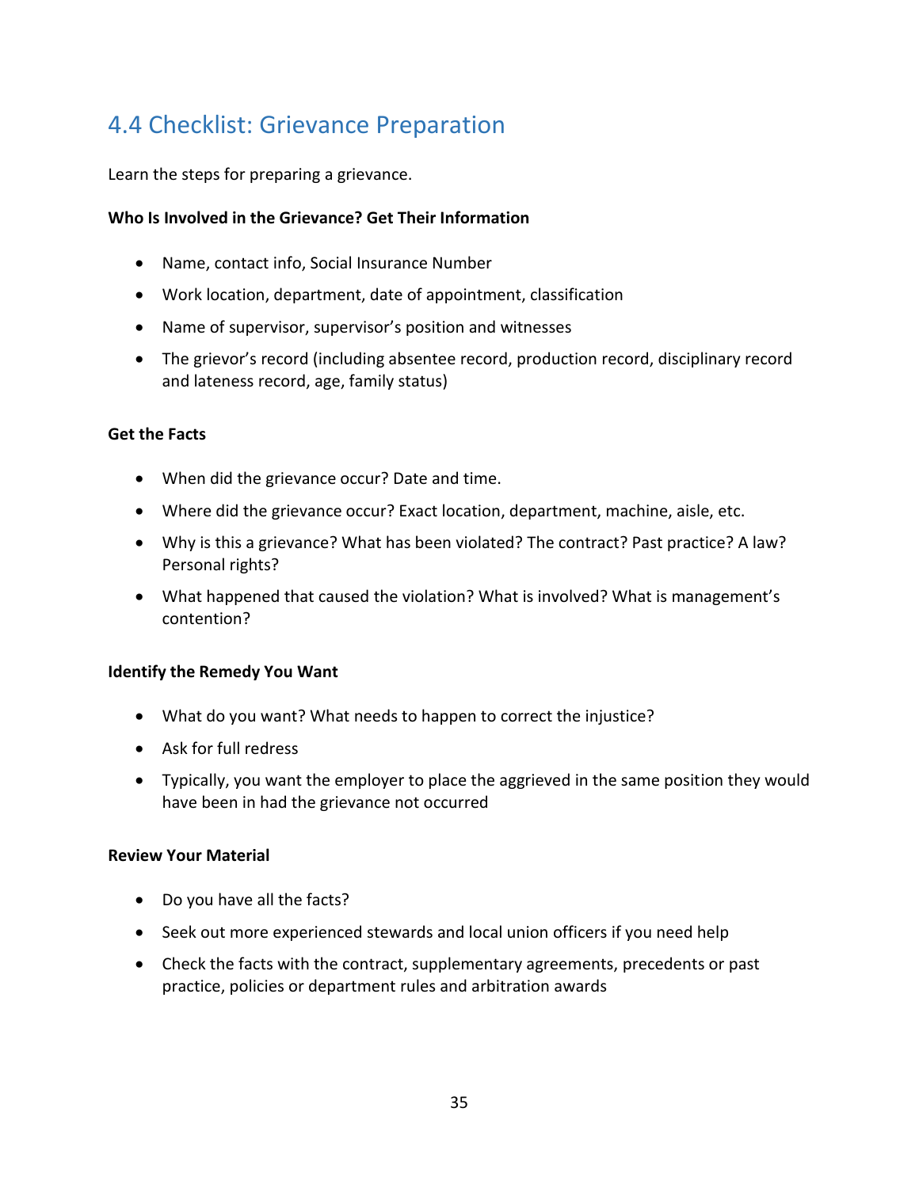## 4.4 Checklist: Grievance Preparation

Learn the steps for preparing a grievance.

**Who Is Involved in the Grievance? Get Their Information**

- Name, contact info, Social Insurance Number
- Work location, department, date of appointment, classification
- Name of supervisor, supervisor's position and witnesses
- The grievor's record (including absentee record, production record, disciplinary record and lateness record, age, family status)

**Get the Facts**

- When did the grievance occur? Date and time.
- Where did the grievance occur? Exact location, department, machine, aisle, etc.
- Why is this a grievance? What has been violated? The contract? Past practice? A law? Personal rights?
- What happened that caused the violation? What is involved? What is management's contention?

**Identify the Remedy You Want**

- What do you want? What needs to happen to correct the injustice?
- Ask for full redress
- Typically, you want the employer to place the aggrieved in the same position they would have been in had the grievance not occurred

**Review Your Material**

- Do you have all the facts?
- Seek out more experienced stewards and local union officers if you need help
- Check the facts with the contract, supplementary agreements, precedents or past practice, policies or department rules and arbitration awards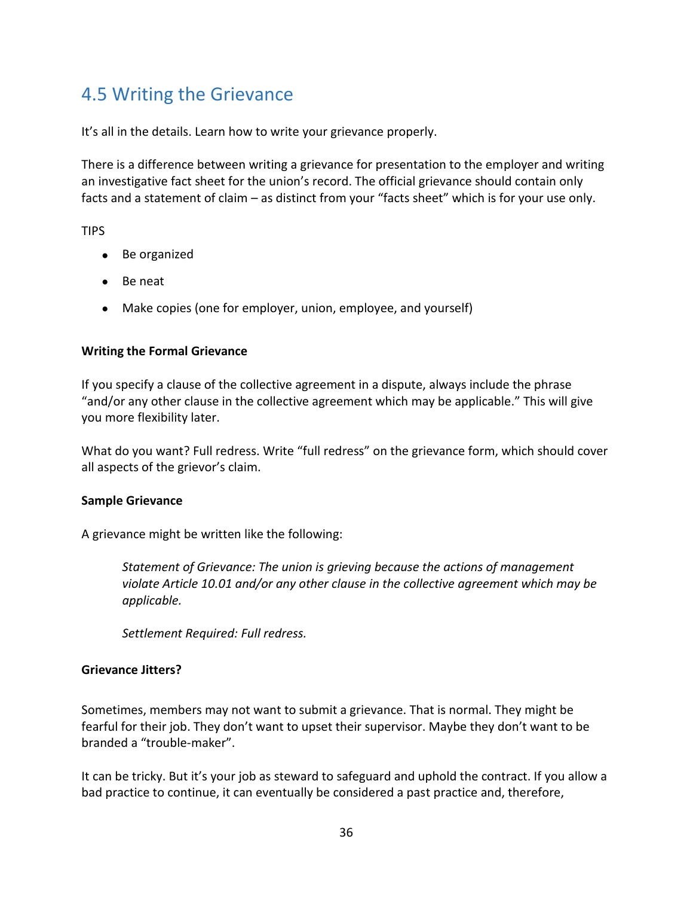## 4.5 Writing the Grievance

It's all in the details. Learn how to write your grievance properly.

There is a difference between writing a grievance for presentation to the employer and writing an investigative fact sheet for the union's record. The official grievance should contain only facts and a statement of claim – as distinct from your "facts sheet" which is for your use only.

TIPS

- Be organized
- Be neat
- Make copies (one for employer, union, employee, and yourself)

**Writing the Formal Grievance**

If you specify a clause of the collective agreement in a dispute, always include the phrase "and/or any other clause in the collective agreement which may be applicable." This will give you more flexibility later.

What do you want? Full redress. Write "full redress" on the grievance form, which should cover all aspects of the grievor's claim.

**Sample Grievance**

A grievance might be written like the following:

> *Statement of Grievance: The union is grieving because the actions of management violate Article 10.01 and/or any other clause in the collective agreement which may be applicable.*
>
> *Settlement Required: Full redress.*

**Grievance Jitters?**

Sometimes, members may not want to submit a grievance. That is normal. They might be fearful for their job. They don't want to upset their supervisor. Maybe they don't want to be branded a "trouble-maker".

It can be tricky. But it's your job as steward to safeguard and uphold the contract. If you allow a bad practice to continue, it can eventually be considered a past practice and, therefore,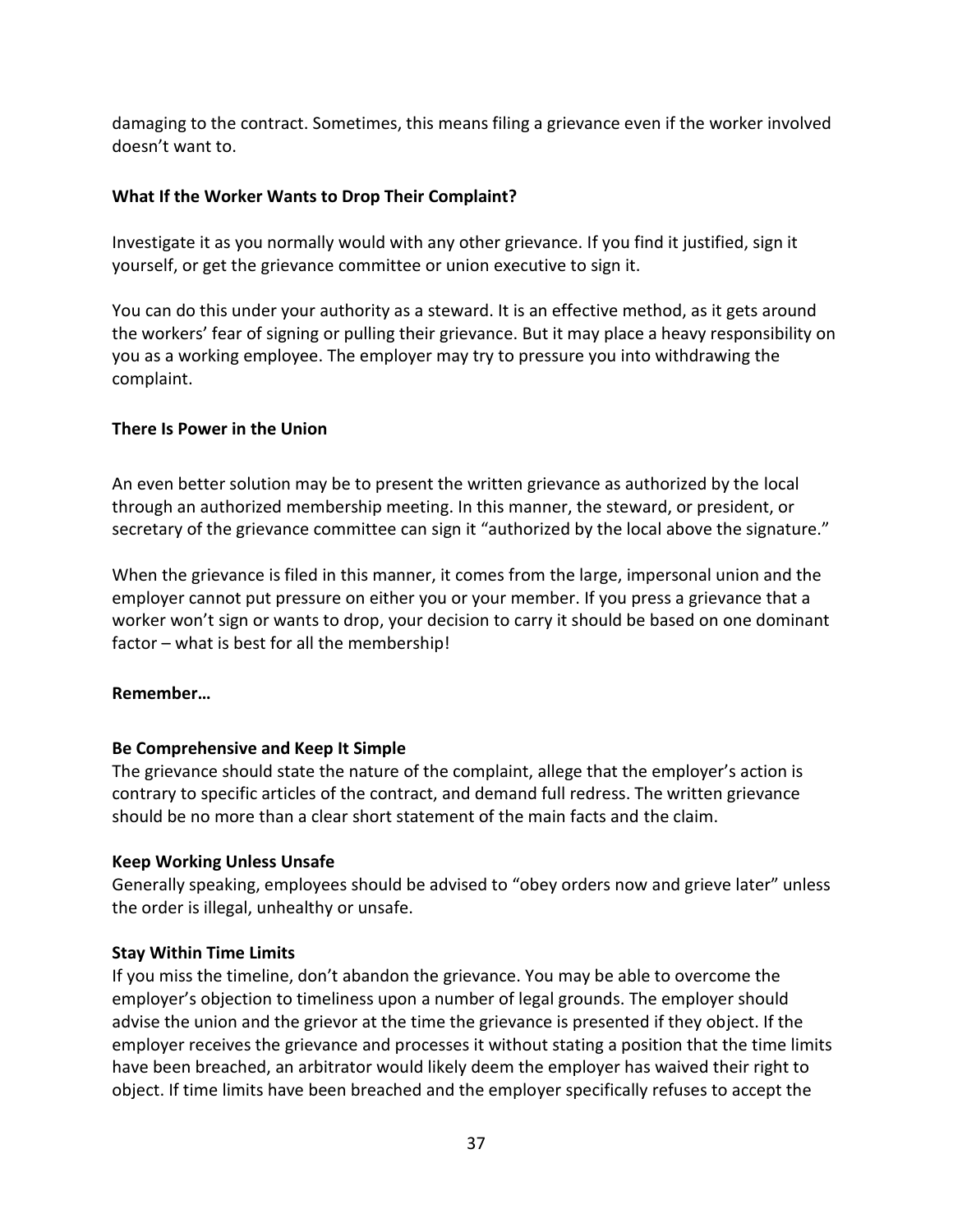damaging to the contract. Sometimes, this means filing a grievance even if the worker involved doesn't want to.

**What If the Worker Wants to Drop Their Complaint?**

Investigate it as you normally would with any other grievance. If you find it justified, sign it yourself, or get the grievance committee or union executive to sign it.

You can do this under your authority as a steward. It is an effective method, as it gets around the workers' fear of signing or pulling their grievance. But it may place a heavy responsibility on you as a working employee. The employer may try to pressure you into withdrawing the complaint.

**There Is Power in the Union**

An even better solution may be to present the written grievance as authorized by the local through an authorized membership meeting. In this manner, the steward, or president, or secretary of the grievance committee can sign it "authorized by the local above the signature."

When the grievance is filed in this manner, it comes from the large, impersonal union and the employer cannot put pressure on either you or your member. If you press a grievance that a worker won't sign or wants to drop, your decision to carry it should be based on one dominant factor – what is best for all the membership!

**Remember…**

**Be Comprehensive and Keep It Simple**
The grievance should state the nature of the complaint, allege that the employer's action is contrary to specific articles of the contract, and demand full redress. The written grievance should be no more than a clear short statement of the main facts and the claim.

**Keep Working Unless Unsafe**
Generally speaking, employees should be advised to "obey orders now and grieve later" unless the order is illegal, unhealthy or unsafe.

**Stay Within Time Limits**
If you miss the timeline, don't abandon the grievance. You may be able to overcome the employer's objection to timeliness upon a number of legal grounds. The employer should advise the union and the grievor at the time the grievance is presented if they object. If the employer receives the grievance and processes it without stating a position that the time limits have been breached, an arbitrator would likely deem the employer has waived their right to object. If time limits have been breached and the employer specifically refuses to accept the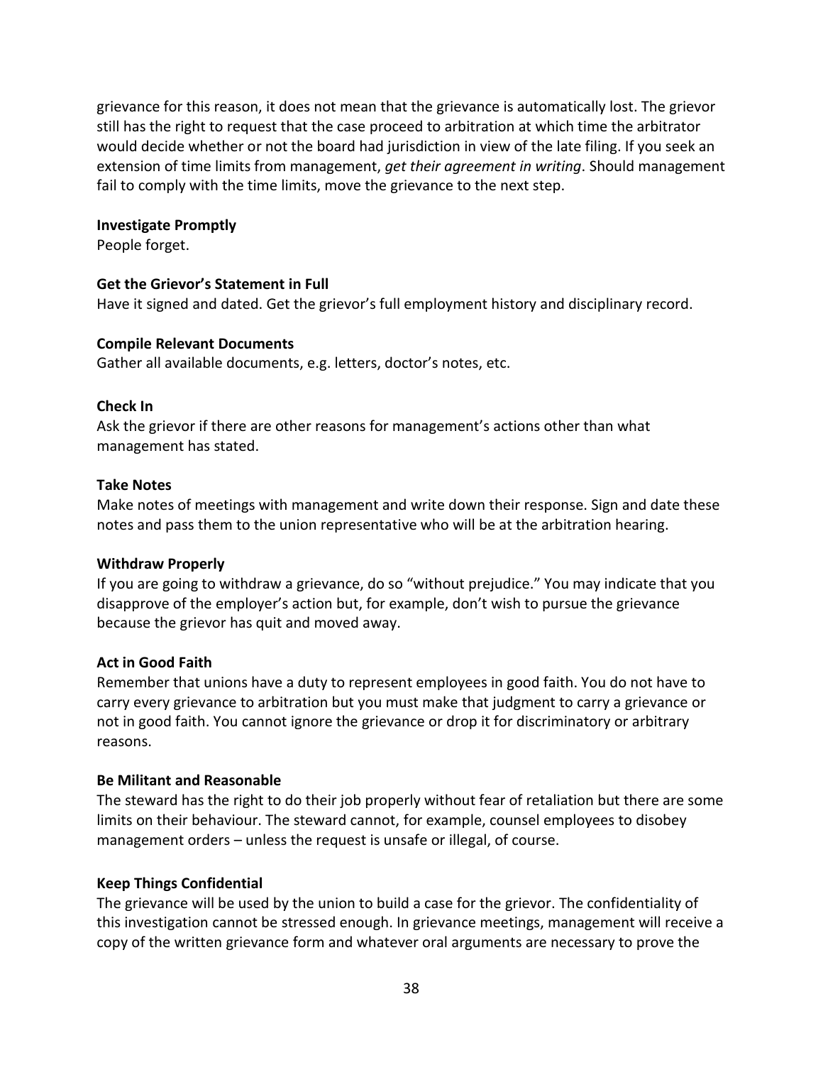grievance for this reason, it does not mean that the grievance is automatically lost. The grievor still has the right to request that the case proceed to arbitration at which time the arbitrator would decide whether or not the board had jurisdiction in view of the late filing. If you seek an extension of time limits from management, *get their agreement in writing*. Should management fail to comply with the time limits, move the grievance to the next step.

**Investigate Promptly**

People forget.

**Get the Grievor's Statement in Full**

Have it signed and dated. Get the grievor's full employment history and disciplinary record.

**Compile Relevant Documents**

Gather all available documents, e.g. letters, doctor's notes, etc.

**Check In**

Ask the grievor if there are other reasons for management's actions other than what management has stated.

**Take Notes**

Make notes of meetings with management and write down their response. Sign and date these notes and pass them to the union representative who will be at the arbitration hearing.

**Withdraw Properly**

If you are going to withdraw a grievance, do so "without prejudice." You may indicate that you disapprove of the employer's action but, for example, don't wish to pursue the grievance because the grievor has quit and moved away.

**Act in Good Faith**

Remember that unions have a duty to represent employees in good faith. You do not have to carry every grievance to arbitration but you must make that judgment to carry a grievance or not in good faith. You cannot ignore the grievance or drop it for discriminatory or arbitrary reasons.

**Be Militant and Reasonable**

The steward has the right to do their job properly without fear of retaliation but there are some limits on their behaviour. The steward cannot, for example, counsel employees to disobey management orders – unless the request is unsafe or illegal, of course.

**Keep Things Confidential**

The grievance will be used by the union to build a case for the grievor. The confidentiality of this investigation cannot be stressed enough. In grievance meetings, management will receive a copy of the written grievance form and whatever oral arguments are necessary to prove the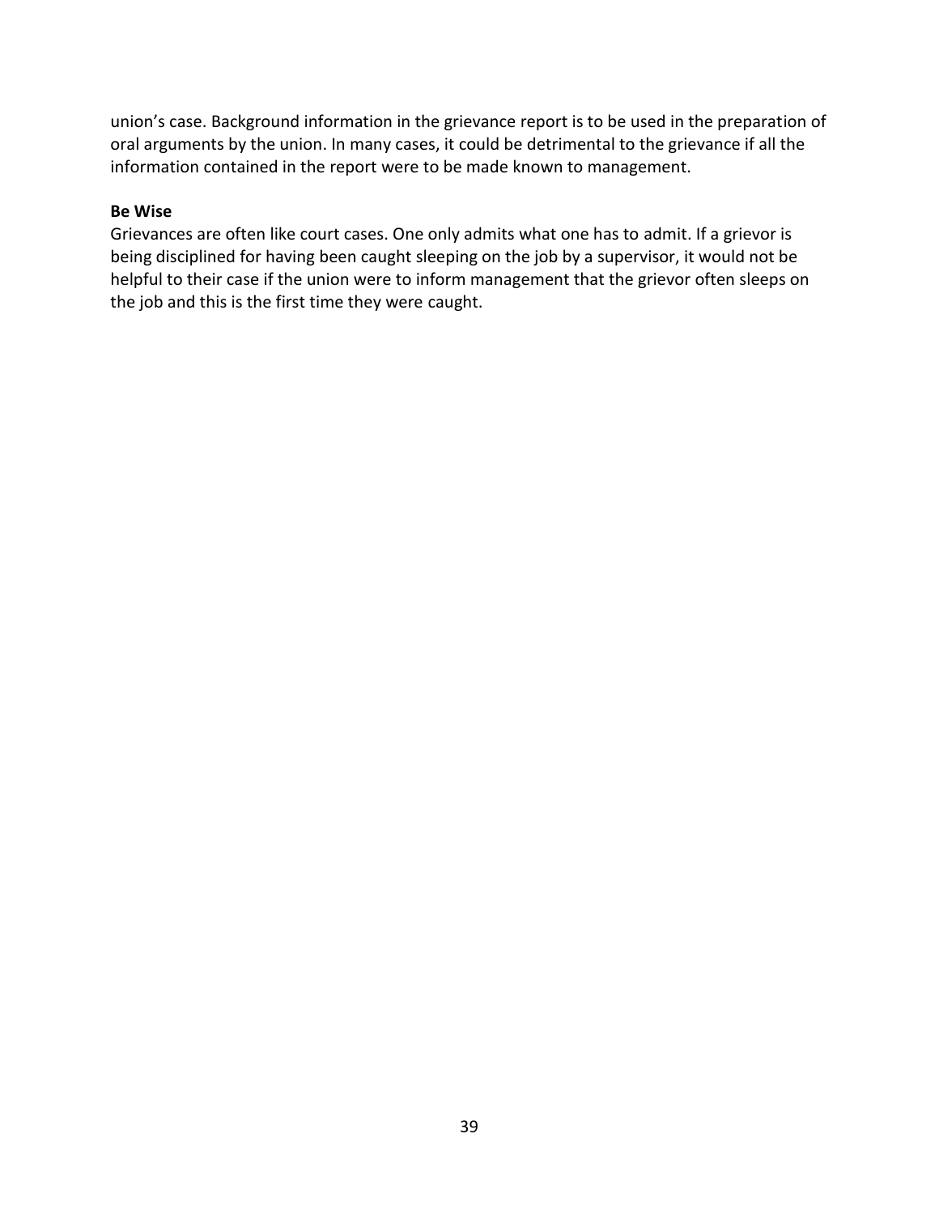union's case. Background information in the grievance report is to be used in the preparation of oral arguments by the union. In many cases, it could be detrimental to the grievance if all the information contained in the report were to be made known to management.

**Be Wise**

Grievances are often like court cases. One only admits what one has to admit. If a grievor is being disciplined for having been caught sleeping on the job by a supervisor, it would not be helpful to their case if the union were to inform management that the grievor often sleeps on the job and this is the first time they were caught.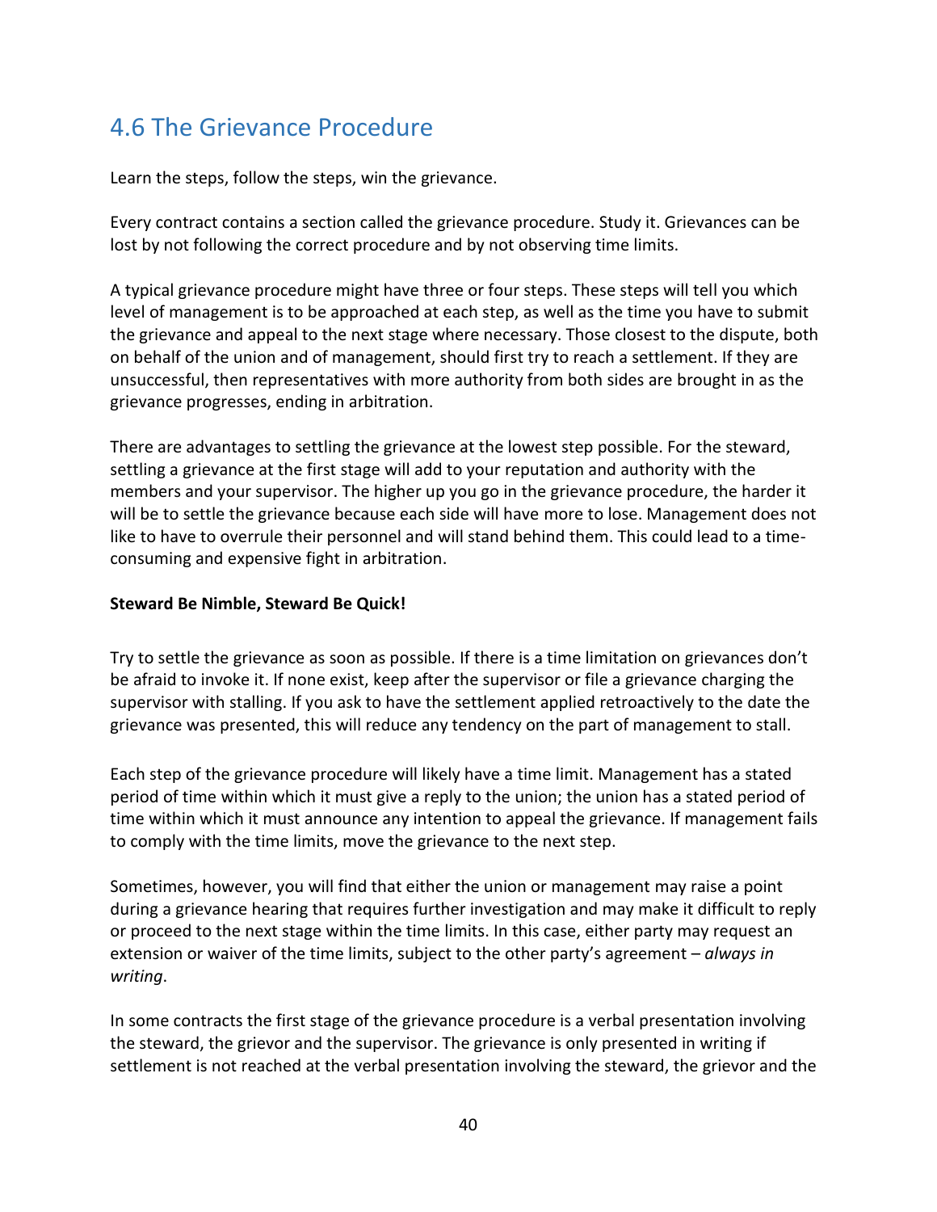## 4.6 The Grievance Procedure

Learn the steps, follow the steps, win the grievance.

Every contract contains a section called the grievance procedure. Study it. Grievances can be lost by not following the correct procedure and by not observing time limits.

A typical grievance procedure might have three or four steps. These steps will tell you which level of management is to be approached at each step, as well as the time you have to submit the grievance and appeal to the next stage where necessary. Those closest to the dispute, both on behalf of the union and of management, should first try to reach a settlement. If they are unsuccessful, then representatives with more authority from both sides are brought in as the grievance progresses, ending in arbitration.

There are advantages to settling the grievance at the lowest step possible. For the steward, settling a grievance at the first stage will add to your reputation and authority with the members and your supervisor. The higher up you go in the grievance procedure, the harder it will be to settle the grievance because each side will have more to lose. Management does not like to have to overrule their personnel and will stand behind them. This could lead to a time-consuming and expensive fight in arbitration.

**Steward Be Nimble, Steward Be Quick!**

Try to settle the grievance as soon as possible. If there is a time limitation on grievances don't be afraid to invoke it. If none exist, keep after the supervisor or file a grievance charging the supervisor with stalling. If you ask to have the settlement applied retroactively to the date the grievance was presented, this will reduce any tendency on the part of management to stall.

Each step of the grievance procedure will likely have a time limit. Management has a stated period of time within which it must give a reply to the union; the union has a stated period of time within which it must announce any intention to appeal the grievance. If management fails to comply with the time limits, move the grievance to the next step.

Sometimes, however, you will find that either the union or management may raise a point during a grievance hearing that requires further investigation and may make it difficult to reply or proceed to the next stage within the time limits. In this case, either party may request an extension or waiver of the time limits, subject to the other party's agreement – *always in writing*.

In some contracts the first stage of the grievance procedure is a verbal presentation involving the steward, the grievor and the supervisor. The grievance is only presented in writing if settlement is not reached at the verbal presentation involving the steward, the grievor and the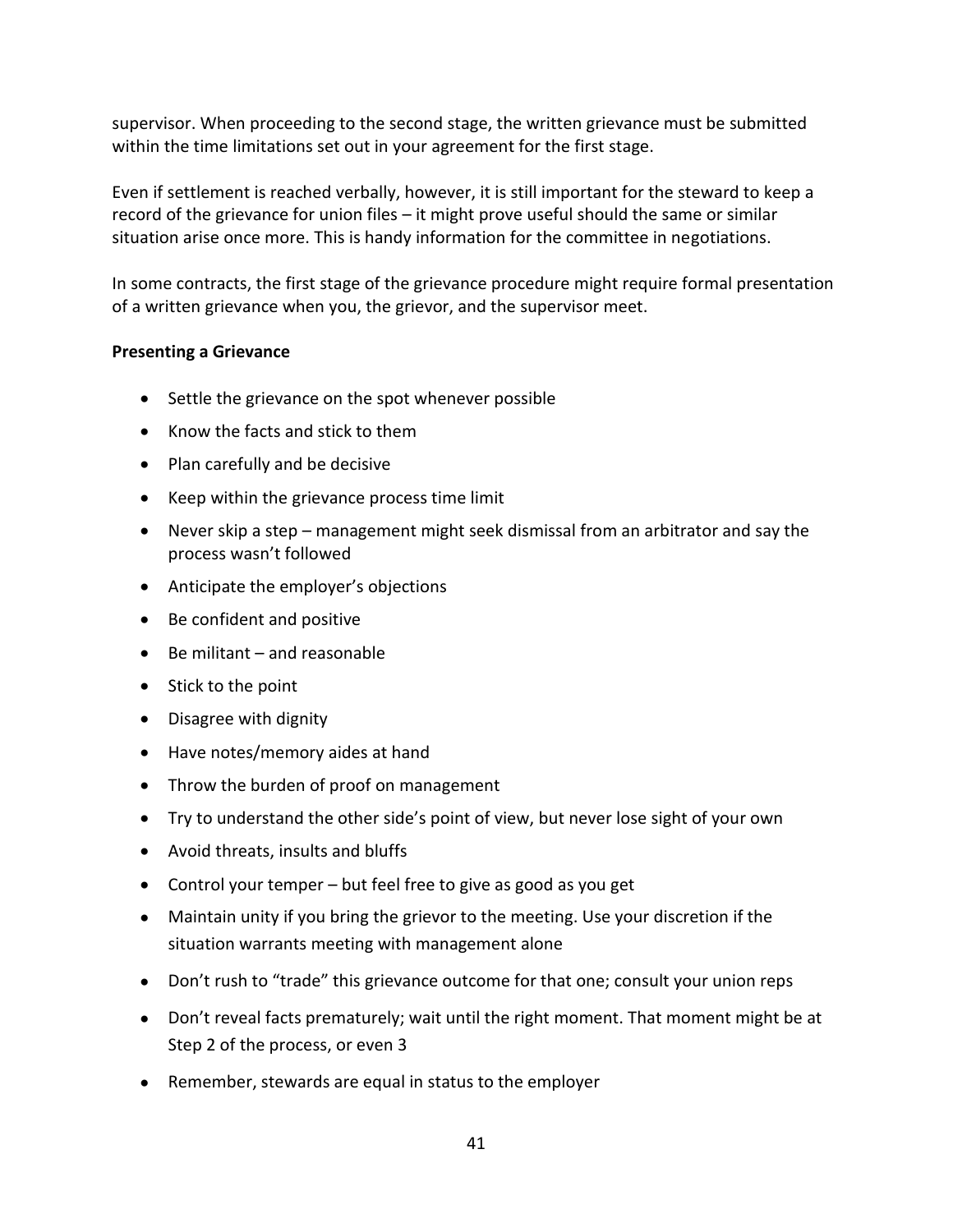supervisor. When proceeding to the second stage, the written grievance must be submitted within the time limitations set out in your agreement for the first stage.

Even if settlement is reached verbally, however, it is still important for the steward to keep a record of the grievance for union files – it might prove useful should the same or similar situation arise once more. This is handy information for the committee in negotiations.

In some contracts, the first stage of the grievance procedure might require formal presentation of a written grievance when you, the grievor, and the supervisor meet.

**Presenting a Grievance**

- Settle the grievance on the spot whenever possible
- Know the facts and stick to them
- Plan carefully and be decisive
- Keep within the grievance process time limit
- Never skip a step – management might seek dismissal from an arbitrator and say the process wasn't followed
- Anticipate the employer's objections
- Be confident and positive
- Be militant – and reasonable
- Stick to the point
- Disagree with dignity
- Have notes/memory aides at hand
- Throw the burden of proof on management
- Try to understand the other side's point of view, but never lose sight of your own
- Avoid threats, insults and bluffs
- Control your temper – but feel free to give as good as you get
- Maintain unity if you bring the grievor to the meeting. Use your discretion if the situation warrants meeting with management alone
- Don't rush to "trade" this grievance outcome for that one; consult your union reps
- Don't reveal facts prematurely; wait until the right moment. That moment might be at Step 2 of the process, or even 3
- Remember, stewards are equal in status to the employer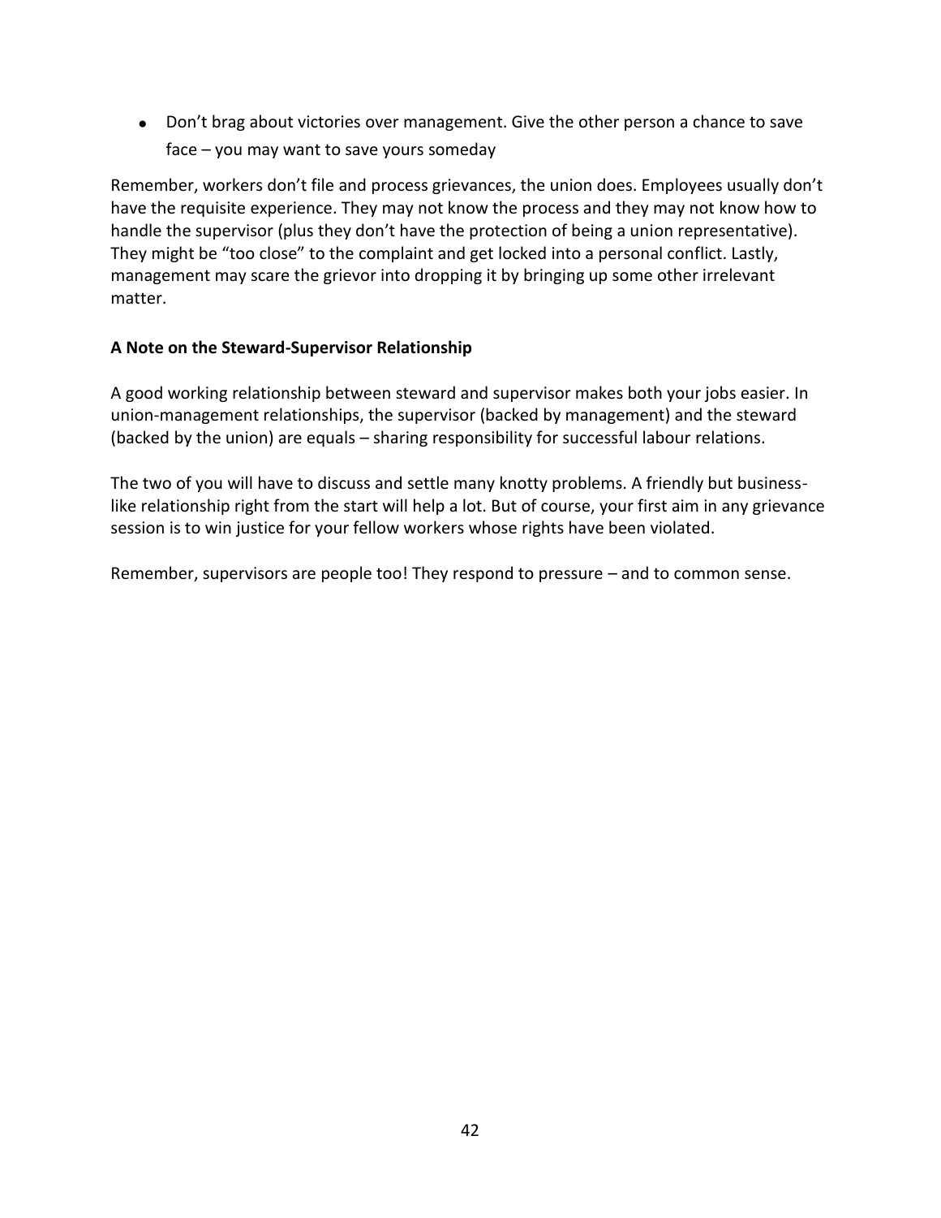- Don't brag about victories over management. Give the other person a chance to save face – you may want to save yours someday

Remember, workers don't file and process grievances, the union does. Employees usually don't have the requisite experience. They may not know the process and they may not know how to handle the supervisor (plus they don't have the protection of being a union representative). They might be "too close" to the complaint and get locked into a personal conflict. Lastly, management may scare the grievor into dropping it by bringing up some other irrelevant matter.

**A Note on the Steward-Supervisor Relationship**

A good working relationship between steward and supervisor makes both your jobs easier. In union-management relationships, the supervisor (backed by management) and the steward (backed by the union) are equals – sharing responsibility for successful labour relations.

The two of you will have to discuss and settle many knotty problems. A friendly but business-like relationship right from the start will help a lot. But of course, your first aim in any grievance session is to win justice for your fellow workers whose rights have been violated.

Remember, supervisors are people too! They respond to pressure – and to common sense.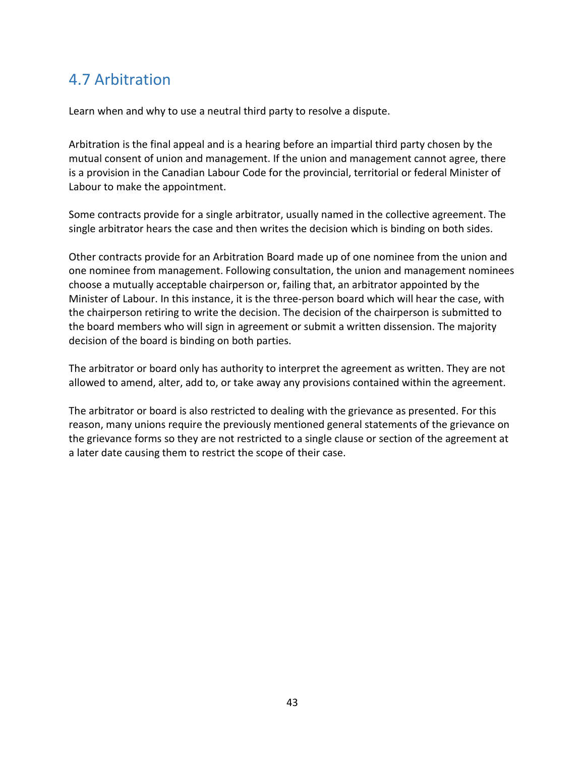## 4.7 Arbitration

Learn when and why to use a neutral third party to resolve a dispute.

Arbitration is the final appeal and is a hearing before an impartial third party chosen by the mutual consent of union and management. If the union and management cannot agree, there is a provision in the Canadian Labour Code for the provincial, territorial or federal Minister of Labour to make the appointment.

Some contracts provide for a single arbitrator, usually named in the collective agreement. The single arbitrator hears the case and then writes the decision which is binding on both sides.

Other contracts provide for an Arbitration Board made up of one nominee from the union and one nominee from management. Following consultation, the union and management nominees choose a mutually acceptable chairperson or, failing that, an arbitrator appointed by the Minister of Labour. In this instance, it is the three-person board which will hear the case, with the chairperson retiring to write the decision. The decision of the chairperson is submitted to the board members who will sign in agreement or submit a written dissension. The majority decision of the board is binding on both parties.

The arbitrator or board only has authority to interpret the agreement as written. They are not allowed to amend, alter, add to, or take away any provisions contained within the agreement.

The arbitrator or board is also restricted to dealing with the grievance as presented. For this reason, many unions require the previously mentioned general statements of the grievance on the grievance forms so they are not restricted to a single clause or section of the agreement at a later date causing them to restrict the scope of their case.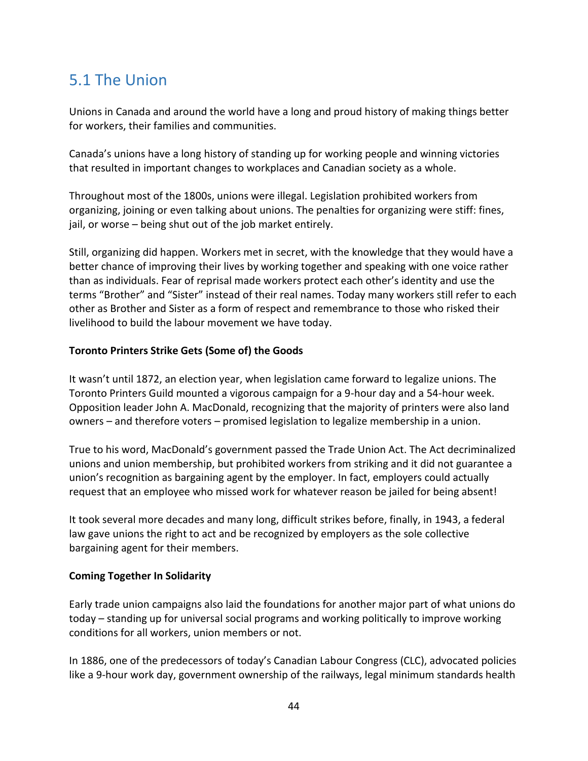## 5.1 The Union

Unions in Canada and around the world have a long and proud history of making things better for workers, their families and communities.

Canada's unions have a long history of standing up for working people and winning victories that resulted in important changes to workplaces and Canadian society as a whole.

Throughout most of the 1800s, unions were illegal. Legislation prohibited workers from organizing, joining or even talking about unions. The penalties for organizing were stiff: fines, jail, or worse – being shut out of the job market entirely.

Still, organizing did happen. Workers met in secret, with the knowledge that they would have a better chance of improving their lives by working together and speaking with one voice rather than as individuals. Fear of reprisal made workers protect each other's identity and use the terms "Brother" and "Sister" instead of their real names. Today many workers still refer to each other as Brother and Sister as a form of respect and remembrance to those who risked their livelihood to build the labour movement we have today.

**Toronto Printers Strike Gets (Some of) the Goods**

It wasn't until 1872, an election year, when legislation came forward to legalize unions. The Toronto Printers Guild mounted a vigorous campaign for a 9-hour day and a 54-hour week. Opposition leader John A. MacDonald, recognizing that the majority of printers were also land owners – and therefore voters – promised legislation to legalize membership in a union.

True to his word, MacDonald's government passed the Trade Union Act. The Act decriminalized unions and union membership, but prohibited workers from striking and it did not guarantee a union's recognition as bargaining agent by the employer. In fact, employers could actually request that an employee who missed work for whatever reason be jailed for being absent!

It took several more decades and many long, difficult strikes before, finally, in 1943, a federal law gave unions the right to act and be recognized by employers as the sole collective bargaining agent for their members.

**Coming Together In Solidarity**

Early trade union campaigns also laid the foundations for another major part of what unions do today – standing up for universal social programs and working politically to improve working conditions for all workers, union members or not.

In 1886, one of the predecessors of today's Canadian Labour Congress (CLC), advocated policies like a 9-hour work day, government ownership of the railways, legal minimum standards health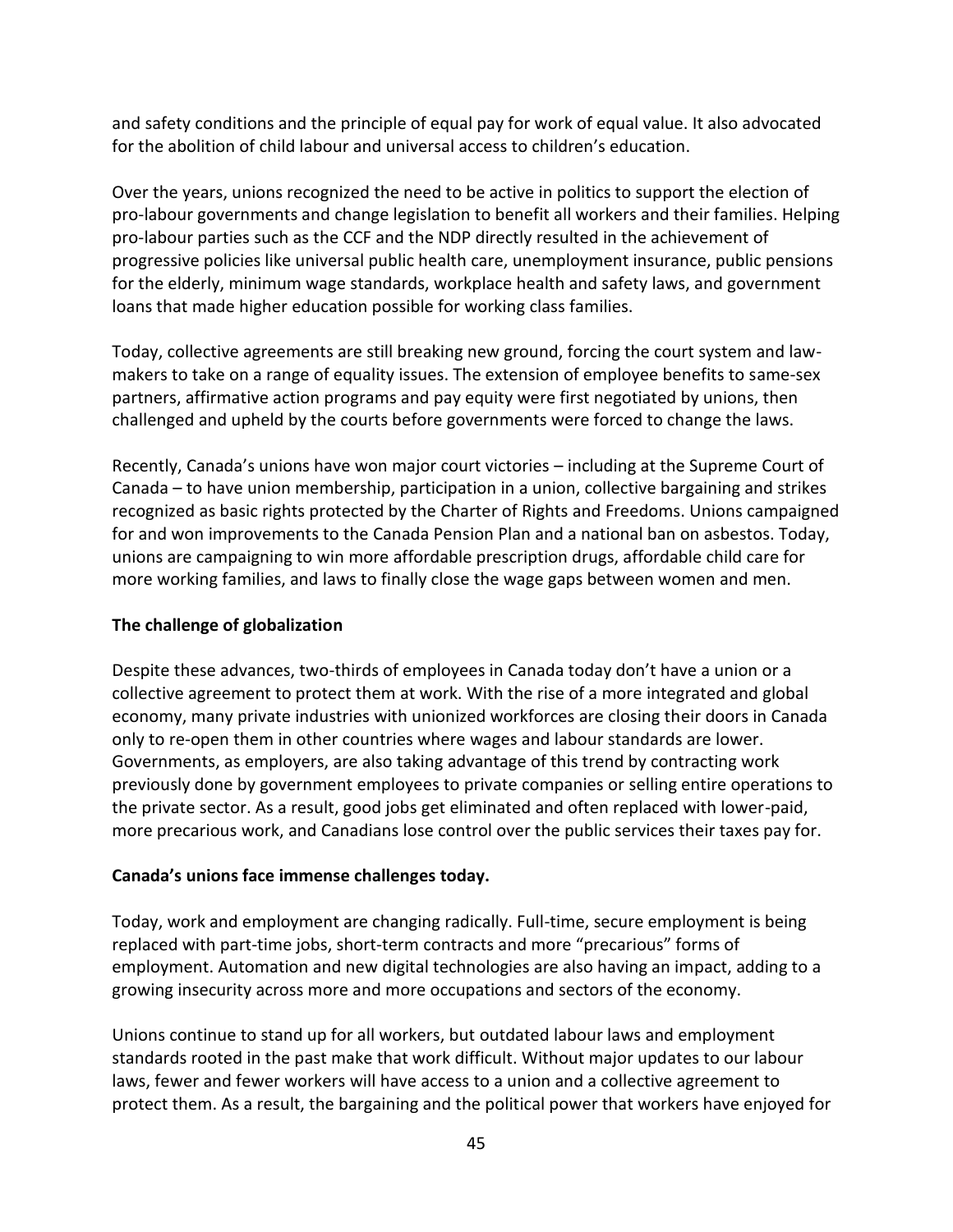and safety conditions and the principle of equal pay for work of equal value. It also advocated for the abolition of child labour and universal access to children's education.

Over the years, unions recognized the need to be active in politics to support the election of pro-labour governments and change legislation to benefit all workers and their families. Helping pro-labour parties such as the CCF and the NDP directly resulted in the achievement of progressive policies like universal public health care, unemployment insurance, public pensions for the elderly, minimum wage standards, workplace health and safety laws, and government loans that made higher education possible for working class families.

Today, collective agreements are still breaking new ground, forcing the court system and law-makers to take on a range of equality issues. The extension of employee benefits to same-sex partners, affirmative action programs and pay equity were first negotiated by unions, then challenged and upheld by the courts before governments were forced to change the laws.

Recently, Canada's unions have won major court victories – including at the Supreme Court of Canada – to have union membership, participation in a union, collective bargaining and strikes recognized as basic rights protected by the Charter of Rights and Freedoms. Unions campaigned for and won improvements to the Canada Pension Plan and a national ban on asbestos. Today, unions are campaigning to win more affordable prescription drugs, affordable child care for more working families, and laws to finally close the wage gaps between women and men.

**The challenge of globalization**

Despite these advances, two-thirds of employees in Canada today don't have a union or a collective agreement to protect them at work. With the rise of a more integrated and global economy, many private industries with unionized workforces are closing their doors in Canada only to re-open them in other countries where wages and labour standards are lower. Governments, as employers, are also taking advantage of this trend by contracting work previously done by government employees to private companies or selling entire operations to the private sector. As a result, good jobs get eliminated and often replaced with lower-paid, more precarious work, and Canadians lose control over the public services their taxes pay for.

**Canada's unions face immense challenges today.**

Today, work and employment are changing radically. Full-time, secure employment is being replaced with part-time jobs, short-term contracts and more "precarious" forms of employment. Automation and new digital technologies are also having an impact, adding to a growing insecurity across more and more occupations and sectors of the economy.

Unions continue to stand up for all workers, but outdated labour laws and employment standards rooted in the past make that work difficult. Without major updates to our labour laws, fewer and fewer workers will have access to a union and a collective agreement to protect them. As a result, the bargaining and the political power that workers have enjoyed for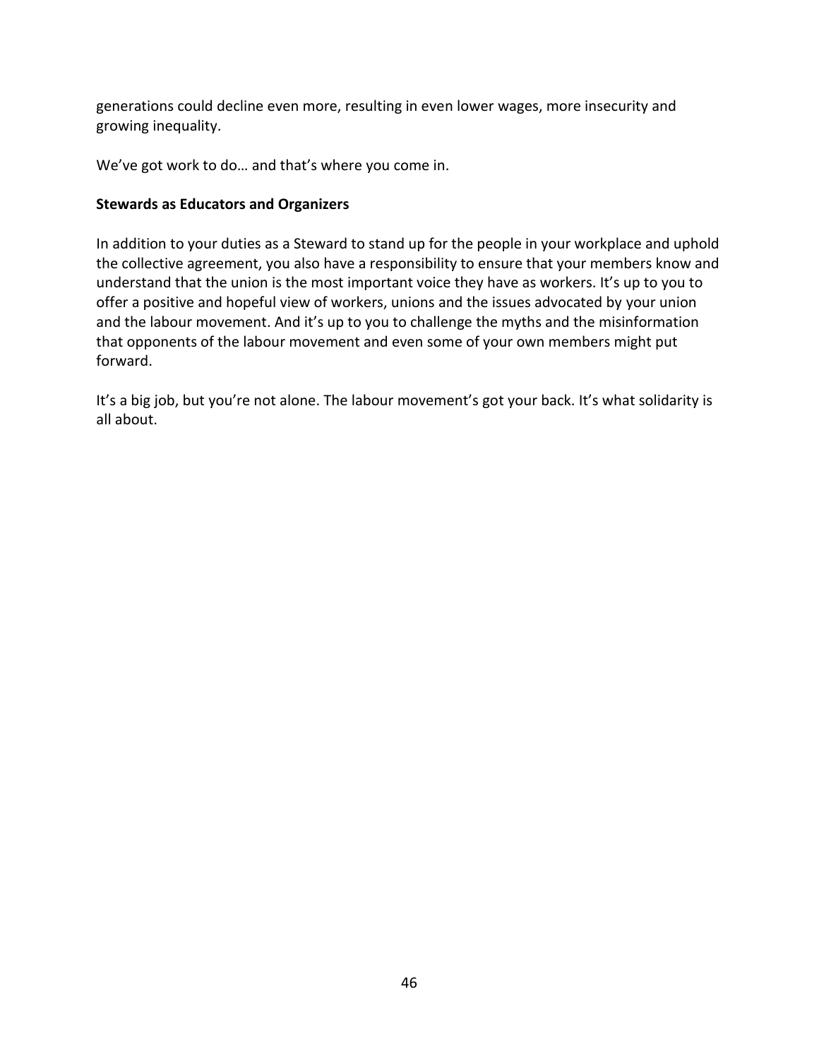generations could decline even more, resulting in even lower wages, more insecurity and growing inequality.

We've got work to do… and that's where you come in.

**Stewards as Educators and Organizers**

In addition to your duties as a Steward to stand up for the people in your workplace and uphold the collective agreement, you also have a responsibility to ensure that your members know and understand that the union is the most important voice they have as workers. It's up to you to offer a positive and hopeful view of workers, unions and the issues advocated by your union and the labour movement. And it's up to you to challenge the myths and the misinformation that opponents of the labour movement and even some of your own members might put forward.

It's a big job, but you're not alone. The labour movement's got your back. It's what solidarity is all about.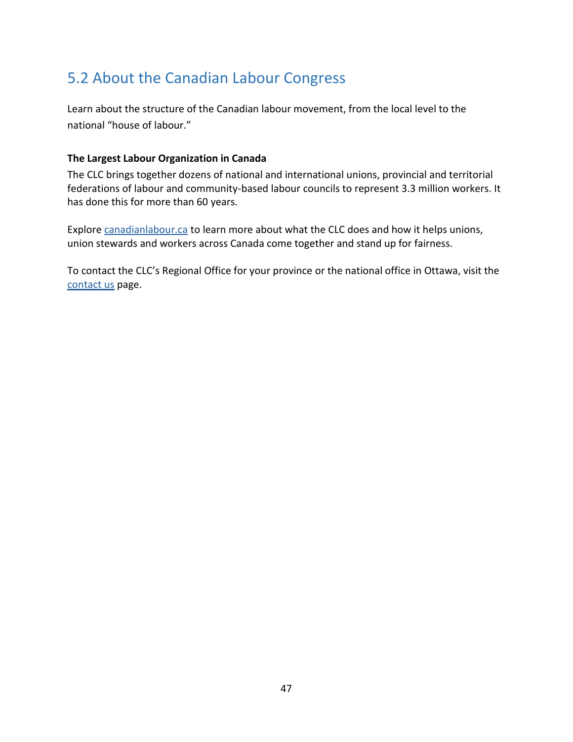## 5.2 About the Canadian Labour Congress

Learn about the structure of the Canadian labour movement, from the local level to the national "house of labour."

**The Largest Labour Organization in Canada**

The CLC brings together dozens of national and international unions, provincial and territorial federations of labour and community-based labour councils to represent 3.3 million workers. It has done this for more than 60 years.

Explore canadianlabour.ca to learn more about what the CLC does and how it helps unions, union stewards and workers across Canada come together and stand up for fairness.

To contact the CLC's Regional Office for your province or the national office in Ottawa, visit the contact us page.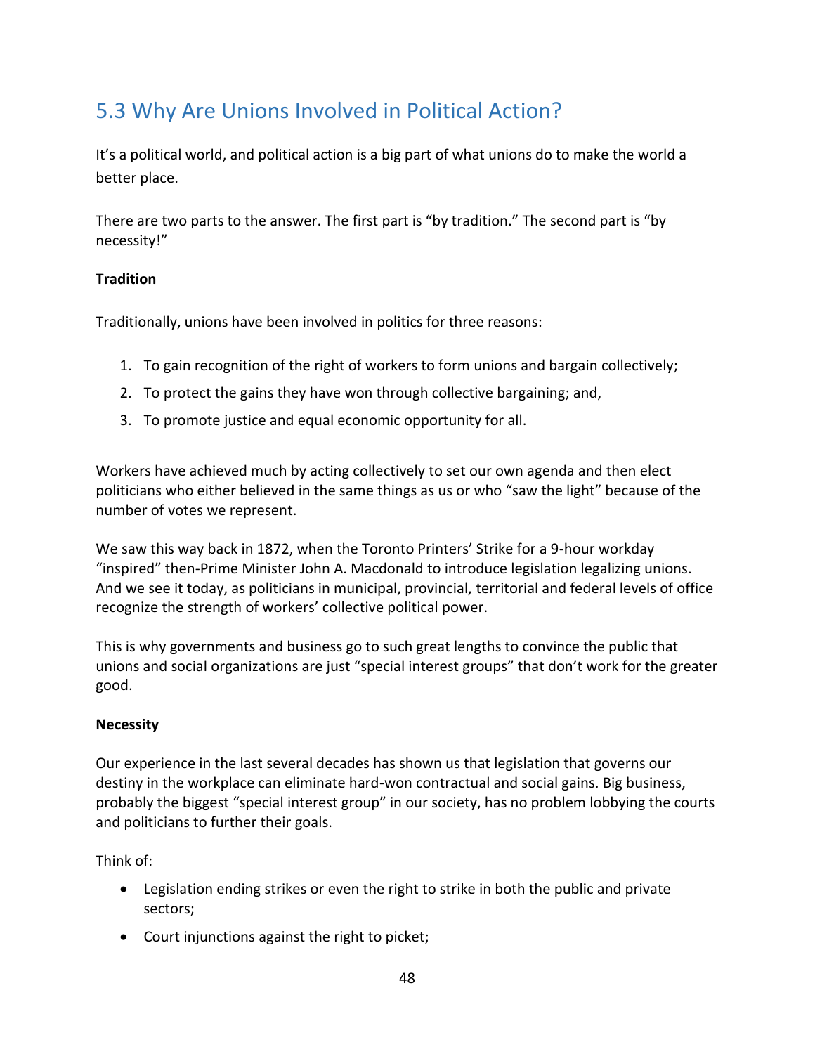## 5.3 Why Are Unions Involved in Political Action?

It's a political world, and political action is a big part of what unions do to make the world a better place.

There are two parts to the answer. The first part is "by tradition." The second part is "by necessity!"

**Tradition**

Traditionally, unions have been involved in politics for three reasons:

1. To gain recognition of the right of workers to form unions and bargain collectively;
2. To protect the gains they have won through collective bargaining; and,
3. To promote justice and equal economic opportunity for all.

Workers have achieved much by acting collectively to set our own agenda and then elect politicians who either believed in the same things as us or who "saw the light" because of the number of votes we represent.

We saw this way back in 1872, when the Toronto Printers' Strike for a 9-hour workday "inspired" then-Prime Minister John A. Macdonald to introduce legislation legalizing unions. And we see it today, as politicians in municipal, provincial, territorial and federal levels of office recognize the strength of workers' collective political power.

This is why governments and business go to such great lengths to convince the public that unions and social organizations are just "special interest groups" that don't work for the greater good.

**Necessity**

Our experience in the last several decades has shown us that legislation that governs our destiny in the workplace can eliminate hard-won contractual and social gains. Big business, probably the biggest "special interest group" in our society, has no problem lobbying the courts and politicians to further their goals.

Think of:

- Legislation ending strikes or even the right to strike in both the public and private sectors;
- Court injunctions against the right to picket;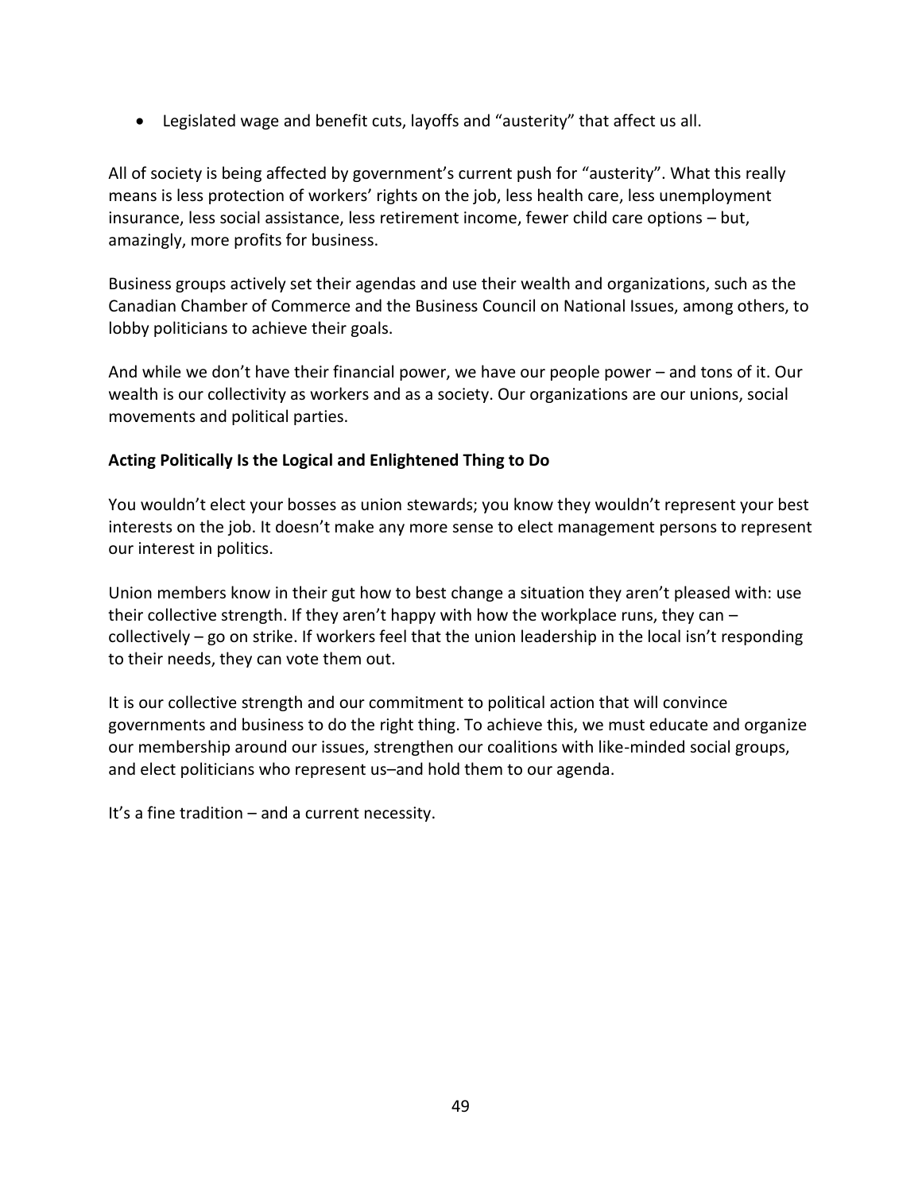- Legislated wage and benefit cuts, layoffs and "austerity" that affect us all.

All of society is being affected by government's current push for "austerity". What this really means is less protection of workers' rights on the job, less health care, less unemployment insurance, less social assistance, less retirement income, fewer child care options – but, amazingly, more profits for business.

Business groups actively set their agendas and use their wealth and organizations, such as the Canadian Chamber of Commerce and the Business Council on National Issues, among others, to lobby politicians to achieve their goals.

And while we don't have their financial power, we have our people power – and tons of it. Our wealth is our collectivity as workers and as a society. Our organizations are our unions, social movements and political parties.

**Acting Politically Is the Logical and Enlightened Thing to Do**

You wouldn't elect your bosses as union stewards; you know they wouldn't represent your best interests on the job. It doesn't make any more sense to elect management persons to represent our interest in politics.

Union members know in their gut how to best change a situation they aren't pleased with: use their collective strength. If they aren't happy with how the workplace runs, they can – collectively – go on strike. If workers feel that the union leadership in the local isn't responding to their needs, they can vote them out.

It is our collective strength and our commitment to political action that will convince governments and business to do the right thing. To achieve this, we must educate and organize our membership around our issues, strengthen our coalitions with like-minded social groups, and elect politicians who represent us–and hold them to our agenda.

It's a fine tradition – and a current necessity.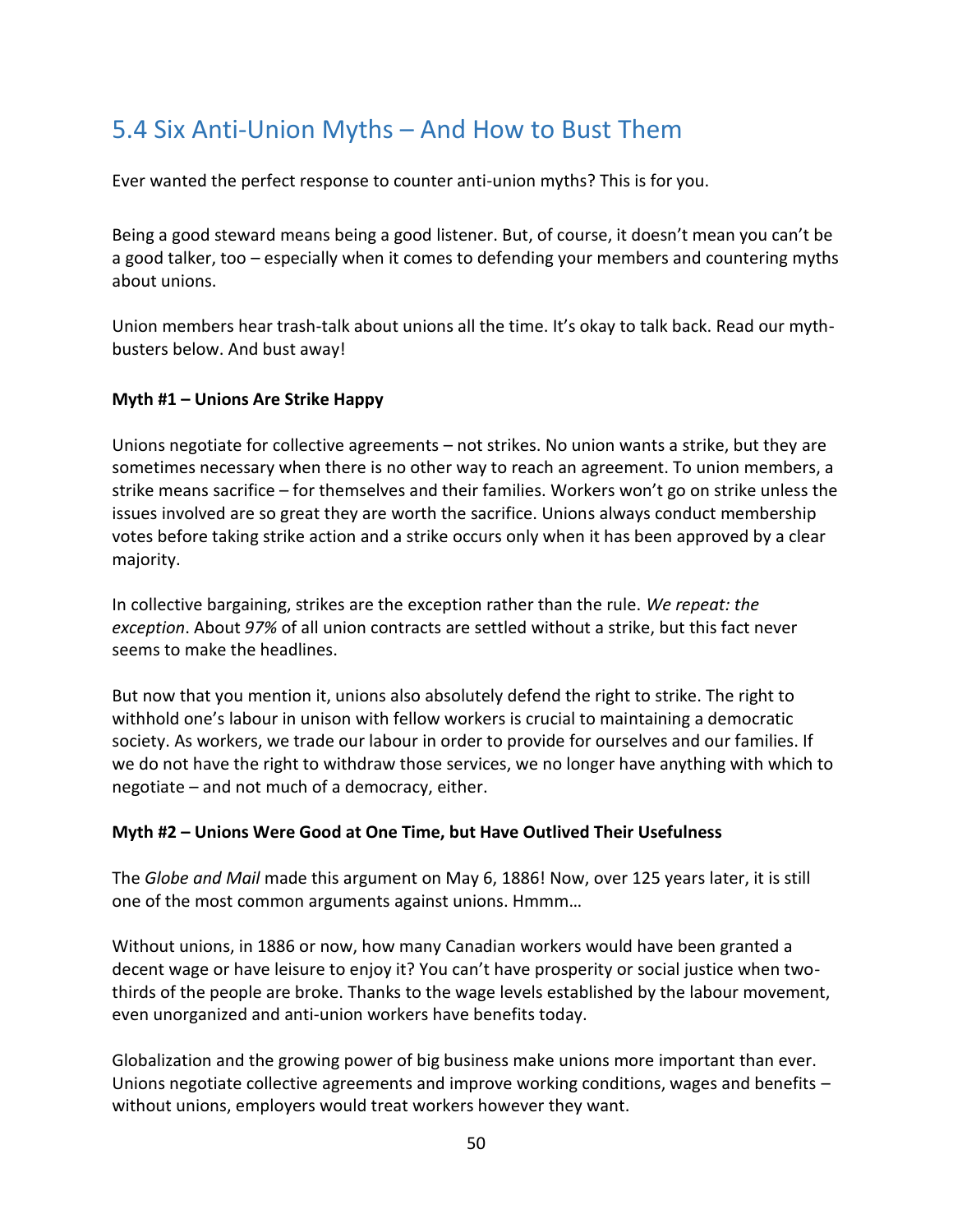## 5.4 Six Anti-Union Myths – And How to Bust Them

Ever wanted the perfect response to counter anti-union myths? This is for you.

Being a good steward means being a good listener. But, of course, it doesn't mean you can't be a good talker, too – especially when it comes to defending your members and countering myths about unions.

Union members hear trash-talk about unions all the time. It's okay to talk back. Read our myth-busters below. And bust away!

**Myth #1 – Unions Are Strike Happy**

Unions negotiate for collective agreements – not strikes. No union wants a strike, but they are sometimes necessary when there is no other way to reach an agreement. To union members, a strike means sacrifice – for themselves and their families. Workers won't go on strike unless the issues involved are so great they are worth the sacrifice. Unions always conduct membership votes before taking strike action and a strike occurs only when it has been approved by a clear majority.

In collective bargaining, strikes are the exception rather than the rule. *We repeat: the exception*. About *97%* of all union contracts are settled without a strike, but this fact never seems to make the headlines.

But now that you mention it, unions also absolutely defend the right to strike. The right to withhold one's labour in unison with fellow workers is crucial to maintaining a democratic society. As workers, we trade our labour in order to provide for ourselves and our families. If we do not have the right to withdraw those services, we no longer have anything with which to negotiate – and not much of a democracy, either.

**Myth #2 – Unions Were Good at One Time, but Have Outlived Their Usefulness**

The *Globe and Mail* made this argument on May 6, 1886! Now, over 125 years later, it is still one of the most common arguments against unions. Hmmm…

Without unions, in 1886 or now, how many Canadian workers would have been granted a decent wage or have leisure to enjoy it? You can't have prosperity or social justice when two-thirds of the people are broke. Thanks to the wage levels established by the labour movement, even unorganized and anti-union workers have benefits today.

Globalization and the growing power of big business make unions more important than ever. Unions negotiate collective agreements and improve working conditions, wages and benefits – without unions, employers would treat workers however they want.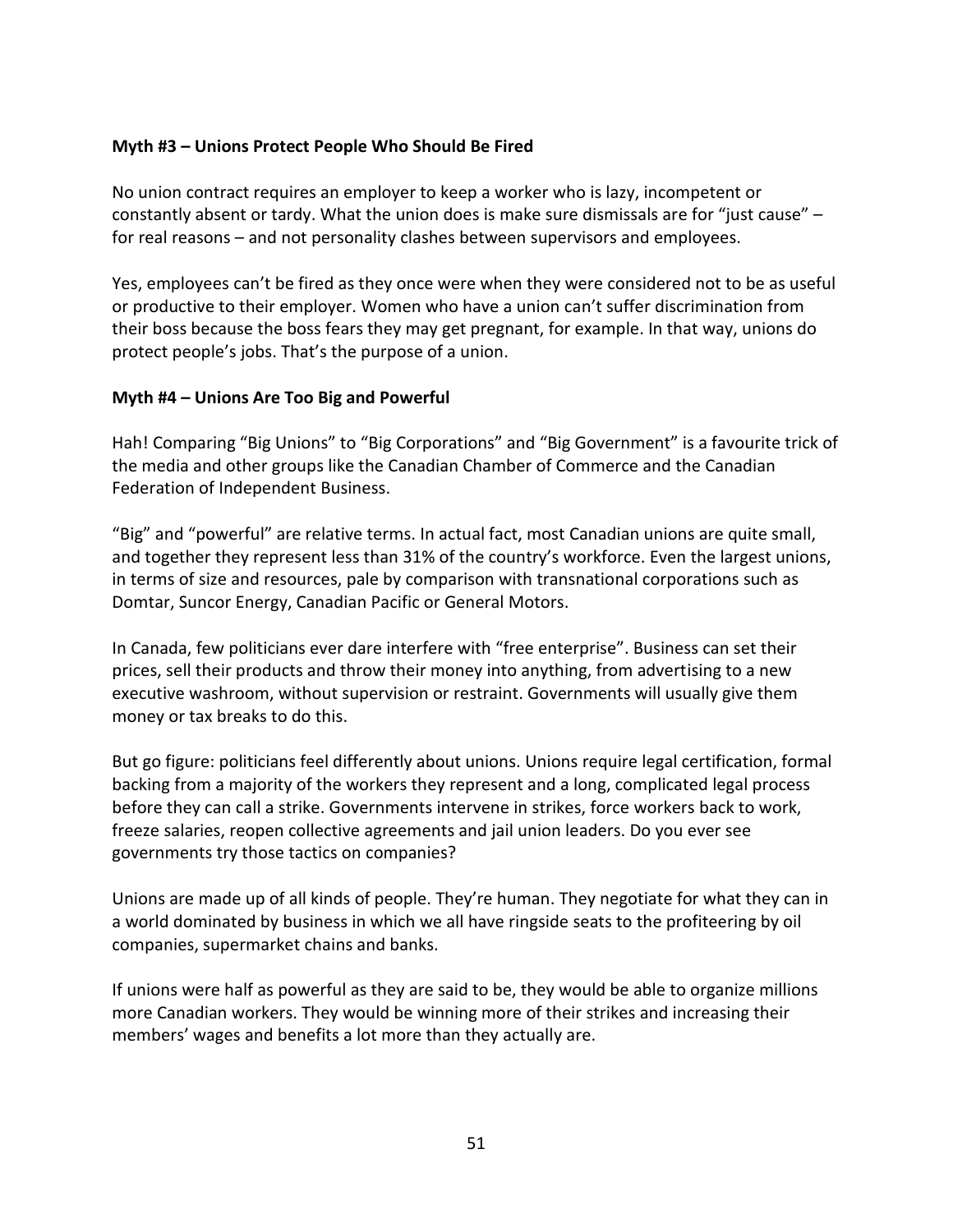**Myth #3 – Unions Protect People Who Should Be Fired**

No union contract requires an employer to keep a worker who is lazy, incompetent or constantly absent or tardy. What the union does is make sure dismissals are for "just cause" – for real reasons – and not personality clashes between supervisors and employees.

Yes, employees can't be fired as they once were when they were considered not to be as useful or productive to their employer. Women who have a union can't suffer discrimination from their boss because the boss fears they may get pregnant, for example. In that way, unions do protect people's jobs. That's the purpose of a union.

**Myth #4 – Unions Are Too Big and Powerful**

Hah! Comparing "Big Unions" to "Big Corporations" and "Big Government" is a favourite trick of the media and other groups like the Canadian Chamber of Commerce and the Canadian Federation of Independent Business.

"Big" and "powerful" are relative terms. In actual fact, most Canadian unions are quite small, and together they represent less than 31% of the country's workforce. Even the largest unions, in terms of size and resources, pale by comparison with transnational corporations such as Domtar, Suncor Energy, Canadian Pacific or General Motors.

In Canada, few politicians ever dare interfere with "free enterprise". Business can set their prices, sell their products and throw their money into anything, from advertising to a new executive washroom, without supervision or restraint. Governments will usually give them money or tax breaks to do this.

But go figure: politicians feel differently about unions. Unions require legal certification, formal backing from a majority of the workers they represent and a long, complicated legal process before they can call a strike. Governments intervene in strikes, force workers back to work, freeze salaries, reopen collective agreements and jail union leaders. Do you ever see governments try those tactics on companies?

Unions are made up of all kinds of people. They're human. They negotiate for what they can in a world dominated by business in which we all have ringside seats to the profiteering by oil companies, supermarket chains and banks.

If unions were half as powerful as they are said to be, they would be able to organize millions more Canadian workers. They would be winning more of their strikes and increasing their members' wages and benefits a lot more than they actually are.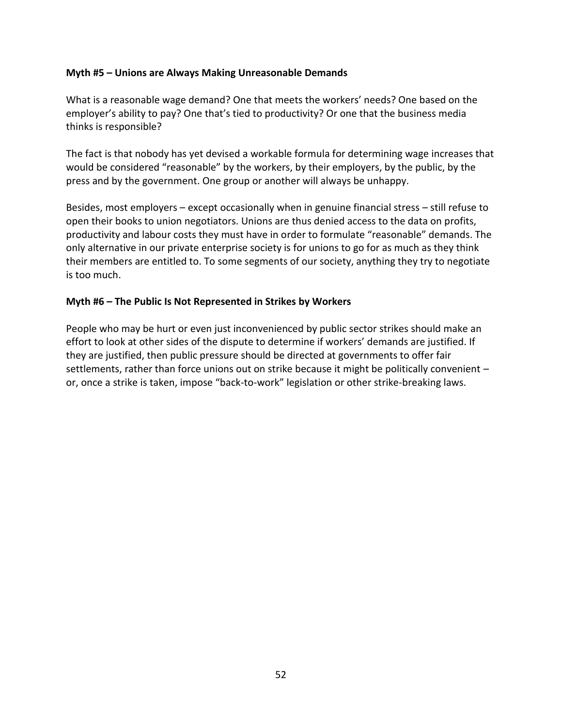**Myth #5 – Unions are Always Making Unreasonable Demands**

What is a reasonable wage demand? One that meets the workers' needs? One based on the employer's ability to pay? One that's tied to productivity? Or one that the business media thinks is responsible?

The fact is that nobody has yet devised a workable formula for determining wage increases that would be considered "reasonable" by the workers, by their employers, by the public, by the press and by the government. One group or another will always be unhappy.

Besides, most employers – except occasionally when in genuine financial stress – still refuse to open their books to union negotiators. Unions are thus denied access to the data on profits, productivity and labour costs they must have in order to formulate "reasonable" demands. The only alternative in our private enterprise society is for unions to go for as much as they think their members are entitled to. To some segments of our society, anything they try to negotiate is too much.

**Myth #6 – The Public Is Not Represented in Strikes by Workers**

People who may be hurt or even just inconvenienced by public sector strikes should make an effort to look at other sides of the dispute to determine if workers' demands are justified. If they are justified, then public pressure should be directed at governments to offer fair settlements, rather than force unions out on strike because it might be politically convenient – or, once a strike is taken, impose "back-to-work" legislation or other strike-breaking laws.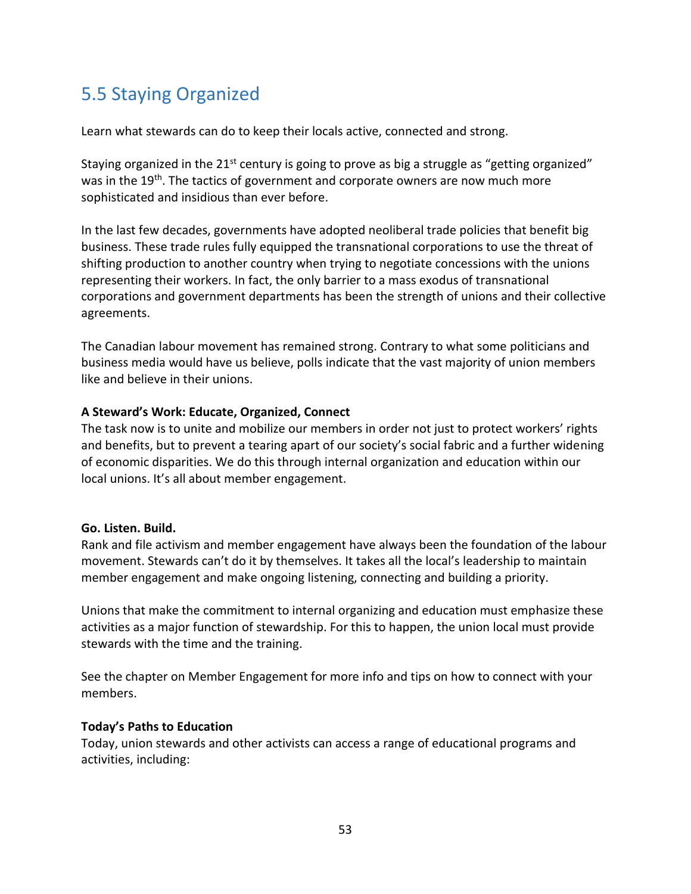## 5.5 Staying Organized

Learn what stewards can do to keep their locals active, connected and strong.

Staying organized in the 21st century is going to prove as big a struggle as "getting organized" was in the 19th. The tactics of government and corporate owners are now much more sophisticated and insidious than ever before.

In the last few decades, governments have adopted neoliberal trade policies that benefit big business. These trade rules fully equipped the transnational corporations to use the threat of shifting production to another country when trying to negotiate concessions with the unions representing their workers. In fact, the only barrier to a mass exodus of transnational corporations and government departments has been the strength of unions and their collective agreements.

The Canadian labour movement has remained strong. Contrary to what some politicians and business media would have us believe, polls indicate that the vast majority of union members like and believe in their unions.

**A Steward's Work: Educate, Organized, Connect**

The task now is to unite and mobilize our members in order not just to protect workers' rights and benefits, but to prevent a tearing apart of our society's social fabric and a further widening of economic disparities. We do this through internal organization and education within our local unions. It's all about member engagement.

**Go. Listen. Build.**

Rank and file activism and member engagement have always been the foundation of the labour movement. Stewards can't do it by themselves. It takes all the local's leadership to maintain member engagement and make ongoing listening, connecting and building a priority.

Unions that make the commitment to internal organizing and education must emphasize these activities as a major function of stewardship. For this to happen, the union local must provide stewards with the time and the training.

See the chapter on Member Engagement for more info and tips on how to connect with your members.

**Today's Paths to Education**

Today, union stewards and other activists can access a range of educational programs and activities, including: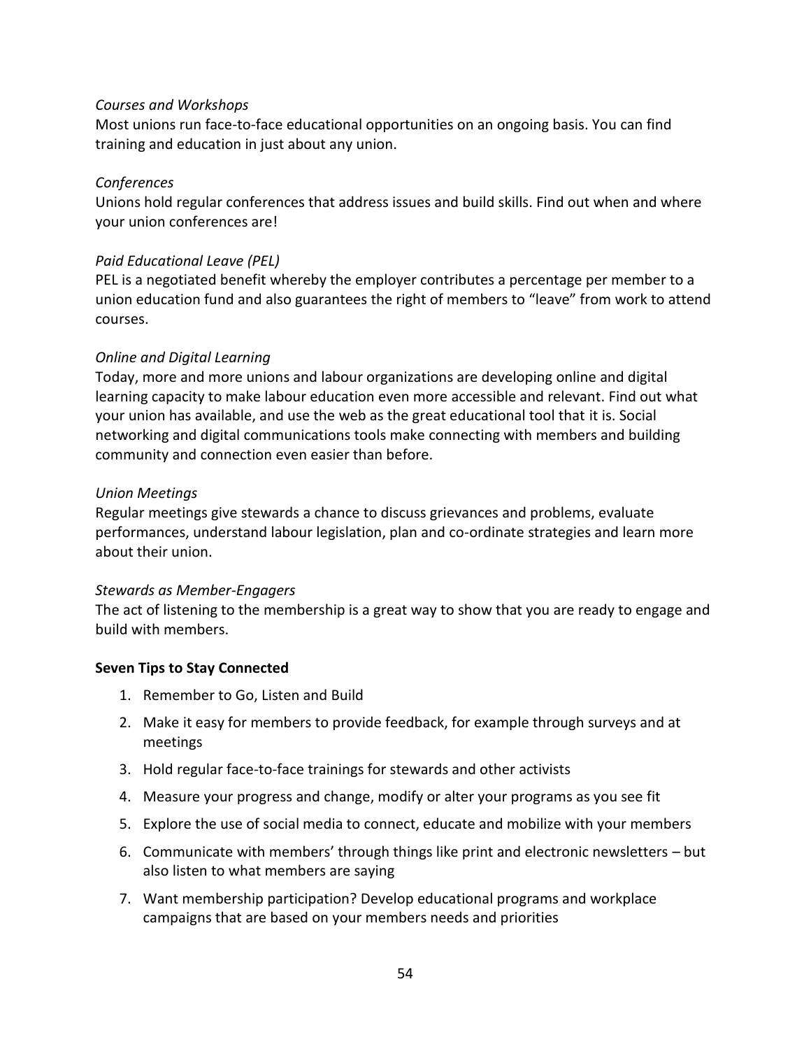*Courses and Workshops*
Most unions run face-to-face educational opportunities on an ongoing basis. You can find training and education in just about any union.

*Conferences*
Unions hold regular conferences that address issues and build skills. Find out when and where your union conferences are!

*Paid Educational Leave (PEL)*
PEL is a negotiated benefit whereby the employer contributes a percentage per member to a union education fund and also guarantees the right of members to "leave" from work to attend courses.

*Online and Digital Learning*
Today, more and more unions and labour organizations are developing online and digital learning capacity to make labour education even more accessible and relevant. Find out what your union has available, and use the web as the great educational tool that it is. Social networking and digital communications tools make connecting with members and building community and connection even easier than before.

*Union Meetings*
Regular meetings give stewards a chance to discuss grievances and problems, evaluate performances, understand labour legislation, plan and co-ordinate strategies and learn more about their union.

*Stewards as Member-Engagers*
The act of listening to the membership is a great way to show that you are ready to engage and build with members.

**Seven Tips to Stay Connected**

1. Remember to Go, Listen and Build
2. Make it easy for members to provide feedback, for example through surveys and at meetings
3. Hold regular face-to-face trainings for stewards and other activists
4. Measure your progress and change, modify or alter your programs as you see fit
5. Explore the use of social media to connect, educate and mobilize with your members
6. Communicate with members' through things like print and electronic newsletters – but also listen to what members are saying
7. Want membership participation? Develop educational programs and workplace campaigns that are based on your members needs and priorities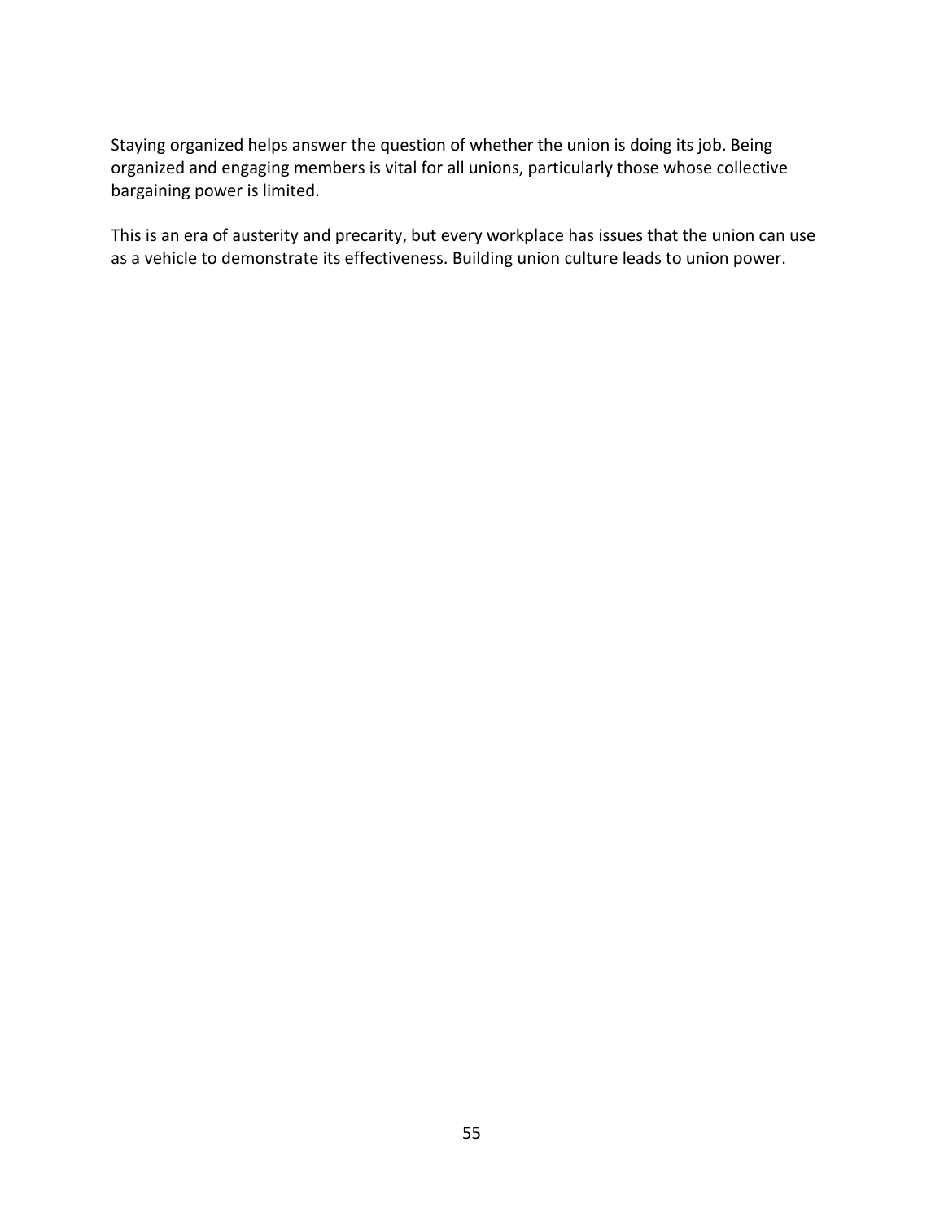Staying organized helps answer the question of whether the union is doing its job. Being organized and engaging members is vital for all unions, particularly those whose collective bargaining power is limited.

This is an era of austerity and precarity, but every workplace has issues that the union can use as a vehicle to demonstrate its effectiveness. Building union culture leads to union power.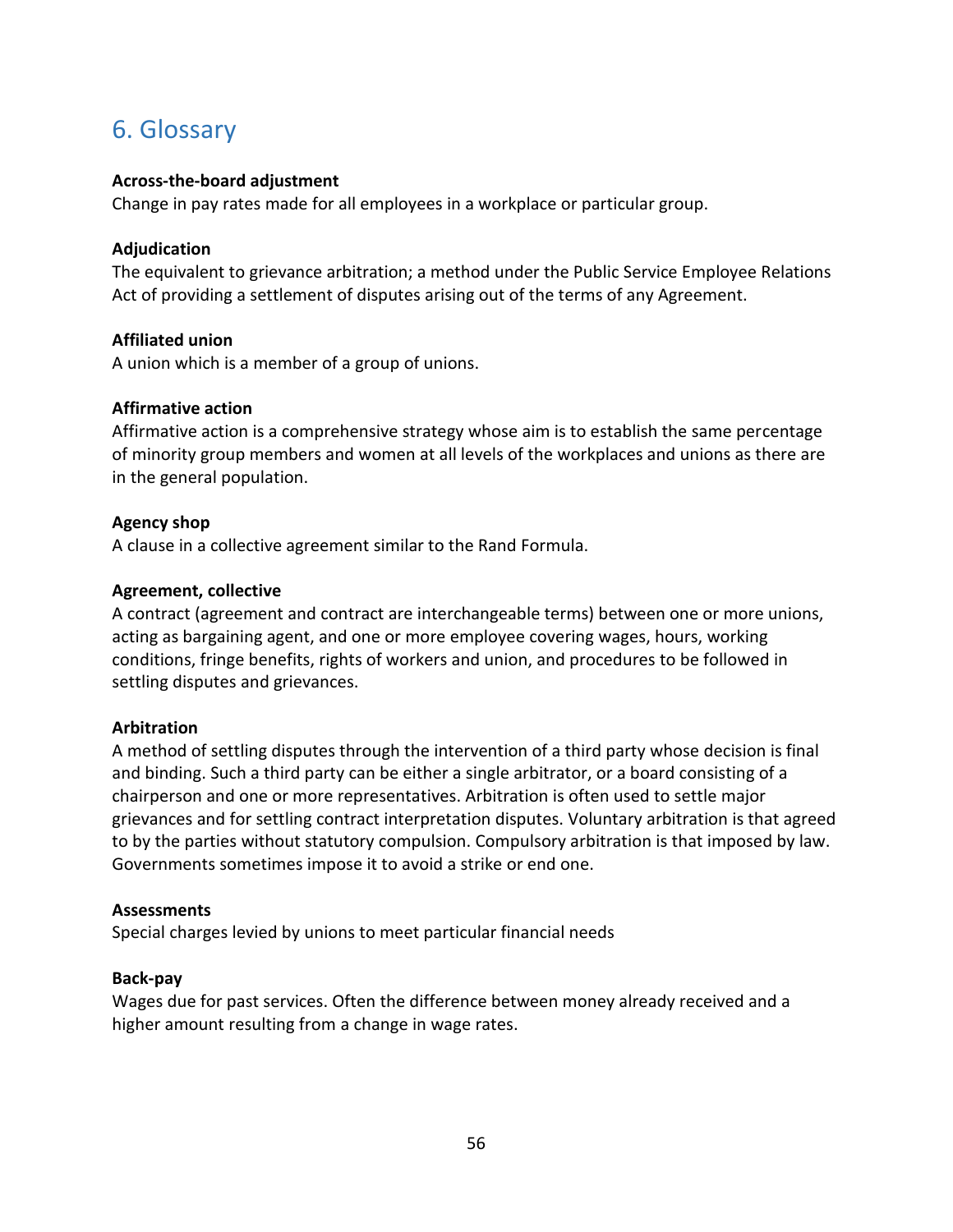# 6. Glossary

**Across-the-board adjustment**
Change in pay rates made for all employees in a workplace or particular group.

**Adjudication**
The equivalent to grievance arbitration; a method under the Public Service Employee Relations Act of providing a settlement of disputes arising out of the terms of any Agreement.

**Affiliated union**
A union which is a member of a group of unions.

**Affirmative action**
Affirmative action is a comprehensive strategy whose aim is to establish the same percentage of minority group members and women at all levels of the workplaces and unions as there are in the general population.

**Agency shop**
A clause in a collective agreement similar to the Rand Formula.

**Agreement, collective**
A contract (agreement and contract are interchangeable terms) between one or more unions, acting as bargaining agent, and one or more employee covering wages, hours, working conditions, fringe benefits, rights of workers and union, and procedures to be followed in settling disputes and grievances.

**Arbitration**
A method of settling disputes through the intervention of a third party whose decision is final and binding. Such a third party can be either a single arbitrator, or a board consisting of a chairperson and one or more representatives. Arbitration is often used to settle major grievances and for settling contract interpretation disputes. Voluntary arbitration is that agreed to by the parties without statutory compulsion. Compulsory arbitration is that imposed by law. Governments sometimes impose it to avoid a strike or end one.

**Assessments**
Special charges levied by unions to meet particular financial needs

**Back-pay**
Wages due for past services. Often the difference between money already received and a higher amount resulting from a change in wage rates.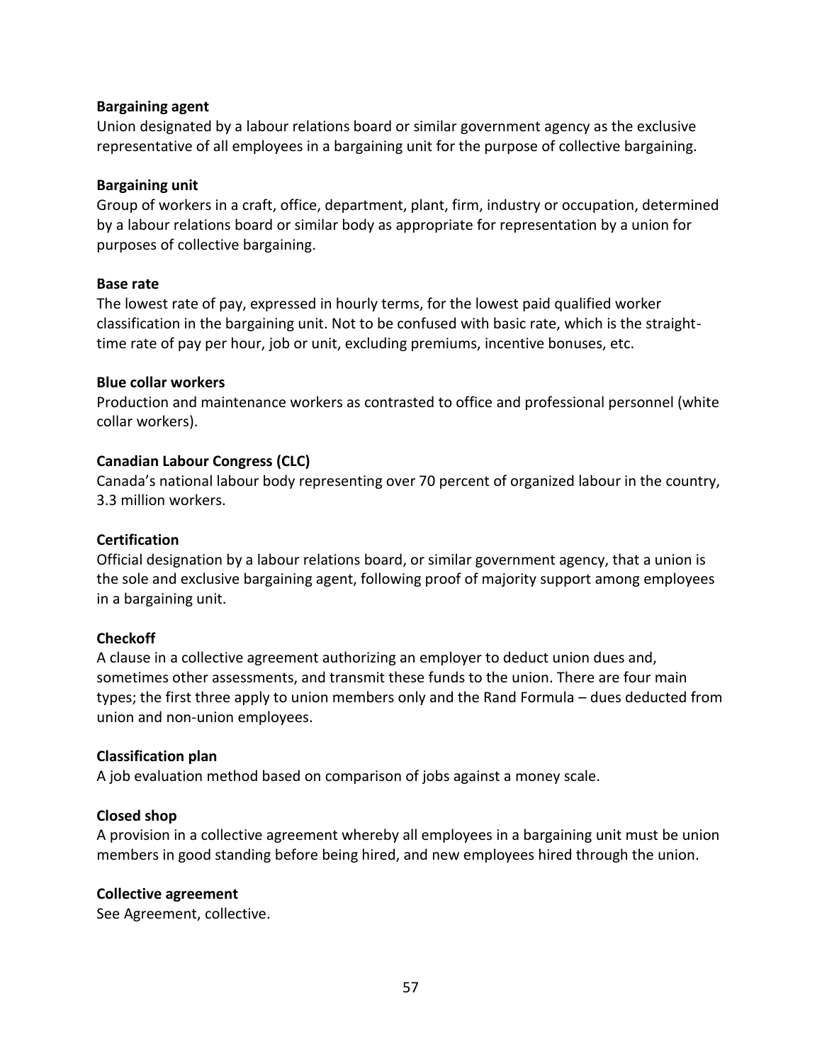**Bargaining agent**
Union designated by a labour relations board or similar government agency as the exclusive representative of all employees in a bargaining unit for the purpose of collective bargaining.

**Bargaining unit**
Group of workers in a craft, office, department, plant, firm, industry or occupation, determined by a labour relations board or similar body as appropriate for representation by a union for purposes of collective bargaining.

**Base rate**
The lowest rate of pay, expressed in hourly terms, for the lowest paid qualified worker classification in the bargaining unit. Not to be confused with basic rate, which is the straight-time rate of pay per hour, job or unit, excluding premiums, incentive bonuses, etc.

**Blue collar workers**
Production and maintenance workers as contrasted to office and professional personnel (white collar workers).

**Canadian Labour Congress (CLC)**
Canada's national labour body representing over 70 percent of organized labour in the country, 3.3 million workers.

**Certification**
Official designation by a labour relations board, or similar government agency, that a union is the sole and exclusive bargaining agent, following proof of majority support among employees in a bargaining unit.

**Checkoff**
A clause in a collective agreement authorizing an employer to deduct union dues and, sometimes other assessments, and transmit these funds to the union. There are four main types; the first three apply to union members only and the Rand Formula – dues deducted from union and non-union employees.

**Classification plan**
A job evaluation method based on comparison of jobs against a money scale.

**Closed shop**
A provision in a collective agreement whereby all employees in a bargaining unit must be union members in good standing before being hired, and new employees hired through the union.

**Collective agreement**
See Agreement, collective.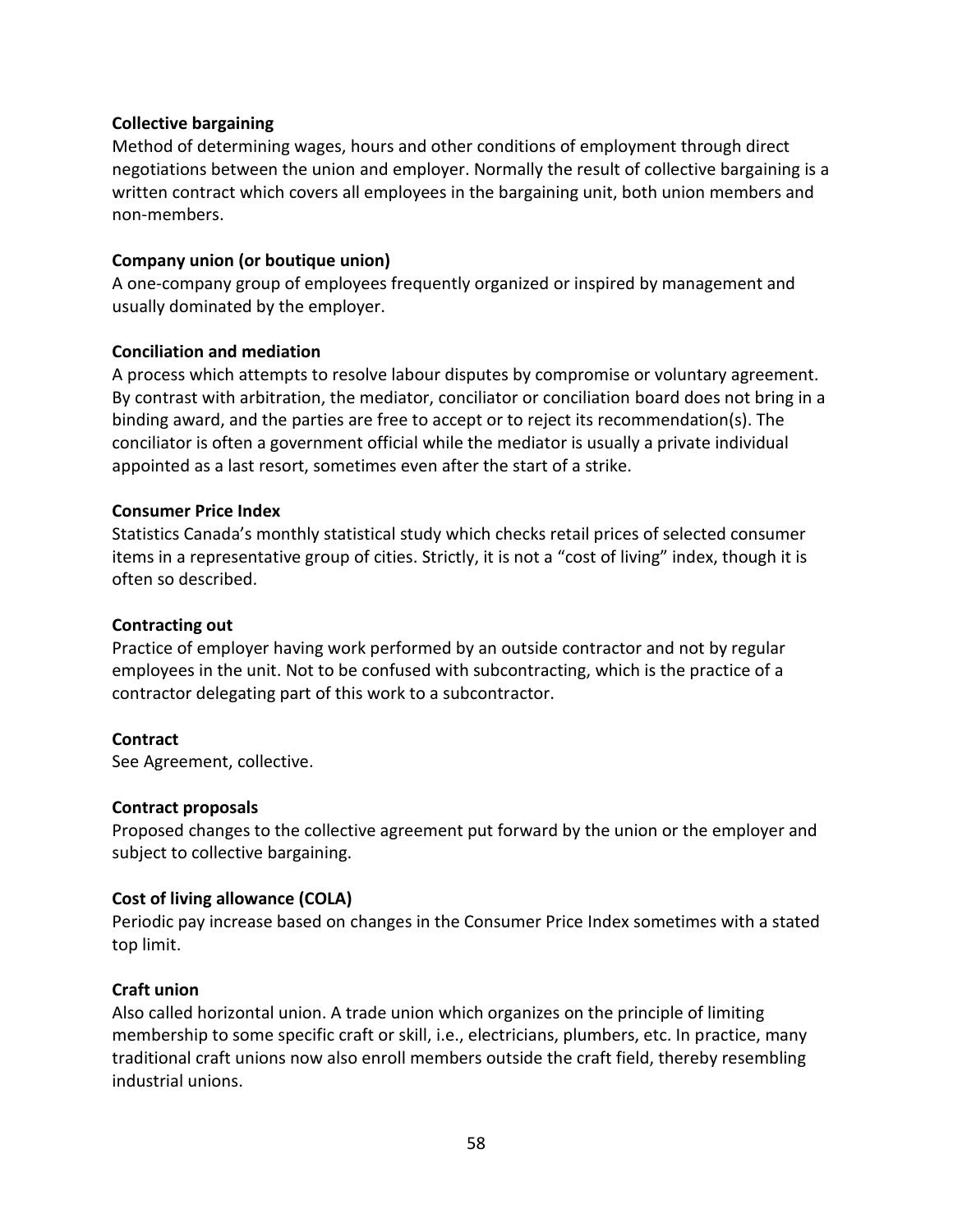**Collective bargaining**
Method of determining wages, hours and other conditions of employment through direct negotiations between the union and employer. Normally the result of collective bargaining is a written contract which covers all employees in the bargaining unit, both union members and non-members.

**Company union (or boutique union)**
A one-company group of employees frequently organized or inspired by management and usually dominated by the employer.

**Conciliation and mediation**
A process which attempts to resolve labour disputes by compromise or voluntary agreement. By contrast with arbitration, the mediator, conciliator or conciliation board does not bring in a binding award, and the parties are free to accept or to reject its recommendation(s). The conciliator is often a government official while the mediator is usually a private individual appointed as a last resort, sometimes even after the start of a strike.

**Consumer Price Index**
Statistics Canada's monthly statistical study which checks retail prices of selected consumer items in a representative group of cities. Strictly, it is not a "cost of living" index, though it is often so described.

**Contracting out**
Practice of employer having work performed by an outside contractor and not by regular employees in the unit. Not to be confused with subcontracting, which is the practice of a contractor delegating part of this work to a subcontractor.

**Contract**
See Agreement, collective.

**Contract proposals**
Proposed changes to the collective agreement put forward by the union or the employer and subject to collective bargaining.

**Cost of living allowance (COLA)**
Periodic pay increase based on changes in the Consumer Price Index sometimes with a stated top limit.

**Craft union**
Also called horizontal union. A trade union which organizes on the principle of limiting membership to some specific craft or skill, i.e., electricians, plumbers, etc. In practice, many traditional craft unions now also enroll members outside the craft field, thereby resembling industrial unions.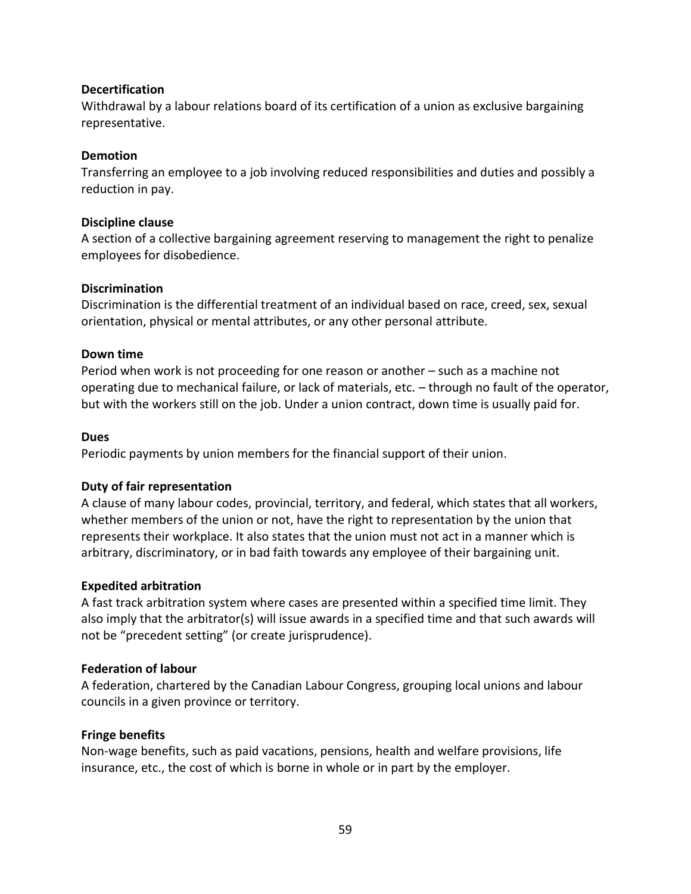**Decertification**
Withdrawal by a labour relations board of its certification of a union as exclusive bargaining representative.

**Demotion**
Transferring an employee to a job involving reduced responsibilities and duties and possibly a reduction in pay.

**Discipline clause**
A section of a collective bargaining agreement reserving to management the right to penalize employees for disobedience.

**Discrimination**
Discrimination is the differential treatment of an individual based on race, creed, sex, sexual orientation, physical or mental attributes, or any other personal attribute.

**Down time**
Period when work is not proceeding for one reason or another – such as a machine not operating due to mechanical failure, or lack of materials, etc. – through no fault of the operator, but with the workers still on the job. Under a union contract, down time is usually paid for.

**Dues**
Periodic payments by union members for the financial support of their union.

**Duty of fair representation**
A clause of many labour codes, provincial, territory, and federal, which states that all workers, whether members of the union or not, have the right to representation by the union that represents their workplace. It also states that the union must not act in a manner which is arbitrary, discriminatory, or in bad faith towards any employee of their bargaining unit.

**Expedited arbitration**
A fast track arbitration system where cases are presented within a specified time limit. They also imply that the arbitrator(s) will issue awards in a specified time and that such awards will not be "precedent setting" (or create jurisprudence).

**Federation of labour**
A federation, chartered by the Canadian Labour Congress, grouping local unions and labour councils in a given province or territory.

**Fringe benefits**
Non-wage benefits, such as paid vacations, pensions, health and welfare provisions, life insurance, etc., the cost of which is borne in whole or in part by the employer.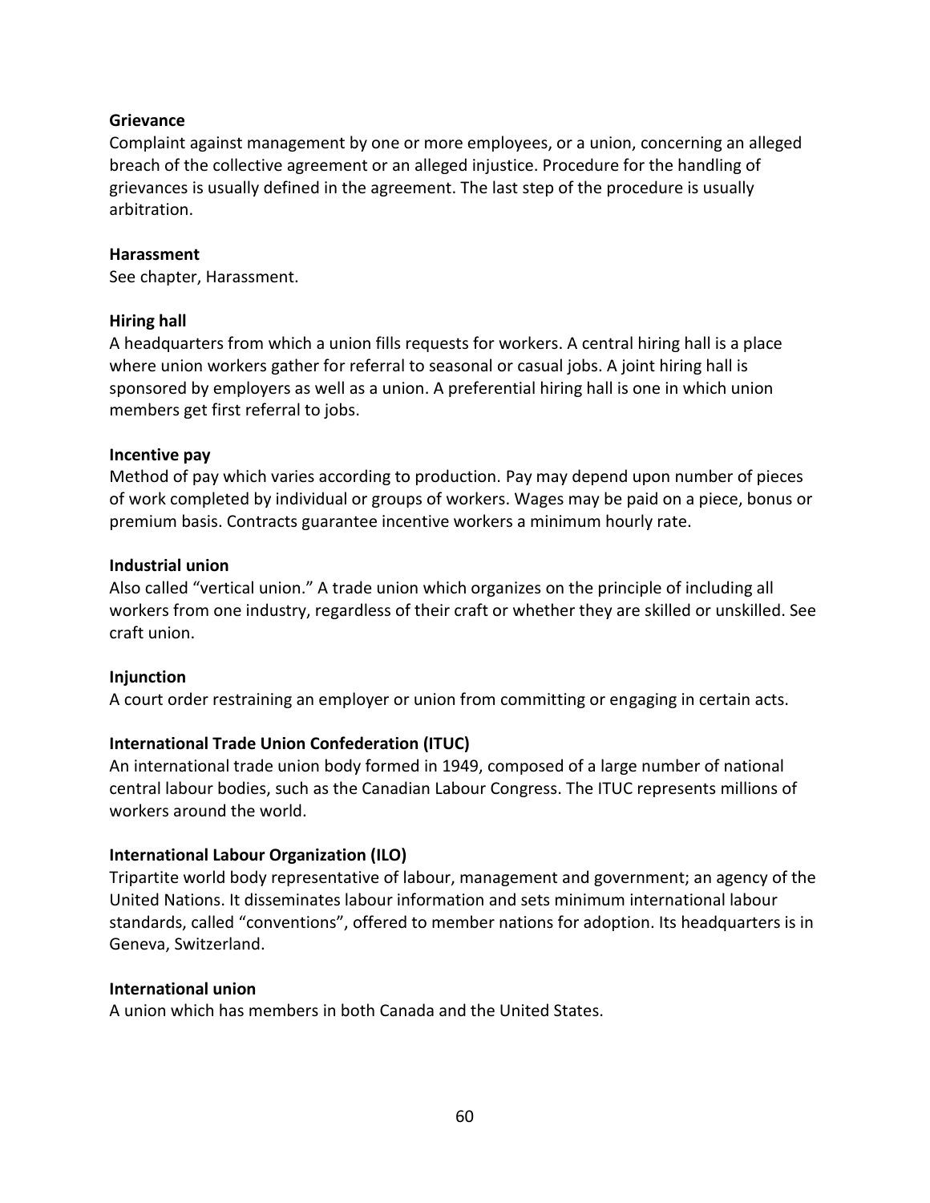**Grievance**
Complaint against management by one or more employees, or a union, concerning an alleged breach of the collective agreement or an alleged injustice. Procedure for the handling of grievances is usually defined in the agreement. The last step of the procedure is usually arbitration.

**Harassment**
See chapter, Harassment.

**Hiring hall**
A headquarters from which a union fills requests for workers. A central hiring hall is a place where union workers gather for referral to seasonal or casual jobs. A joint hiring hall is sponsored by employers as well as a union. A preferential hiring hall is one in which union members get first referral to jobs.

**Incentive pay**
Method of pay which varies according to production. Pay may depend upon number of pieces of work completed by individual or groups of workers. Wages may be paid on a piece, bonus or premium basis. Contracts guarantee incentive workers a minimum hourly rate.

**Industrial union**
Also called "vertical union." A trade union which organizes on the principle of including all workers from one industry, regardless of their craft or whether they are skilled or unskilled. See craft union.

**Injunction**
A court order restraining an employer or union from committing or engaging in certain acts.

**International Trade Union Confederation (ITUC)**
An international trade union body formed in 1949, composed of a large number of national central labour bodies, such as the Canadian Labour Congress. The ITUC represents millions of workers around the world.

**International Labour Organization (ILO)**
Tripartite world body representative of labour, management and government; an agency of the United Nations. It disseminates labour information and sets minimum international labour standards, called "conventions", offered to member nations for adoption. Its headquarters is in Geneva, Switzerland.

**International union**
A union which has members in both Canada and the United States.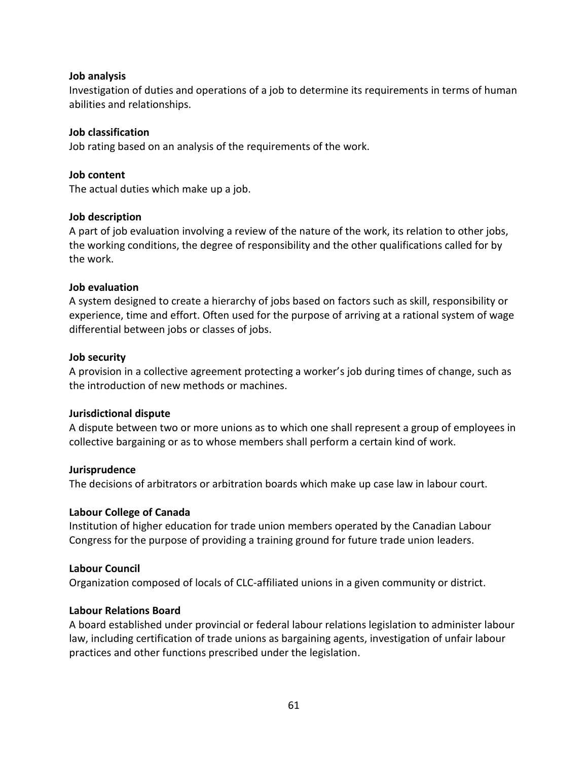**Job analysis**
Investigation of duties and operations of a job to determine its requirements in terms of human abilities and relationships.

**Job classification**
Job rating based on an analysis of the requirements of the work.

**Job content**
The actual duties which make up a job.

**Job description**
A part of job evaluation involving a review of the nature of the work, its relation to other jobs, the working conditions, the degree of responsibility and the other qualifications called for by the work.

**Job evaluation**
A system designed to create a hierarchy of jobs based on factors such as skill, responsibility or experience, time and effort. Often used for the purpose of arriving at a rational system of wage differential between jobs or classes of jobs.

**Job security**
A provision in a collective agreement protecting a worker's job during times of change, such as the introduction of new methods or machines.

**Jurisdictional dispute**
A dispute between two or more unions as to which one shall represent a group of employees in collective bargaining or as to whose members shall perform a certain kind of work.

**Jurisprudence**
The decisions of arbitrators or arbitration boards which make up case law in labour court.

**Labour College of Canada**
Institution of higher education for trade union members operated by the Canadian Labour Congress for the purpose of providing a training ground for future trade union leaders.

**Labour Council**
Organization composed of locals of CLC-affiliated unions in a given community or district.

**Labour Relations Board**
A board established under provincial or federal labour relations legislation to administer labour law, including certification of trade unions as bargaining agents, investigation of unfair labour practices and other functions prescribed under the legislation.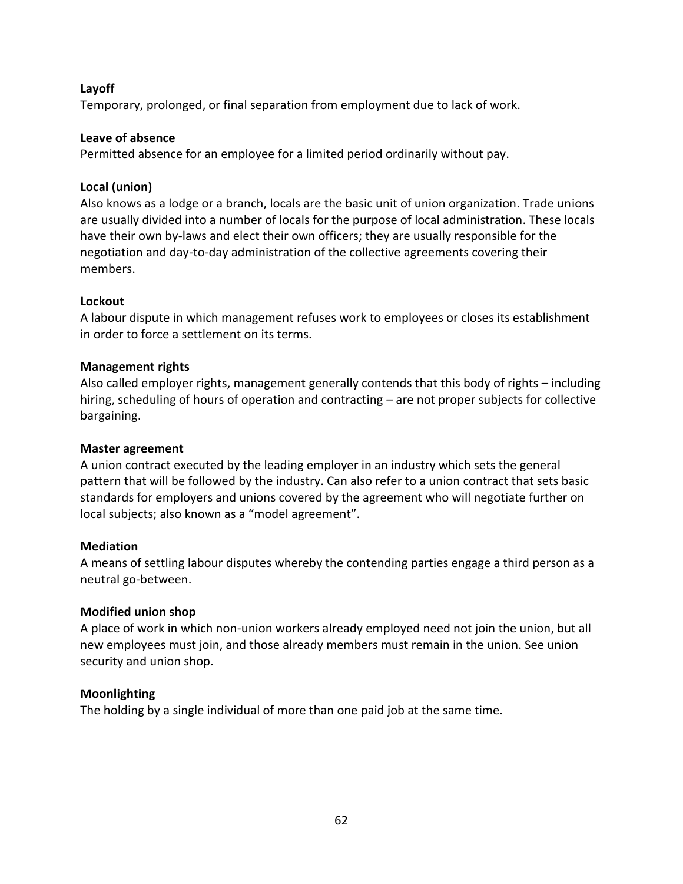**Layoff**
Temporary, prolonged, or final separation from employment due to lack of work.

**Leave of absence**
Permitted absence for an employee for a limited period ordinarily without pay.

**Local (union)**
Also knows as a lodge or a branch, locals are the basic unit of union organization. Trade unions are usually divided into a number of locals for the purpose of local administration. These locals have their own by-laws and elect their own officers; they are usually responsible for the negotiation and day-to-day administration of the collective agreements covering their members.

**Lockout**
A labour dispute in which management refuses work to employees or closes its establishment in order to force a settlement on its terms.

**Management rights**
Also called employer rights, management generally contends that this body of rights – including hiring, scheduling of hours of operation and contracting – are not proper subjects for collective bargaining.

**Master agreement**
A union contract executed by the leading employer in an industry which sets the general pattern that will be followed by the industry. Can also refer to a union contract that sets basic standards for employers and unions covered by the agreement who will negotiate further on local subjects; also known as a "model agreement".

**Mediation**
A means of settling labour disputes whereby the contending parties engage a third person as a neutral go-between.

**Modified union shop**
A place of work in which non-union workers already employed need not join the union, but all new employees must join, and those already members must remain in the union. See union security and union shop.

**Moonlighting**
The holding by a single individual of more than one paid job at the same time.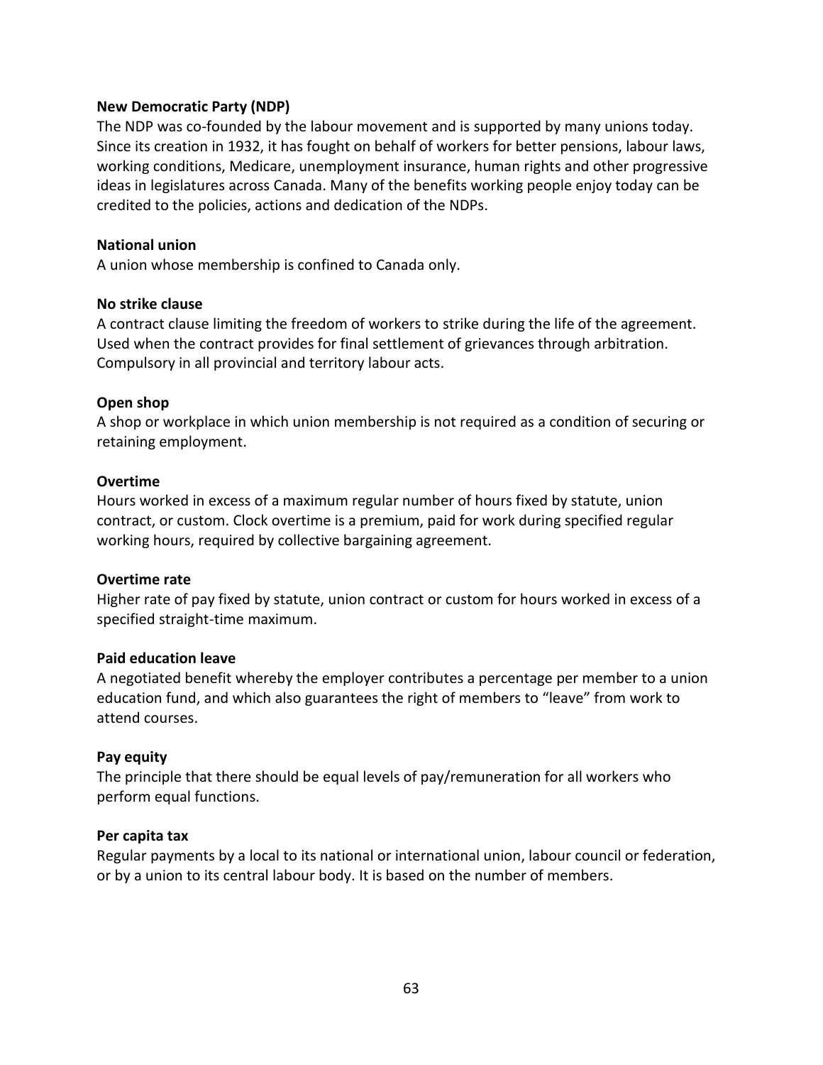**New Democratic Party (NDP)**
The NDP was co-founded by the labour movement and is supported by many unions today. Since its creation in 1932, it has fought on behalf of workers for better pensions, labour laws, working conditions, Medicare, unemployment insurance, human rights and other progressive ideas in legislatures across Canada. Many of the benefits working people enjoy today can be credited to the policies, actions and dedication of the NDPs.

**National union**
A union whose membership is confined to Canada only.

**No strike clause**
A contract clause limiting the freedom of workers to strike during the life of the agreement. Used when the contract provides for final settlement of grievances through arbitration. Compulsory in all provincial and territory labour acts.

**Open shop**
A shop or workplace in which union membership is not required as a condition of securing or retaining employment.

**Overtime**
Hours worked in excess of a maximum regular number of hours fixed by statute, union contract, or custom. Clock overtime is a premium, paid for work during specified regular working hours, required by collective bargaining agreement.

**Overtime rate**
Higher rate of pay fixed by statute, union contract or custom for hours worked in excess of a specified straight-time maximum.

**Paid education leave**
A negotiated benefit whereby the employer contributes a percentage per member to a union education fund, and which also guarantees the right of members to "leave" from work to attend courses.

**Pay equity**
The principle that there should be equal levels of pay/remuneration for all workers who perform equal functions.

**Per capita tax**
Regular payments by a local to its national or international union, labour council or federation, or by a union to its central labour body. It is based on the number of members.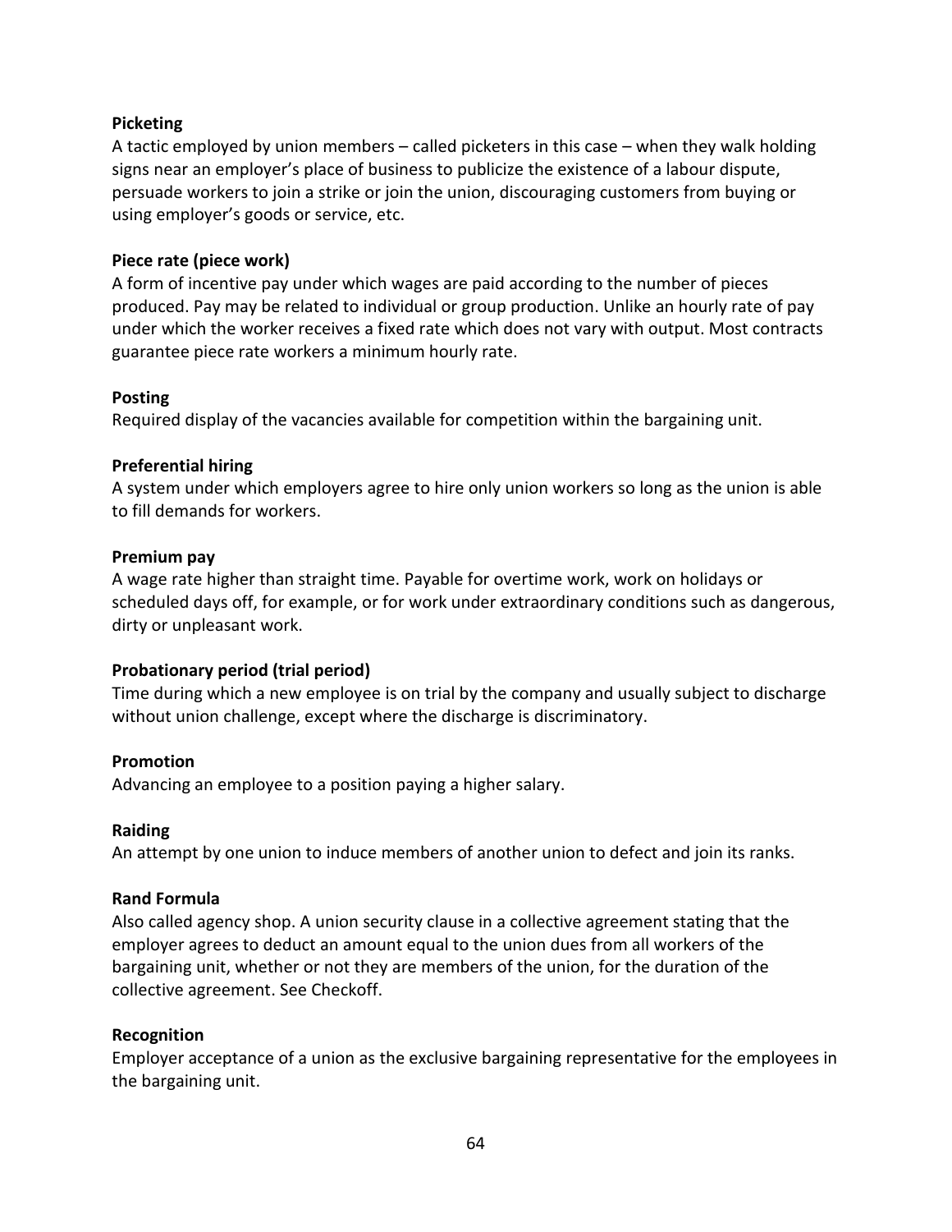**Picketing**
A tactic employed by union members – called picketers in this case – when they walk holding signs near an employer's place of business to publicize the existence of a labour dispute, persuade workers to join a strike or join the union, discouraging customers from buying or using employer's goods or service, etc.

**Piece rate (piece work)**
A form of incentive pay under which wages are paid according to the number of pieces produced. Pay may be related to individual or group production. Unlike an hourly rate of pay under which the worker receives a fixed rate which does not vary with output. Most contracts guarantee piece rate workers a minimum hourly rate.

**Posting**
Required display of the vacancies available for competition within the bargaining unit.

**Preferential hiring**
A system under which employers agree to hire only union workers so long as the union is able to fill demands for workers.

**Premium pay**
A wage rate higher than straight time. Payable for overtime work, work on holidays or scheduled days off, for example, or for work under extraordinary conditions such as dangerous, dirty or unpleasant work.

**Probationary period (trial period)**
Time during which a new employee is on trial by the company and usually subject to discharge without union challenge, except where the discharge is discriminatory.

**Promotion**
Advancing an employee to a position paying a higher salary.

**Raiding**
An attempt by one union to induce members of another union to defect and join its ranks.

**Rand Formula**
Also called agency shop. A union security clause in a collective agreement stating that the employer agrees to deduct an amount equal to the union dues from all workers of the bargaining unit, whether or not they are members of the union, for the duration of the collective agreement. See Checkoff.

**Recognition**
Employer acceptance of a union as the exclusive bargaining representative for the employees in the bargaining unit.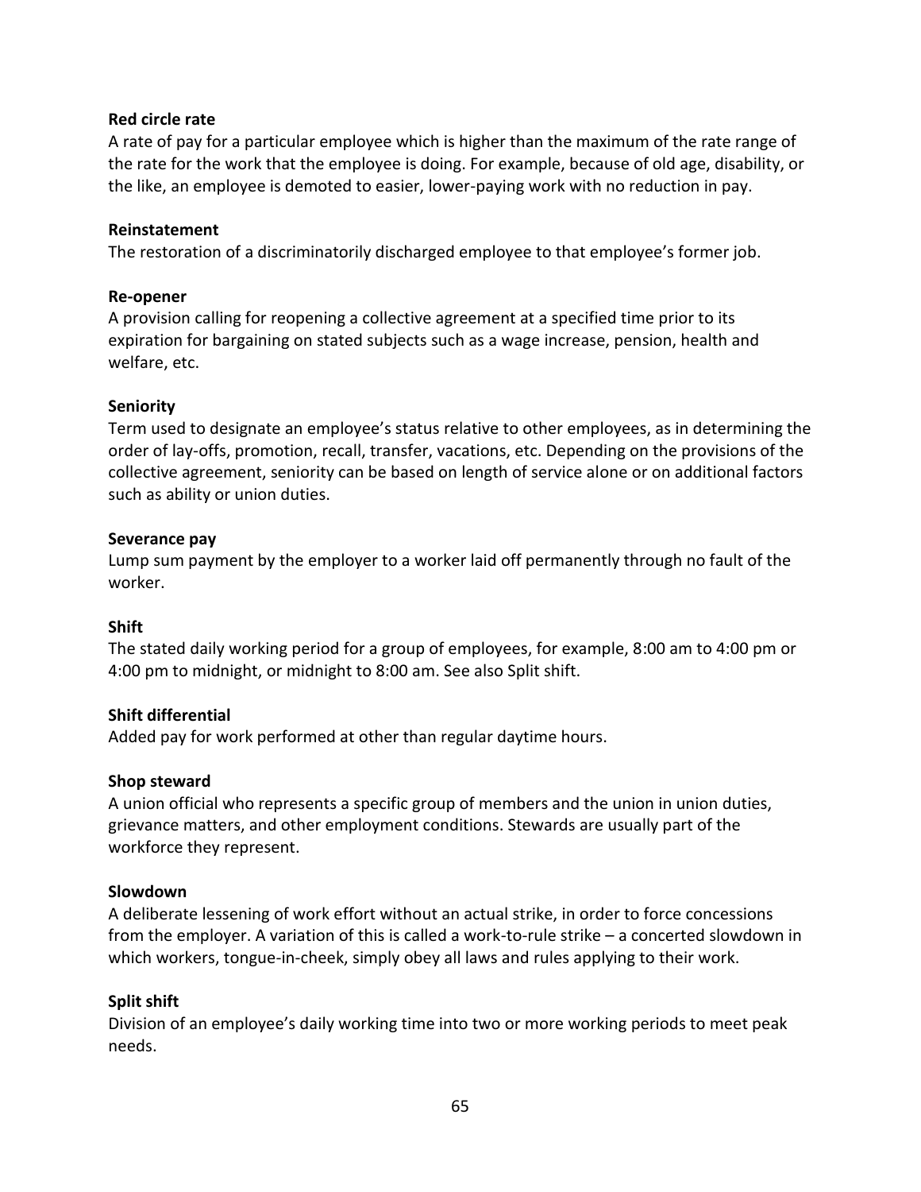**Red circle rate**

A rate of pay for a particular employee which is higher than the maximum of the rate range of the rate for the work that the employee is doing. For example, because of old age, disability, or the like, an employee is demoted to easier, lower-paying work with no reduction in pay.

**Reinstatement**

The restoration of a discriminatorily discharged employee to that employee's former job.

**Re-opener**

A provision calling for reopening a collective agreement at a specified time prior to its expiration for bargaining on stated subjects such as a wage increase, pension, health and welfare, etc.

**Seniority**

Term used to designate an employee's status relative to other employees, as in determining the order of lay-offs, promotion, recall, transfer, vacations, etc. Depending on the provisions of the collective agreement, seniority can be based on length of service alone or on additional factors such as ability or union duties.

**Severance pay**

Lump sum payment by the employer to a worker laid off permanently through no fault of the worker.

**Shift**

The stated daily working period for a group of employees, for example, 8:00 am to 4:00 pm or 4:00 pm to midnight, or midnight to 8:00 am. See also Split shift.

**Shift differential**

Added pay for work performed at other than regular daytime hours.

**Shop steward**

A union official who represents a specific group of members and the union in union duties, grievance matters, and other employment conditions. Stewards are usually part of the workforce they represent.

**Slowdown**

A deliberate lessening of work effort without an actual strike, in order to force concessions from the employer. A variation of this is called a work-to-rule strike – a concerted slowdown in which workers, tongue-in-cheek, simply obey all laws and rules applying to their work.

**Split shift**

Division of an employee's daily working time into two or more working periods to meet peak needs.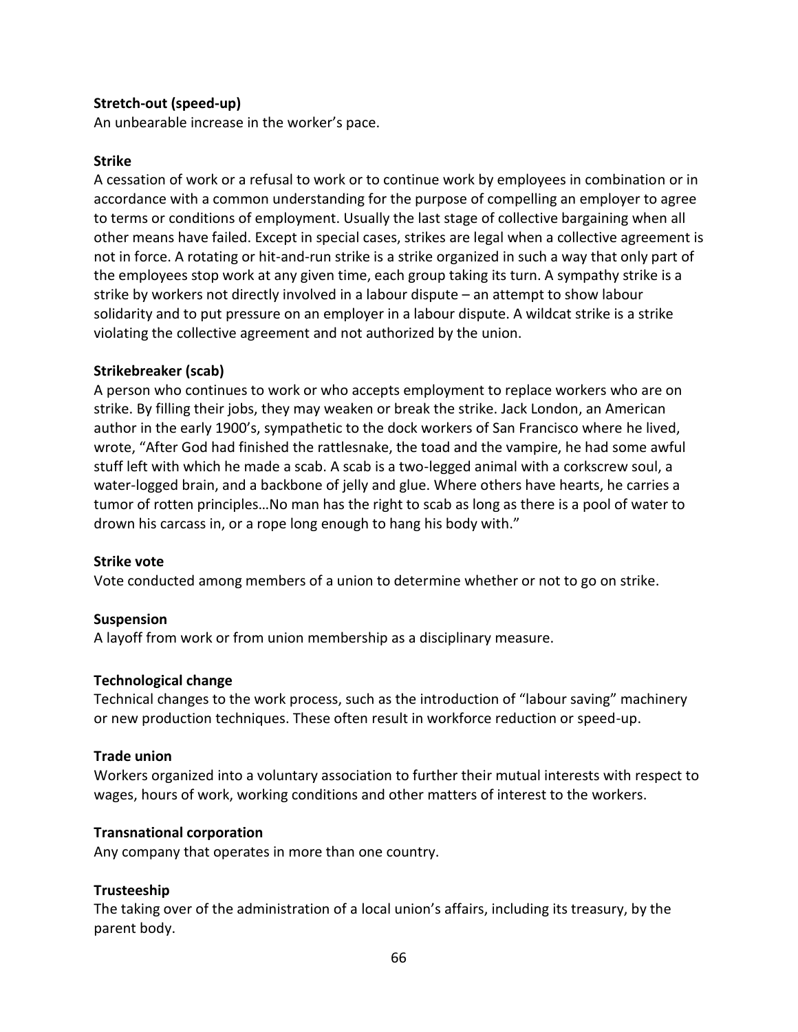**Stretch-out (speed-up)**
An unbearable increase in the worker's pace.

**Strike**
A cessation of work or a refusal to work or to continue work by employees in combination or in accordance with a common understanding for the purpose of compelling an employer to agree to terms or conditions of employment. Usually the last stage of collective bargaining when all other means have failed. Except in special cases, strikes are legal when a collective agreement is not in force. A rotating or hit-and-run strike is a strike organized in such a way that only part of the employees stop work at any given time, each group taking its turn. A sympathy strike is a strike by workers not directly involved in a labour dispute – an attempt to show labour solidarity and to put pressure on an employer in a labour dispute. A wildcat strike is a strike violating the collective agreement and not authorized by the union.

**Strikebreaker (scab)**
A person who continues to work or who accepts employment to replace workers who are on strike. By filling their jobs, they may weaken or break the strike. Jack London, an American author in the early 1900's, sympathetic to the dock workers of San Francisco where he lived, wrote, "After God had finished the rattlesnake, the toad and the vampire, he had some awful stuff left with which he made a scab. A scab is a two-legged animal with a corkscrew soul, a water-logged brain, and a backbone of jelly and glue. Where others have hearts, he carries a tumor of rotten principles…No man has the right to scab as long as there is a pool of water to drown his carcass in, or a rope long enough to hang his body with."

**Strike vote**
Vote conducted among members of a union to determine whether or not to go on strike.

**Suspension**
A layoff from work or from union membership as a disciplinary measure.

**Technological change**
Technical changes to the work process, such as the introduction of "labour saving" machinery or new production techniques. These often result in workforce reduction or speed-up.

**Trade union**
Workers organized into a voluntary association to further their mutual interests with respect to wages, hours of work, working conditions and other matters of interest to the workers.

**Transnational corporation**
Any company that operates in more than one country.

**Trusteeship**
The taking over of the administration of a local union's affairs, including its treasury, by the parent body.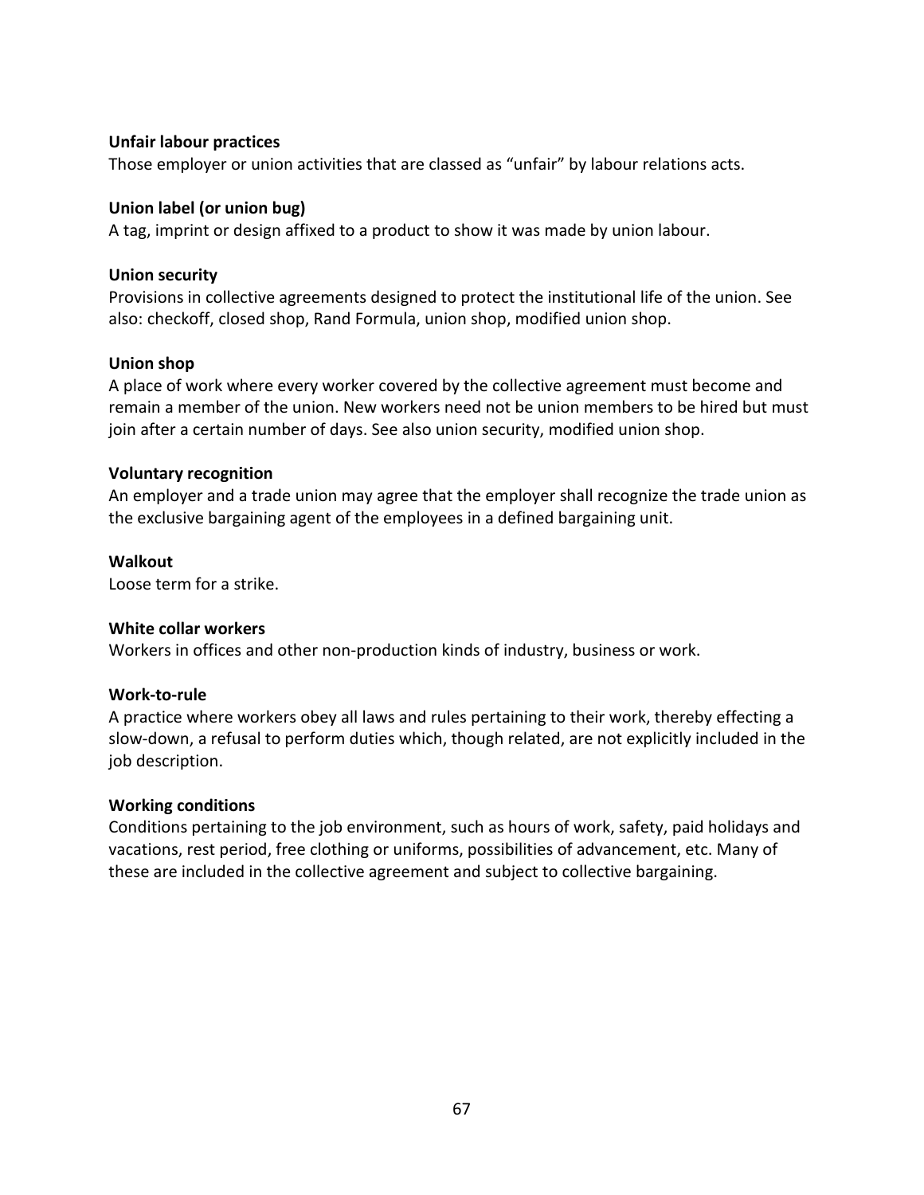**Unfair labour practices**
Those employer or union activities that are classed as “unfair” by labour relations acts.

**Union label (or union bug)**
A tag, imprint or design affixed to a product to show it was made by union labour.

**Union security**
Provisions in collective agreements designed to protect the institutional life of the union. See also: checkoff, closed shop, Rand Formula, union shop, modified union shop.

**Union shop**
A place of work where every worker covered by the collective agreement must become and remain a member of the union. New workers need not be union members to be hired but must join after a certain number of days. See also union security, modified union shop.

**Voluntary recognition**
An employer and a trade union may agree that the employer shall recognize the trade union as the exclusive bargaining agent of the employees in a defined bargaining unit.

**Walkout**
Loose term for a strike.

**White collar workers**
Workers in offices and other non-production kinds of industry, business or work.

**Work-to-rule**
A practice where workers obey all laws and rules pertaining to their work, thereby effecting a slow-down, a refusal to perform duties which, though related, are not explicitly included in the job description.

**Working conditions**
Conditions pertaining to the job environment, such as hours of work, safety, paid holidays and vacations, rest period, free clothing or uniforms, possibilities of advancement, etc. Many of these are included in the collective agreement and subject to collective bargaining.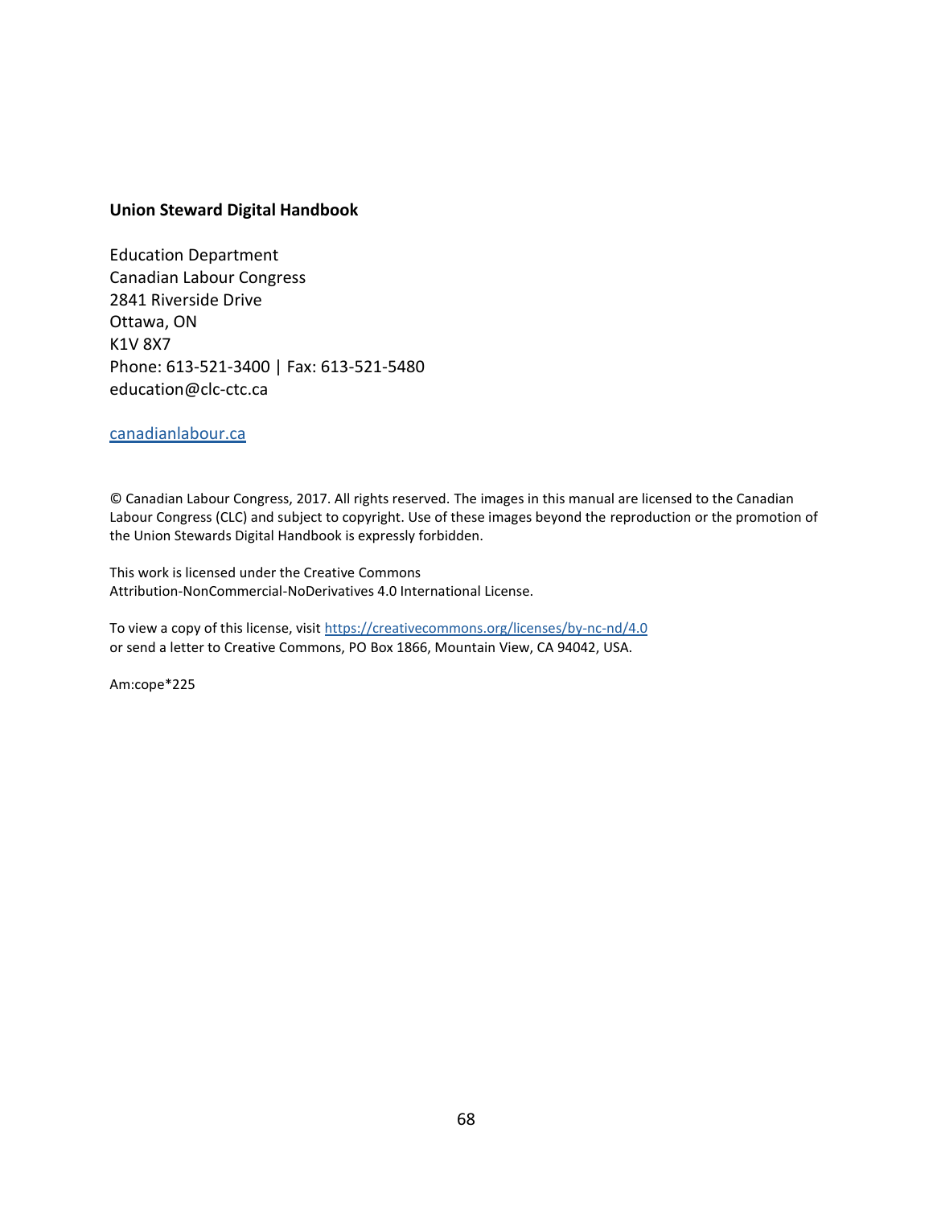**Union Steward Digital Handbook**

Education Department
Canadian Labour Congress
2841 Riverside Drive
Ottawa, ON
K1V 8X7
Phone: 613-521-3400 | Fax: 613-521-5480
education@clc-ctc.ca

[canadianlabour.ca](canadianlabour.ca)

© Canadian Labour Congress, 2017. All rights reserved. The images in this manual are licensed to the Canadian Labour Congress (CLC) and subject to copyright. Use of these images beyond the reproduction or the promotion of the Union Stewards Digital Handbook is expressly forbidden.

This work is licensed under the Creative Commons Attribution-NonCommercial-NoDerivatives 4.0 International License.

To view a copy of this license, visit [https://creativecommons.org/licenses/by-nc-nd/4.0](https://creativecommons.org/licenses/by-nc-nd/4.0) or send a letter to Creative Commons, PO Box 1866, Mountain View, CA 94042, USA.

Am:cope*225